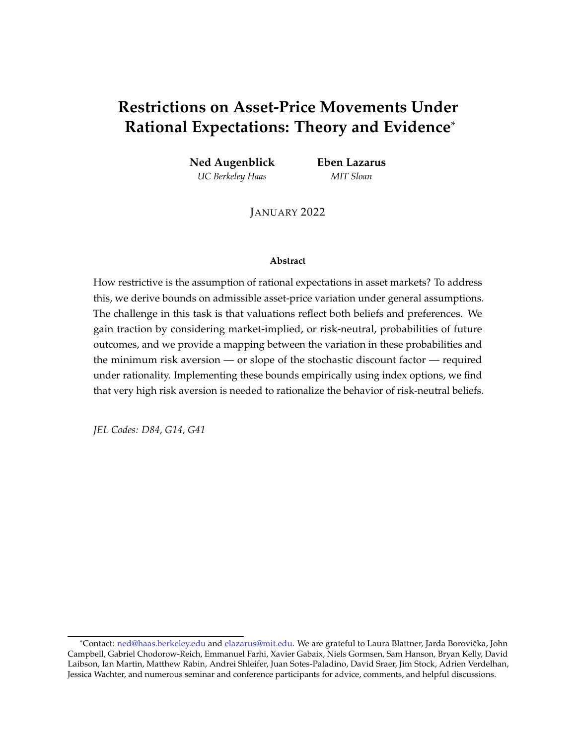# Restrictions on Asset-Price Movements Under Rational Expectations: Theory and Evidence[*]

**Ned Augenblick**
*UC Berkeley Haas*

**Eben Lazarus**
*MIT Sloan*

JANUARY 2022

### Abstract

How restrictive is the assumption of rational expectations in asset markets? To address this, we derive bounds on admissible asset-price variation under general assumptions. The challenge in this task is that valuations reflect both beliefs and preferences. We gain traction by considering market-implied, or risk-neutral, probabilities of future outcomes, and we provide a mapping between the variation in these probabilities and the minimum risk aversion — or slope of the stochastic discount factor — required under rationality. Implementing these bounds empirically using index options, we find that very high risk aversion is needed to rationalize the behavior of risk-neutral beliefs.

*JEL Codes: D84, G14, G41*

---

[*]Contact: ned@haas.berkeley.edu and elazarus@mit.edu. We are grateful to Laura Blattner, Jarda Borovička, John Campbell, Gabriel Chodorow-Reich, Emmanuel Farhi, Xavier Gabaix, Niels Gormsen, Sam Hanson, Bryan Kelly, David Laibson, Ian Martin, Matthew Rabin, Andrei Shleifer, Juan Sotes-Paladino, David Sraer, Jim Stock, Adrien Verdelhan, Jessica Wachter, and numerous seminar and conference participants for advice, comments, and helpful discussions.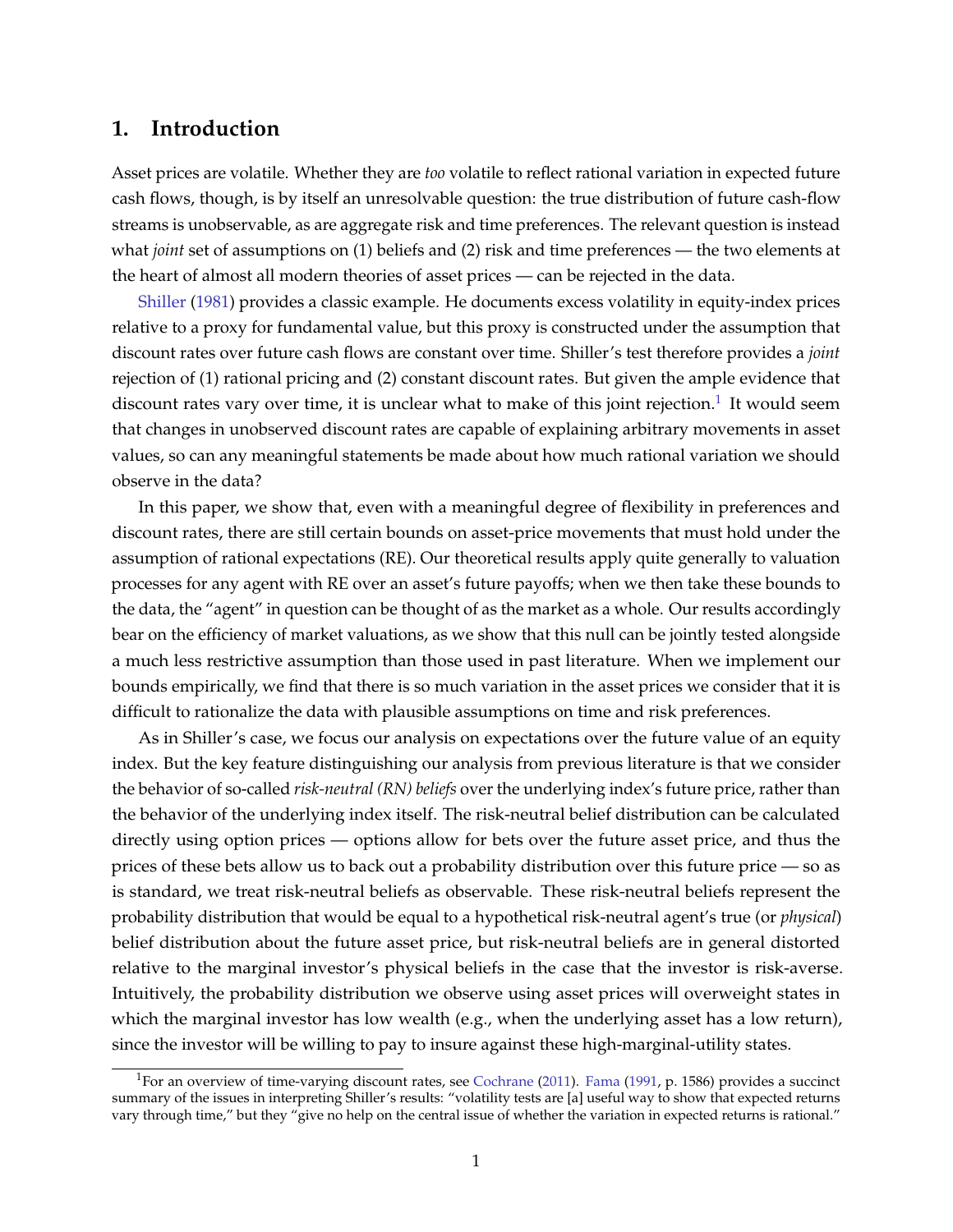# 1. Introduction

Asset prices are volatile. Whether they are *too* volatile to reflect rational variation in expected future cash flows, though, is by itself an unresolvable question: the true distribution of future cash-flow streams is unobservable, as are aggregate risk and time preferences. The relevant question is instead what *joint* set of assumptions on (1) beliefs and (2) risk and time preferences — the two elements at the heart of almost all modern theories of asset prices — can be rejected in the data.

Shiller (1981) provides a classic example. He documents excess volatility in equity-index prices relative to a proxy for fundamental value, but this proxy is constructed under the assumption that discount rates over future cash flows are constant over time. Shiller's test therefore provides a *joint* rejection of (1) rational pricing and (2) constant discount rates. But given the ample evidence that discount rates vary over time, it is unclear what to make of this joint rejection.[1] It would seem that changes in unobserved discount rates are capable of explaining arbitrary movements in asset values, so can any meaningful statements be made about how much rational variation we should observe in the data?

In this paper, we show that, even with a meaningful degree of flexibility in preferences and discount rates, there are still certain bounds on asset-price movements that must hold under the assumption of rational expectations (RE). Our theoretical results apply quite generally to valuation processes for any agent with RE over an asset's future payoffs; when we then take these bounds to the data, the "agent" in question can be thought of as the market as a whole. Our results accordingly bear on the efficiency of market valuations, as we show that this null can be jointly tested alongside a much less restrictive assumption than those used in past literature. When we implement our bounds empirically, we find that there is so much variation in the asset prices we consider that it is difficult to rationalize the data with plausible assumptions on time and risk preferences.

As in Shiller's case, we focus our analysis on expectations over the future value of an equity index. But the key feature distinguishing our analysis from previous literature is that we consider the behavior of so-called *risk-neutral (RN) beliefs* over the underlying index's future price, rather than the behavior of the underlying index itself. The risk-neutral belief distribution can be calculated directly using option prices — options allow for bets over the future asset price, and thus the prices of these bets allow us to back out a probability distribution over this future price — so as is standard, we treat risk-neutral beliefs as observable. These risk-neutral beliefs represent the probability distribution that would be equal to a hypothetical risk-neutral agent's true (or *physical*) belief distribution about the future asset price, but risk-neutral beliefs are in general distorted relative to the marginal investor's physical beliefs in the case that the investor is risk-averse. Intuitively, the probability distribution we observe using asset prices will overweight states in which the marginal investor has low wealth (e.g., when the underlying asset has a low return), since the investor will be willing to pay to insure against these high-marginal-utility states.

[1] For an overview of time-varying discount rates, see Cochrane (2011). Fama (1991, p. 1586) provides a succinct summary of the issues in interpreting Shiller's results: "volatility tests are [a] useful way to show that expected returns vary through time," but they "give no help on the central issue of whether the variation in expected returns is rational."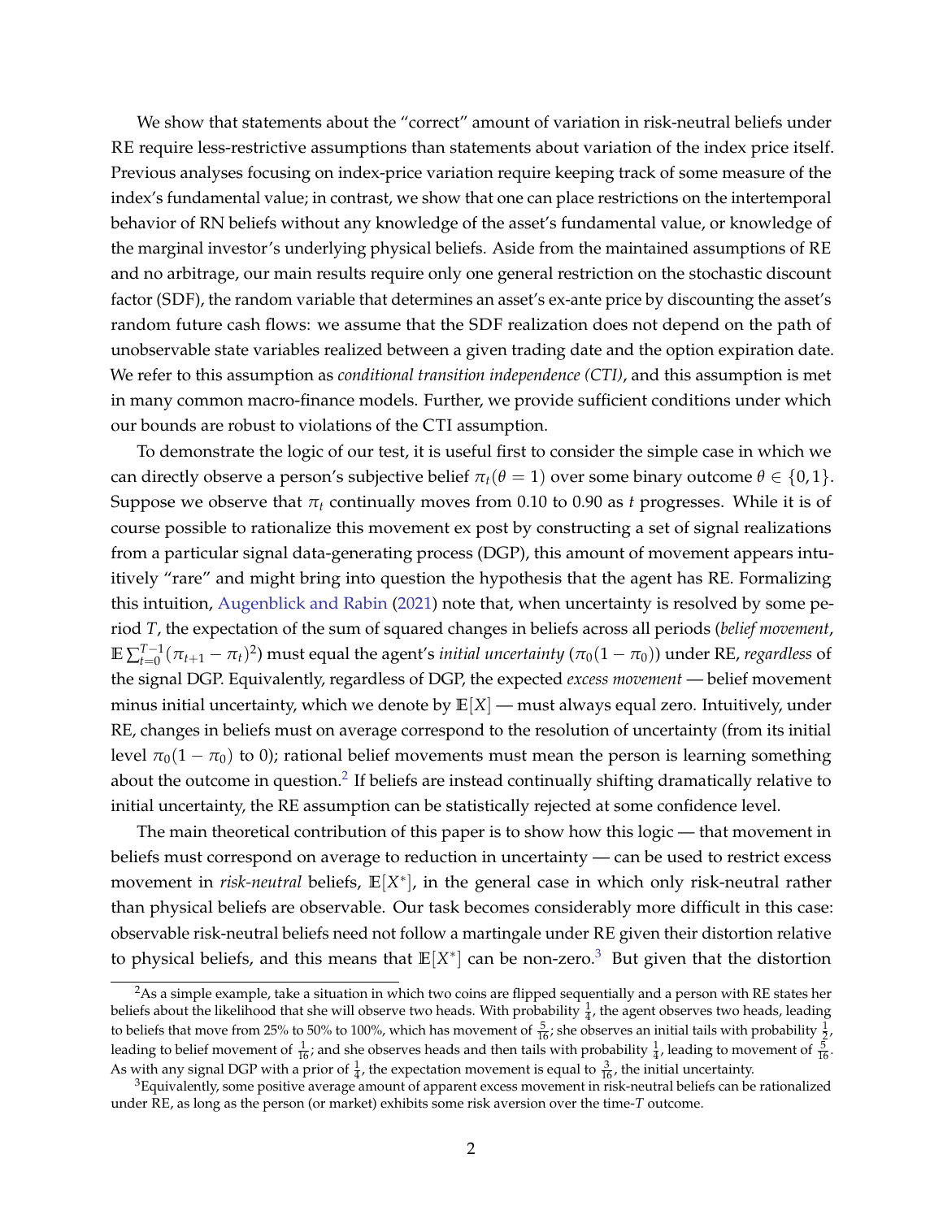We show that statements about the "correct" amount of variation in risk-neutral beliefs under RE require less-restrictive assumptions than statements about variation of the index price itself. Previous analyses focusing on index-price variation require keeping track of some measure of the index's fundamental value; in contrast, we show that one can place restrictions on the intertemporal behavior of RN beliefs without any knowledge of the asset's fundamental value, or knowledge of the marginal investor's underlying physical beliefs. Aside from the maintained assumptions of RE and no arbitrage, our main results require only one general restriction on the stochastic discount factor (SDF), the random variable that determines an asset's ex-ante price by discounting the asset's random future cash flows: we assume that the SDF realization does not depend on the path of unobservable state variables realized between a given trading date and the option expiration date. We refer to this assumption as *conditional transition independence (CTI)*, and this assumption is met in many common macro-finance models. Further, we provide sufficient conditions under which our bounds are robust to violations of the CTI assumption.

To demonstrate the logic of our test, it is useful first to consider the simple case in which we can directly observe a person's subjective belief $\pi_t(\theta = 1)$ over some binary outcome $\theta \in \{0, 1\}$. Suppose we observe that $\pi_t$ continually moves from 0.10 to 0.90 as $t$ progresses. While it is of course possible to rationalize this movement ex post by constructing a set of signal realizations from a particular signal data-generating process (DGP), this amount of movement appears intuitively "rare" and might bring into question the hypothesis that the agent has RE. Formalizing this intuition, Augenblick and Rabin (2021) note that, when uncertainty is resolved by some period $T$, the expectation of the sum of squared changes in beliefs across all periods (*belief movement*, $\mathbb{E} \sum_{t=0}^{T-1} (\pi_{t+1} - \pi_t)^2$) must equal the agent's *initial uncertainty* ($\pi_0(1 - \pi_0)$) under RE, *regardless* of the signal DGP. Equivalently, regardless of DGP, the expected *excess movement* — belief movement minus initial uncertainty, which we denote by $\mathbb{E}[X]$ — must always equal zero. Intuitively, under RE, changes in beliefs must on average correspond to the resolution of uncertainty (from its initial level $\pi_0(1 - \pi_0)$ to 0); rational belief movements must mean the person is learning something about the outcome in question.[2] If beliefs are instead continually shifting dramatically relative to initial uncertainty, the RE assumption can be statistically rejected at some confidence level.

The main theoretical contribution of this paper is to show how this logic — that movement in beliefs must correspond on average to reduction in uncertainty — can be used to restrict excess movement in *risk-neutral* beliefs, $\mathbb{E}[X^*]$, in the general case in which only risk-neutral rather than physical beliefs are observable. Our task becomes considerably more difficult in this case: observable risk-neutral beliefs need not follow a martingale under RE given their distortion relative to physical beliefs, and this means that $\mathbb{E}[X^*]$ can be non-zero.[3] But given that the distortion

[2] As a simple example, take a situation in which two coins are flipped sequentially and a person with RE states her beliefs about the likelihood that she will observe two heads. With probability $\frac{1}{4}$, the agent observes two heads, leading to beliefs that move from 25% to 50% to 100%, which has movement of $\frac{5}{16}$; she observes an initial tails with probability $\frac{1}{2}$, leading to belief movement of $\frac{1}{16}$; and she observes heads and then tails with probability $\frac{1}{4}$, leading to movement of $\frac{5}{16}$. As with any signal DGP with a prior of $\frac{1}{4}$, the expectation movement is equal to $\frac{3}{16}$, the initial uncertainty.

[3] Equivalently, some positive average amount of apparent excess movement in risk-neutral beliefs can be rationalized under RE, as long as the person (or market) exhibits some risk aversion over the time-$T$ outcome.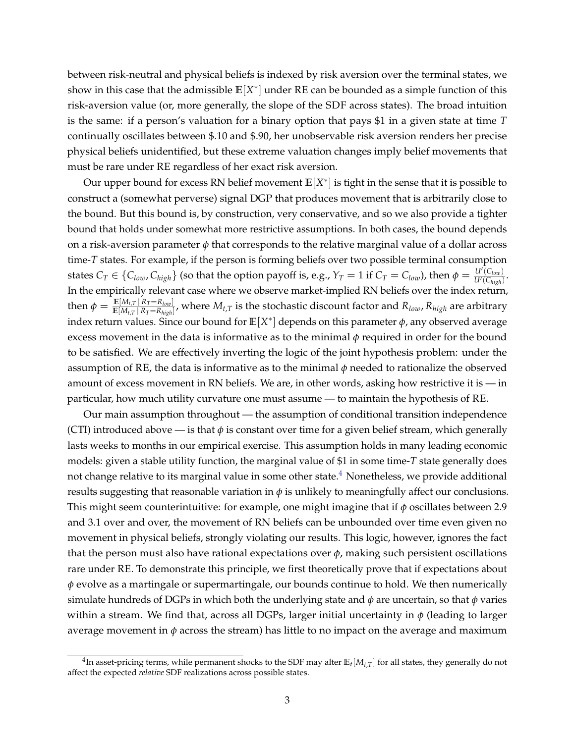between risk-neutral and physical beliefs is indexed by risk aversion over the terminal states, we show in this case that the admissible $\mathbb{E}[X^*]$ under RE can be bounded as a simple function of this risk-aversion value (or, more generally, the slope of the SDF across states). The broad intuition is the same: if a person's valuation for a binary option that pays \$1 in a given state at time $T$ continually oscillates between \$.10 and \$.90, her unobservable risk aversion renders her precise physical beliefs unidentified, but these extreme valuation changes imply belief movements that must be rare under RE regardless of her exact risk aversion.

Our upper bound for excess RN belief movement $\mathbb{E}[X^*]$ is tight in the sense that it is possible to construct a (somewhat perverse) signal DGP that produces movement that is arbitrarily close to the bound. But this bound is, by construction, very conservative, and so we also provide a tighter bound that holds under somewhat more restrictive assumptions. In both cases, the bound depends on a risk-aversion parameter $\phi$ that corresponds to the relative marginal value of a dollar across time-$T$ states. For example, if the person is forming beliefs over two possible terminal consumption states $C_T \in \{C_{low}, C_{high}\}$ (so that the option payoff is, e.g., $Y_T = 1$ if $C_T = C_{low}$), then $\phi = \frac{U'(C_{low})}{U'(C_{high})}$. In the empirically relevant case where we observe market-implied RN beliefs over the index return, then $\phi = \frac{\mathbb{E}[M_{t,T} \mid R_T = R_{low}]}{\mathbb{E}[M_{t,T} \mid R_T = R_{high}]}$, where $M_{t,T}$ is the stochastic discount factor and $R_{low}, R_{high}$ are arbitrary index return values. Since our bound for $\mathbb{E}[X^*]$ depends on this parameter $\phi$, any observed average excess movement in the data is informative as to the minimal $\phi$ required in order for the bound to be satisfied. We are effectively inverting the logic of the joint hypothesis problem: under the assumption of RE, the data is informative as to the minimal $\phi$ needed to rationalize the observed amount of excess movement in RN beliefs. We are, in other words, asking how restrictive it is — in particular, how much utility curvature one must assume — to maintain the hypothesis of RE.

Our main assumption throughout — the assumption of conditional transition independence (CTI) introduced above — is that $\phi$ is constant over time for a given belief stream, which generally lasts weeks to months in our empirical exercise. This assumption holds in many leading economic models: given a stable utility function, the marginal value of \$1 in some time-$T$ state generally does not change relative to its marginal value in some other state.[4] Nonetheless, we provide additional results suggesting that reasonable variation in $\phi$ is unlikely to meaningfully affect our conclusions. This might seem counterintuitive: for example, one might imagine that if $\phi$ oscillates between 2.9 and 3.1 over and over, the movement of RN beliefs can be unbounded over time even given no movement in physical beliefs, strongly violating our results. This logic, however, ignores the fact that the person must also have rational expectations over $\phi$, making such persistent oscillations rare under RE. To demonstrate this principle, we first theoretically prove that if expectations about $\phi$ evolve as a martingale or supermartingale, our bounds continue to hold. We then numerically simulate hundreds of DGPs in which both the underlying state and $\phi$ are uncertain, so that $\phi$ varies within a stream. We find that, across all DGPs, larger initial uncertainty in $\phi$ (leading to larger average movement in $\phi$ across the stream) has little to no impact on the average and maximum

[4] In asset-pricing terms, while permanent shocks to the SDF may alter $\mathbb{E}_t[M_{t,T}]$ for all states, they generally do not affect the expected *relative* SDF realizations across possible states.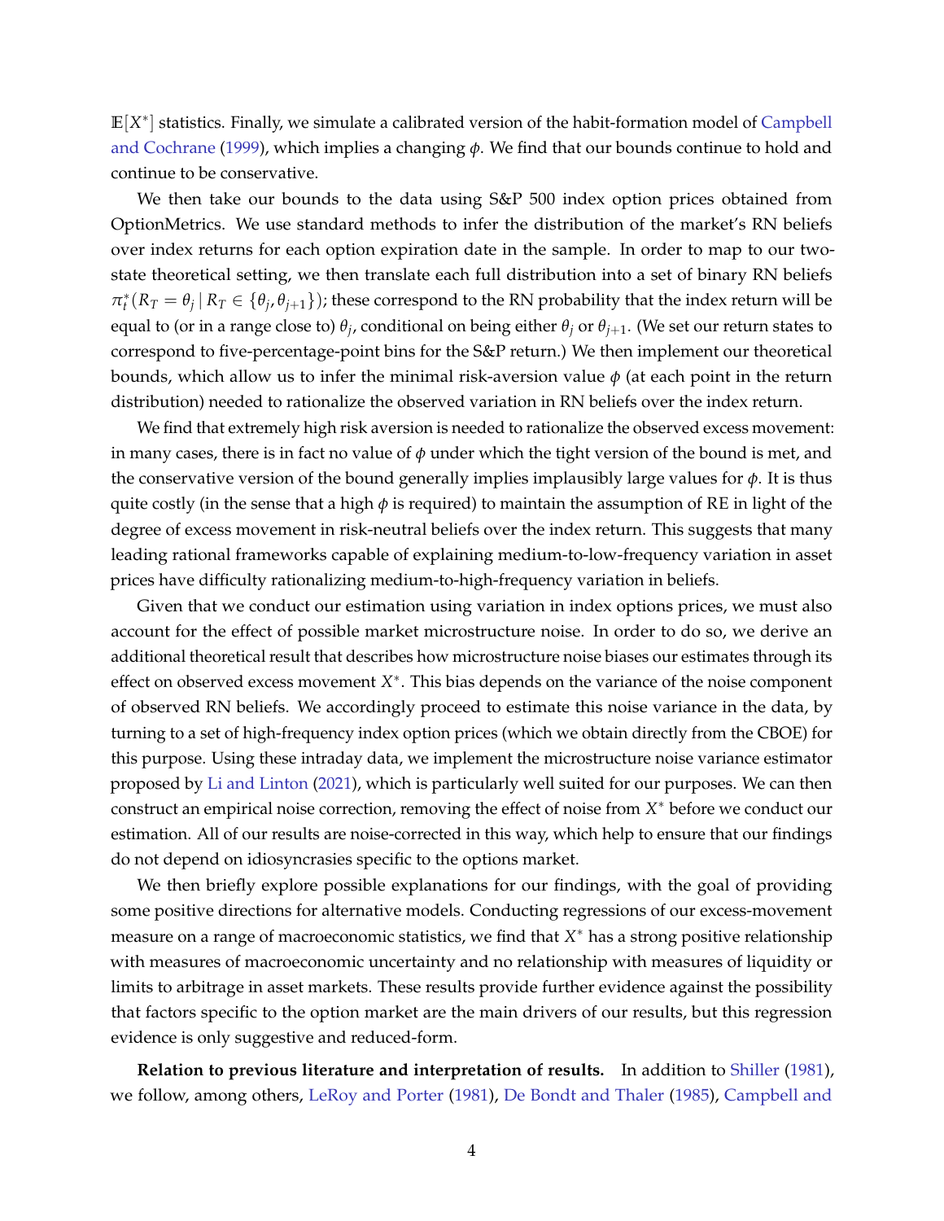$\mathbb{E}[X^*]$ statistics. Finally, we simulate a calibrated version of the habit-formation model of Campbell and Cochrane (1999), which implies a changing $\phi$. We find that our bounds continue to hold and continue to be conservative.

We then take our bounds to the data using S&P 500 index option prices obtained from OptionMetrics. We use standard methods to infer the distribution of the market's RN beliefs over index returns for each option expiration date in the sample. In order to map to our two-state theoretical setting, we then translate each full distribution into a set of binary RN beliefs $\pi_t^*(R_T = \theta_j \,|\, R_T \in \{\theta_j, \theta_{j+1}\})$; these correspond to the RN probability that the index return will be equal to (or in a range close to) $\theta_j$, conditional on being either $\theta_j$ or $\theta_{j+1}$. (We set our return states to correspond to five-percentage-point bins for the S&P return.) We then implement our theoretical bounds, which allow us to infer the minimal risk-aversion value $\phi$ (at each point in the return distribution) needed to rationalize the observed variation in RN beliefs over the index return.

We find that extremely high risk aversion is needed to rationalize the observed excess movement: in many cases, there is in fact no value of $\phi$ under which the tight version of the bound is met, and the conservative version of the bound generally implies implausibly large values for $\phi$. It is thus quite costly (in the sense that a high $\phi$ is required) to maintain the assumption of RE in light of the degree of excess movement in risk-neutral beliefs over the index return. This suggests that many leading rational frameworks capable of explaining medium-to-low-frequency variation in asset prices have difficulty rationalizing medium-to-high-frequency variation in beliefs.

Given that we conduct our estimation using variation in index options prices, we must also account for the effect of possible market microstructure noise. In order to do so, we derive an additional theoretical result that describes how microstructure noise biases our estimates through its effect on observed excess movement $X^*$. This bias depends on the variance of the noise component of observed RN beliefs. We accordingly proceed to estimate this noise variance in the data, by turning to a set of high-frequency index option prices (which we obtain directly from the CBOE) for this purpose. Using these intraday data, we implement the microstructure noise variance estimator proposed by Li and Linton (2021), which is particularly well suited for our purposes. We can then construct an empirical noise correction, removing the effect of noise from $X^*$ before we conduct our estimation. All of our results are noise-corrected in this way, which help to ensure that our findings do not depend on idiosyncrasies specific to the options market.

We then briefly explore possible explanations for our findings, with the goal of providing some positive directions for alternative models. Conducting regressions of our excess-movement measure on a range of macroeconomic statistics, we find that $X^*$ has a strong positive relationship with measures of macroeconomic uncertainty and no relationship with measures of liquidity or limits to arbitrage in asset markets. These results provide further evidence against the possibility that factors specific to the option market are the main drivers of our results, but this regression evidence is only suggestive and reduced-form.

**Relation to previous literature and interpretation of results.** In addition to Shiller (1981), we follow, among others, LeRoy and Porter (1981), De Bondt and Thaler (1985), Campbell and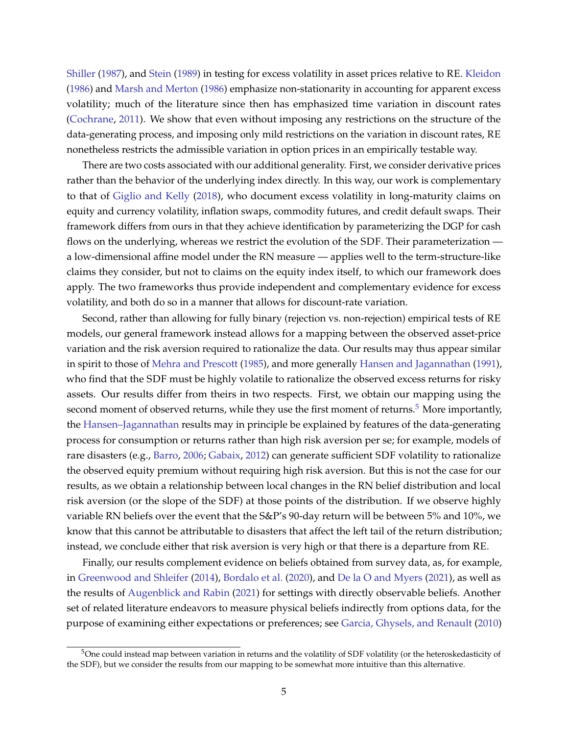Shiller (1987), and Stein (1989) in testing for excess volatility in asset prices relative to RE. Kleidon (1986) and Marsh and Merton (1986) emphasize non-stationarity in accounting for apparent excess volatility; much of the literature since then has emphasized time variation in discount rates (Cochrane, 2011). We show that even without imposing any restrictions on the structure of the data-generating process, and imposing only mild restrictions on the variation in discount rates, RE nonetheless restricts the admissible variation in option prices in an empirically testable way.

There are two costs associated with our additional generality. First, we consider derivative prices rather than the behavior of the underlying index directly. In this way, our work is complementary to that of Giglio and Kelly (2018), who document excess volatility in long-maturity claims on equity and currency volatility, inflation swaps, commodity futures, and credit default swaps. Their framework differs from ours in that they achieve identification by parameterizing the DGP for cash flows on the underlying, whereas we restrict the evolution of the SDF. Their parameterization — a low-dimensional affine model under the RN measure — applies well to the term-structure-like claims they consider, but not to claims on the equity index itself, to which our framework does apply. The two frameworks thus provide independent and complementary evidence for excess volatility, and both do so in a manner that allows for discount-rate variation.

Second, rather than allowing for fully binary (rejection vs. non-rejection) empirical tests of RE models, our general framework instead allows for a mapping between the observed asset-price variation and the risk aversion required to rationalize the data. Our results may thus appear similar in spirit to those of Mehra and Prescott (1985), and more generally Hansen and Jagannathan (1991), who find that the SDF must be highly volatile to rationalize the observed excess returns for risky assets. Our results differ from theirs in two respects. First, we obtain our mapping using the second moment of observed returns, while they use the first moment of returns.[5] More importantly, the Hansen–Jagannathan results may in principle be explained by features of the data-generating process for consumption or returns rather than high risk aversion per se; for example, models of rare disasters (e.g., Barro, 2006; Gabaix, 2012) can generate sufficient SDF volatility to rationalize the observed equity premium without requiring high risk aversion. But this is not the case for our results, as we obtain a relationship between local changes in the RN belief distribution and local risk aversion (or the slope of the SDF) at those points of the distribution. If we observe highly variable RN beliefs over the event that the S&P's 90-day return will be between 5% and 10%, we know that this cannot be attributable to disasters that affect the left tail of the return distribution; instead, we conclude either that risk aversion is very high or that there is a departure from RE.

Finally, our results complement evidence on beliefs obtained from survey data, as, for example, in Greenwood and Shleifer (2014), Bordalo et al. (2020), and De la O and Myers (2021), as well as the results of Augenblick and Rabin (2021) for settings with directly observable beliefs. Another set of related literature endeavors to measure physical beliefs indirectly from options data, for the purpose of examining either expectations or preferences; see Garcia, Ghysels, and Renault (2010)

[5] One could instead map between variation in returns and the volatility of SDF volatility (or the heteroskedasticity of the SDF), but we consider the results from our mapping to be somewhat more intuitive than this alternative.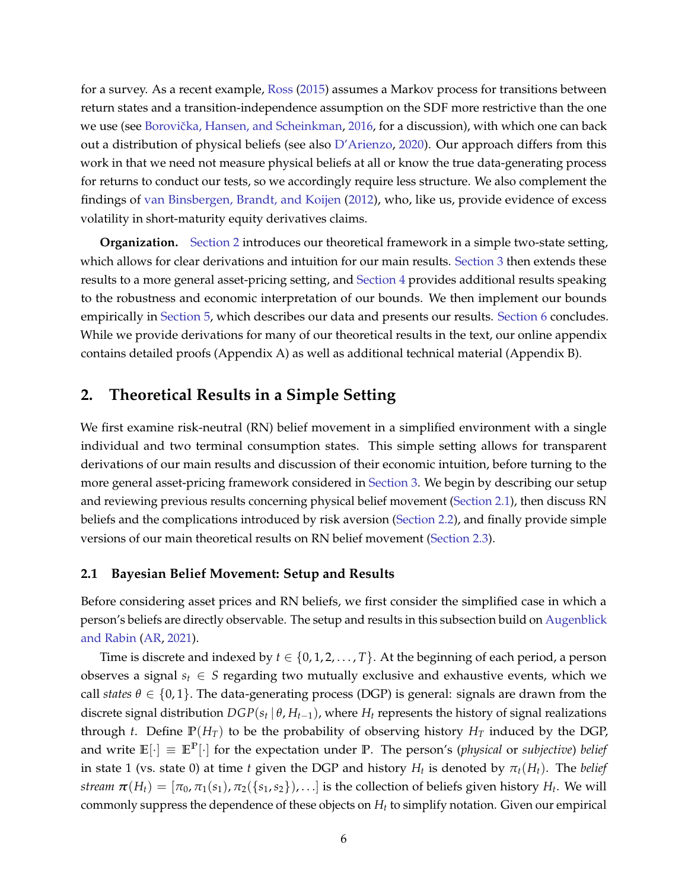for a survey. As a recent example, Ross (2015) assumes a Markov process for transitions between return states and a transition-independence assumption on the SDF more restrictive than the one we use (see Borovička, Hansen, and Scheinkman, 2016, for a discussion), with which one can back out a distribution of physical beliefs (see also D'Arienzo, 2020). Our approach differs from this work in that we need not measure physical beliefs at all or know the true data-generating process for returns to conduct our tests, so we accordingly require less structure. We also complement the findings of van Binsbergen, Brandt, and Koijen (2012), who, like us, provide evidence of excess volatility in short-maturity equity derivatives claims.

**Organization.** Section 2 introduces our theoretical framework in a simple two-state setting, which allows for clear derivations and intuition for our main results. Section 3 then extends these results to a more general asset-pricing setting, and Section 4 provides additional results speaking to the robustness and economic interpretation of our bounds. We then implement our bounds empirically in Section 5, which describes our data and presents our results. Section 6 concludes. While we provide derivations for many of our theoretical results in the text, our online appendix contains detailed proofs (Appendix A) as well as additional technical material (Appendix B).

## 2. Theoretical Results in a Simple Setting

We first examine risk-neutral (RN) belief movement in a simplified environment with a single individual and two terminal consumption states. This simple setting allows for transparent derivations of our main results and discussion of their economic intuition, before turning to the more general asset-pricing framework considered in Section 3. We begin by describing our setup and reviewing previous results concerning physical belief movement (Section 2.1), then discuss RN beliefs and the complications introduced by risk aversion (Section 2.2), and finally provide simple versions of our main theoretical results on RN belief movement (Section 2.3).

### 2.1 Bayesian Belief Movement: Setup and Results

Before considering asset prices and RN beliefs, we first consider the simplified case in which a person's beliefs are directly observable. The setup and results in this subsection build on Augenblick and Rabin (AR, 2021).

Time is discrete and indexed by $t \in \{0, 1, 2, \ldots, T\}$. At the beginning of each period, a person observes a signal $s_t \in S$ regarding two mutually exclusive and exhaustive events, which we call *states* $\theta \in \{0, 1\}$. The data-generating process (DGP) is general: signals are drawn from the discrete signal distribution $DGP(s_t \,|\, \theta, H_{t-1})$, where $H_t$ represents the history of signal realizations through $t$. Define $\mathbb{P}(H_T)$ to be the probability of observing history $H_T$ induced by the DGP, and write $\mathbb{E}[\cdot] \equiv \mathbb{E}^{\mathbb{P}}[\cdot]$ for the expectation under $\mathbb{P}$. The person's (*physical* or *subjective*) *belief* in state 1 (vs. state 0) at time $t$ given the DGP and history $H_t$ is denoted by $\pi_t(H_t)$. The *belief stream* $\boldsymbol{\pi}(H_t) = [\pi_0, \pi_1(s_1), \pi_2(\{s_1, s_2\}), \ldots]$ is the collection of beliefs given history $H_t$. We will commonly suppress the dependence of these objects on $H_t$ to simplify notation. Given our empirical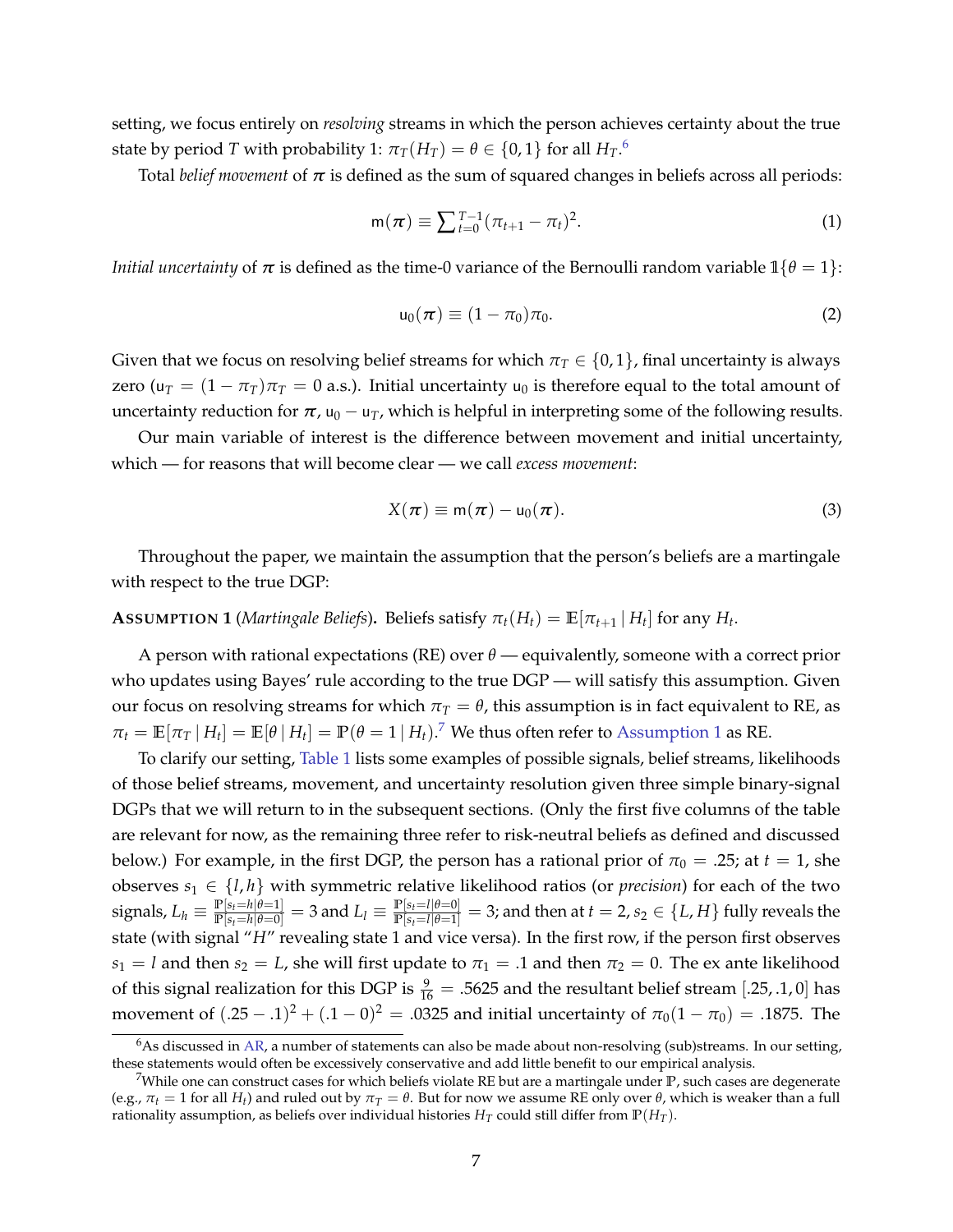setting, we focus entirely on *resolving* streams in which the person achieves certainty about the true state by period $T$ with probability 1: $\pi_T(H_T) = \theta \in \{0,1\}$ for all $H_T$.[6]

Total *belief movement* of $\boldsymbol{\pi}$ is defined as the sum of squared changes in beliefs across all periods:

$$\mathsf{m}(\boldsymbol{\pi}) \equiv \sum_{t=0}^{T-1} (\pi_{t+1} - \pi_t)^2. \tag{1}$$

*Initial uncertainty* of $\boldsymbol{\pi}$ is defined as the time-0 variance of the Bernoulli random variable $\mathbb{1}\{\theta = 1\}$:

$$\mathsf{u}_0(\boldsymbol{\pi}) \equiv (1 - \pi_0)\pi_0. \tag{2}$$

Given that we focus on resolving belief streams for which $\pi_T \in \{0,1\}$, final uncertainty is always zero ($\mathsf{u}_T = (1-\pi_T)\pi_T = 0$ a.s.). Initial uncertainty $\mathsf{u}_0$ is therefore equal to the total amount of uncertainty reduction for $\boldsymbol{\pi}$, $\mathsf{u}_0 - \mathsf{u}_T$, which is helpful in interpreting some of the following results.

Our main variable of interest is the difference between movement and initial uncertainty, which — for reasons that will become clear — we call *excess movement*:

$$X(\boldsymbol{\pi}) \equiv \mathsf{m}(\boldsymbol{\pi}) - \mathsf{u}_0(\boldsymbol{\pi}). \tag{3}$$

Throughout the paper, we maintain the assumption that the person's beliefs are a martingale with respect to the true DGP:

**Assumption 1** (*Martingale Beliefs*)**.** Beliefs satisfy $\pi_t(H_t) = \mathbb{E}[\pi_{t+1} \mid H_t]$ for any $H_t$.

A person with rational expectations (RE) over $\theta$ — equivalently, someone with a correct prior who updates using Bayes' rule according to the true DGP — will satisfy this assumption. Given our focus on resolving streams for which $\pi_T = \theta$, this assumption is in fact equivalent to RE, as $\pi_t = \mathbb{E}[\pi_T \mid H_t] = \mathbb{E}[\theta \mid H_t] = \mathbb{P}(\theta = 1 \mid H_t)$.[7] We thus often refer to Assumption 1 as RE.

To clarify our setting, Table 1 lists some examples of possible signals, belief streams, likelihoods of those belief streams, movement, and uncertainty resolution given three simple binary-signal DGPs that we will return to in the subsequent sections. (Only the first five columns of the table are relevant for now, as the remaining three refer to risk-neutral beliefs as defined and discussed below.) For example, in the first DGP, the person has a rational prior of $\pi_0 = .25$; at $t = 1$, she observes $s_1 \in \{l, h\}$ with symmetric relative likelihood ratios (or *precision*) for each of the two signals, $L_h \equiv \frac{\mathbb{P}[s_t = h|\theta=1]}{\mathbb{P}[s_t=h|\theta=0]} = 3$ and $L_l \equiv \frac{\mathbb{P}[s_t=l|\theta=0]}{\mathbb{P}[s_t=l|\theta=1]} = 3$; and then at $t=2$, $s_2 \in \{L, H\}$ fully reveals the state (with signal "$H$" revealing state 1 and vice versa). In the first row, if the person first observes $s_1 = l$ and then $s_2 = L$, she will first update to $\pi_1 = .1$ and then $\pi_2 = 0$. The ex ante likelihood of this signal realization for this DGP is $\frac{9}{16} = .5625$ and the resultant belief stream $[.25, .1, 0]$ has movement of $(.25 - .1)^2 + (.1 - 0)^2 = .0325$ and initial uncertainty of $\pi_0(1 - \pi_0) = .1875$. The

[6] As discussed in AR, a number of statements can also be made about non-resolving (sub)streams. In our setting, these statements would often be excessively conservative and add little benefit to our empirical analysis.

[7] While one can construct cases for which beliefs violate RE but are a martingale under $\mathbb{P}$, such cases are degenerate (e.g., $\pi_t = 1$ for all $H_t$) and ruled out by $\pi_T = \theta$. But for now we assume RE only over $\theta$, which is weaker than a full rationality assumption, as beliefs over individual histories $H_T$ could still differ from $\mathbb{P}(H_T)$.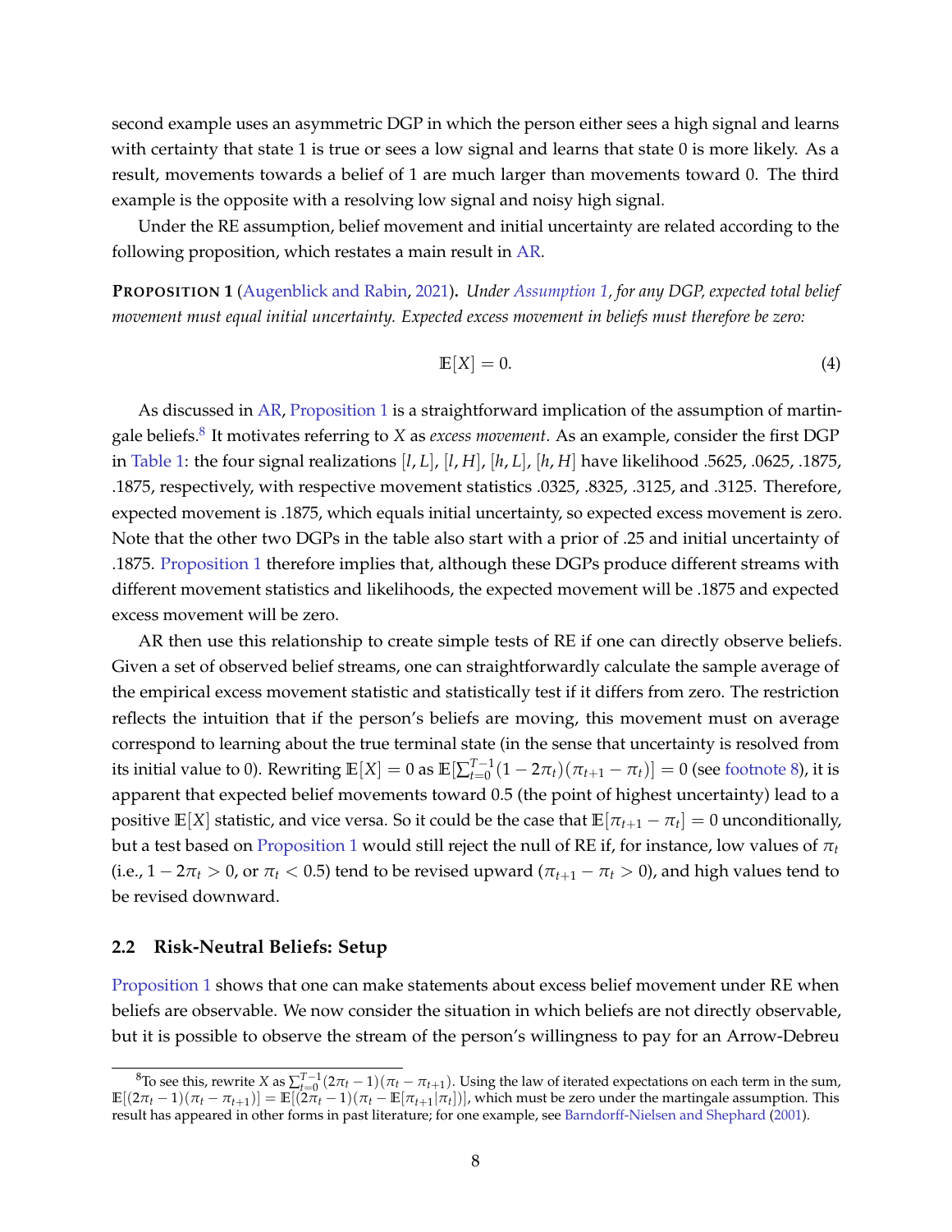second example uses an asymmetric DGP in which the person either sees a high signal and learns with certainty that state 1 is true or sees a low signal and learns that state 0 is more likely. As a result, movements towards a belief of 1 are much larger than movements toward 0. The third example is the opposite with a resolving low signal and noisy high signal.

Under the RE assumption, belief movement and initial uncertainty are related according to the following proposition, which restates a main result in AR.

**Proposition 1** (Augenblick and Rabin, 2021)**.** *Under Assumption 1, for any DGP, expected total belief movement must equal initial uncertainty. Expected excess movement in beliefs must therefore be zero:*

$$\mathbb{E}[X] = 0. \tag{4}$$

As discussed in AR, Proposition 1 is a straightforward implication of the assumption of martingale beliefs.[8] It motivates referring to $X$ as *excess movement*. As an example, consider the first DGP in Table 1: the four signal realizations $[l, L]$, $[l, H]$, $[h, L]$, $[h, H]$ have likelihood .5625, .0625, .1875, .1875, respectively, with respective movement statistics .0325, .8325, .3125, and .3125. Therefore, expected movement is .1875, which equals initial uncertainty, so expected excess movement is zero. Note that the other two DGPs in the table also start with a prior of .25 and initial uncertainty of .1875. Proposition 1 therefore implies that, although these DGPs produce different streams with different movement statistics and likelihoods, the expected movement will be .1875 and expected excess movement will be zero.

AR then use this relationship to create simple tests of RE if one can directly observe beliefs. Given a set of observed belief streams, one can straightforwardly calculate the sample average of the empirical excess movement statistic and statistically test if it differs from zero. The restriction reflects the intuition that if the person's beliefs are moving, this movement must on average correspond to learning about the true terminal state (in the sense that uncertainty is resolved from its initial value to 0). Rewriting $\mathbb{E}[X] = 0$ as $\mathbb{E}[\sum_{t=0}^{T-1}(1 - 2\pi_t)(\pi_{t+1} - \pi_t)] = 0$ (see footnote 8), it is apparent that expected belief movements toward 0.5 (the point of highest uncertainty) lead to a positive $\mathbb{E}[X]$ statistic, and vice versa. So it could be the case that $\mathbb{E}[\pi_{t+1} - \pi_t] = 0$ unconditionally, but a test based on Proposition 1 would still reject the null of RE if, for instance, low values of $\pi_t$ (i.e., $1 - 2\pi_t > 0$, or $\pi_t < 0.5$) tend to be revised upward ($\pi_{t+1} - \pi_t > 0$), and high values tend to be revised downward.

## 2.2 Risk-Neutral Beliefs: Setup

Proposition 1 shows that one can make statements about excess belief movement under RE when beliefs are observable. We now consider the situation in which beliefs are not directly observable, but it is possible to observe the stream of the person's willingness to pay for an Arrow-Debreu

[8] To see this, rewrite $X$ as $\sum_{t=0}^{T-1}(2\pi_t - 1)(\pi_t - \pi_{t+1})$. Using the law of iterated expectations on each term in the sum, $\mathbb{E}[(2\pi_t - 1)(\pi_t - \pi_{t+1})] = \mathbb{E}[(2\pi_t - 1)(\pi_t - \mathbb{E}[\pi_{t+1}|\pi_t])]$, which must be zero under the martingale assumption. This result has appeared in other forms in past literature; for one example, see Barndorff-Nielsen and Shephard (2001).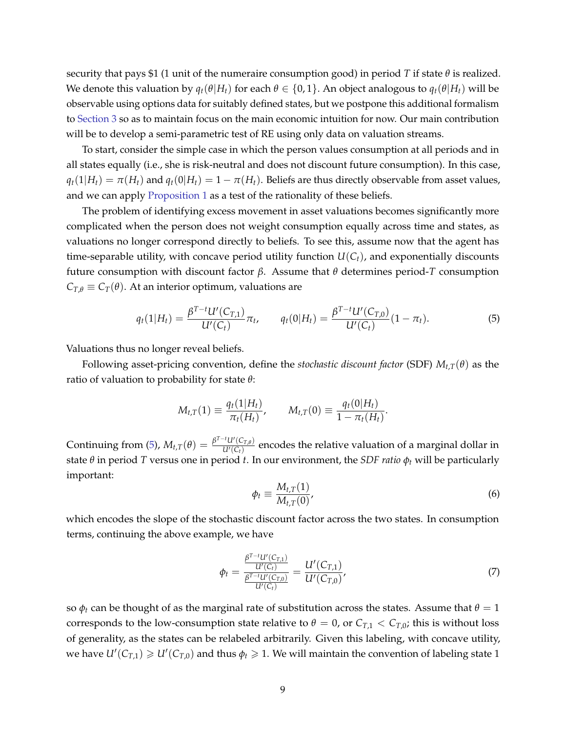security that pays \$1 (1 unit of the numeraire consumption good) in period $T$ if state $\theta$ is realized. We denote this valuation by $q_t(\theta|H_t)$ for each $\theta \in \{0, 1\}$. An object analogous to $q_t(\theta|H_t)$ will be observable using options data for suitably defined states, but we postpone this additional formalism to Section 3 so as to maintain focus on the main economic intuition for now. Our main contribution will be to develop a semi-parametric test of RE using only data on valuation streams.

To start, consider the simple case in which the person values consumption at all periods and in all states equally (i.e., she is risk-neutral and does not discount future consumption). In this case, $q_t(1|H_t) = \pi(H_t)$ and $q_t(0|H_t) = 1 - \pi(H_t)$. Beliefs are thus directly observable from asset values, and we can apply Proposition 1 as a test of the rationality of these beliefs.

The problem of identifying excess movement in asset valuations becomes significantly more complicated when the person does not weight consumption equally across time and states, as valuations no longer correspond directly to beliefs. To see this, assume now that the agent has time-separable utility, with concave period utility function $U(C_t)$, and exponentially discounts future consumption with discount factor $\beta$. Assume that $\theta$ determines period-$T$ consumption $C_{T,\theta} \equiv C_T(\theta)$. At an interior optimum, valuations are

$$q_t(1|H_t) = \frac{\beta^{T-t} U'(C_{T,1})}{U'(C_t)} \pi_t, \qquad q_t(0|H_t) = \frac{\beta^{T-t} U'(C_{T,0})}{U'(C_t)} (1 - \pi_t). \tag{5}$$

Valuations thus no longer reveal beliefs.

Following asset-pricing convention, define the *stochastic discount factor* (SDF) $M_{t,T}(\theta)$ as the ratio of valuation to probability for state $\theta$:

$$M_{t,T}(1) \equiv \frac{q_t(1|H_t)}{\pi_t(H_t)}, \qquad M_{t,T}(0) \equiv \frac{q_t(0|H_t)}{1 - \pi_t(H_t)}.$$

Continuing from (5), $M_{t,T}(\theta) = \frac{\beta^{T-t} U'(C_{T,\theta})}{U'(C_t)}$ encodes the relative valuation of a marginal dollar in state $\theta$ in period $T$ versus one in period $t$. In our environment, the *SDF ratio* $\phi_t$ will be particularly important:

$$\phi_t \equiv \frac{M_{t,T}(1)}{M_{t,T}(0)}, \tag{6}$$

which encodes the slope of the stochastic discount factor across the two states. In consumption terms, continuing the above example, we have

$$\phi_t = \frac{\frac{\beta^{T-t} U'(C_{T,1})}{U'(C_t)}}{\frac{\beta^{T-t} U'(C_{T,0})}{U'(C_t)}} = \frac{U'(C_{T,1})}{U'(C_{T,0})}, \tag{7}$$

so $\phi_t$ can be thought of as the marginal rate of substitution across the states. Assume that $\theta = 1$ corresponds to the low-consumption state relative to $\theta = 0$, or $C_{T,1} < C_{T,0}$; this is without loss of generality, as the states can be relabeled arbitrarily. Given this labeling, with concave utility, we have $U'(C_{T,1}) \geqslant U'(C_{T,0})$ and thus $\phi_t \geqslant 1$. We will maintain the convention of labeling state 1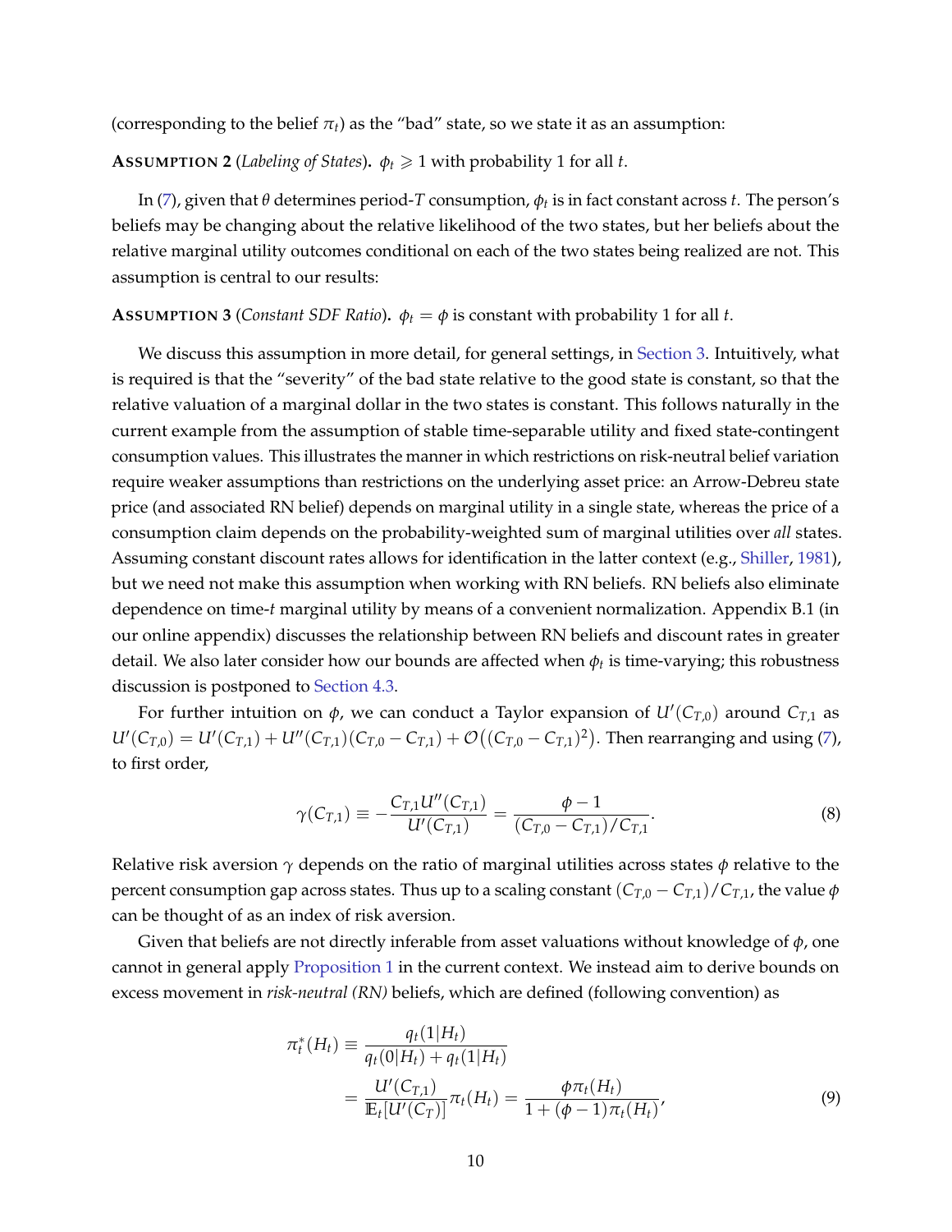(corresponding to the belief $\pi_t$) as the "bad" state, so we state it as an assumption:

**ASSUMPTION 2** (*Labeling of States*)**.** $\phi_t \geqslant 1$ with probability 1 for all $t$.

In (7), given that $\theta$ determines period-$T$ consumption, $\phi_t$ is in fact constant across $t$. The person's beliefs may be changing about the relative likelihood of the two states, but her beliefs about the relative marginal utility outcomes conditional on each of the two states being realized are not. This assumption is central to our results:

**ASSUMPTION 3** (*Constant SDF Ratio*)**.** $\phi_t = \phi$ is constant with probability 1 for all $t$.

We discuss this assumption in more detail, for general settings, in Section 3. Intuitively, what is required is that the "severity" of the bad state relative to the good state is constant, so that the relative valuation of a marginal dollar in the two states is constant. This follows naturally in the current example from the assumption of stable time-separable utility and fixed state-contingent consumption values. This illustrates the manner in which restrictions on risk-neutral belief variation require weaker assumptions than restrictions on the underlying asset price: an Arrow-Debreu state price (and associated RN belief) depends on marginal utility in a single state, whereas the price of a consumption claim depends on the probability-weighted sum of marginal utilities over *all* states. Assuming constant discount rates allows for identification in the latter context (e.g., Shiller, 1981), but we need not make this assumption when working with RN beliefs. RN beliefs also eliminate dependence on time-$t$ marginal utility by means of a convenient normalization. Appendix B.1 (in our online appendix) discusses the relationship between RN beliefs and discount rates in greater detail. We also later consider how our bounds are affected when $\phi_t$ is time-varying; this robustness discussion is postponed to Section 4.3.

For further intuition on $\phi$, we can conduct a Taylor expansion of $U'(C_{T,0})$ around $C_{T,1}$ as $U'(C_{T,0}) = U'(C_{T,1}) + U''(C_{T,1})(C_{T,0} - C_{T,1}) + \mathcal{O}\big((C_{T,0} - C_{T,1})^2\big)$. Then rearranging and using (7), to first order,

$$\gamma(C_{T,1}) \equiv -\frac{C_{T,1}U''(C_{T,1})}{U'(C_{T,1})} = \frac{\phi - 1}{(C_{T,0} - C_{T,1})/C_{T,1}}. \tag{8}$$

Relative risk aversion $\gamma$ depends on the ratio of marginal utilities across states $\phi$ relative to the percent consumption gap across states. Thus up to a scaling constant $(C_{T,0} - C_{T,1})/C_{T,1}$, the value $\phi$ can be thought of as an index of risk aversion.

Given that beliefs are not directly inferable from asset valuations without knowledge of $\phi$, one cannot in general apply Proposition 1 in the current context. We instead aim to derive bounds on excess movement in *risk-neutral (RN)* beliefs, which are defined (following convention) as

$$\begin{aligned}
\pi_t^*(H_t) &\equiv \frac{q_t(1|H_t)}{q_t(0|H_t) + q_t(1|H_t)} \\
&= \frac{U'(C_{T,1})}{\mathbb{E}_t[U'(C_T)]}\pi_t(H_t) = \frac{\phi \pi_t(H_t)}{1 + (\phi - 1)\pi_t(H_t)},
\end{aligned} \tag{9}$$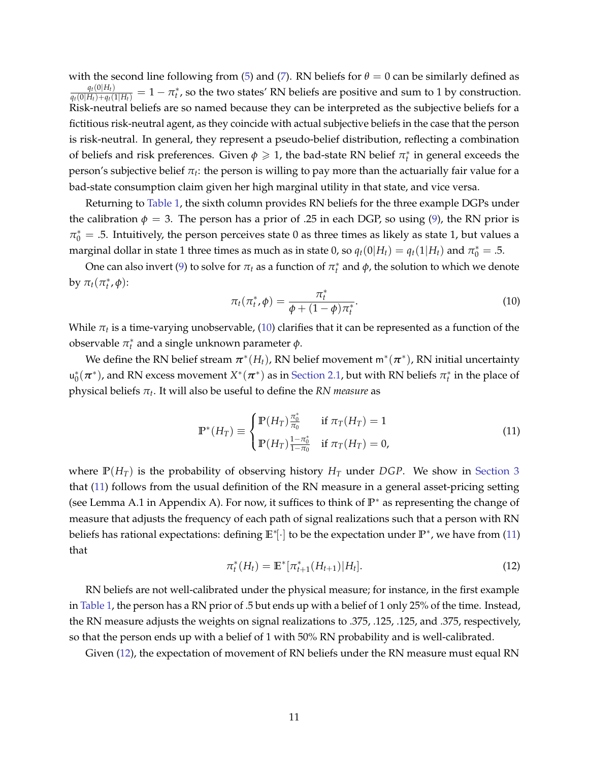with the second line following from (5) and (7). RN beliefs for $\theta = 0$ can be similarly defined as $\frac{q_t(0|H_t)}{q_t(0|H_t)+q_t(1|H_t)} = 1 - \pi_t^*$, so the two states' RN beliefs are positive and sum to 1 by construction. Risk-neutral beliefs are so named because they can be interpreted as the subjective beliefs for a fictitious risk-neutral agent, as they coincide with actual subjective beliefs in the case that the person is risk-neutral. In general, they represent a pseudo-belief distribution, reflecting a combination of beliefs and risk preferences. Given $\phi \geqslant 1$, the bad-state RN belief $\pi_t^*$ in general exceeds the person's subjective belief $\pi_t$: the person is willing to pay more than the actuarially fair value for a bad-state consumption claim given her high marginal utility in that state, and vice versa.

Returning to Table 1, the sixth column provides RN beliefs for the three example DGPs under the calibration $\phi = 3$. The person has a prior of .25 in each DGP, so using (9), the RN prior is $\pi_0^* = .5$. Intuitively, the person perceives state 0 as three times as likely as state 1, but values a marginal dollar in state 1 three times as much as in state 0, so $q_t(0|H_t) = q_t(1|H_t)$ and $\pi_0^* = .5$.

One can also invert (9) to solve for $\pi_t$ as a function of $\pi_t^*$ and $\phi$, the solution to which we denote by $\pi_t(\pi_t^*, \phi)$:

$$\pi_t(\pi_t^*, \phi) = \frac{\pi_t^*}{\phi + (1-\phi)\pi_t^*}. \tag{10}$$

While $\pi_t$ is a time-varying unobservable, (10) clarifies that it can be represented as a function of the observable $\pi_t^*$ and a single unknown parameter $\phi$.

We define the RN belief stream $\boldsymbol{\pi}^*(H_t)$, RN belief movement $\mathsf{m}^*(\boldsymbol{\pi}^*)$, RN initial uncertainty $\mathsf{u}_0^*(\boldsymbol{\pi}^*)$, and RN excess movement $X^*(\boldsymbol{\pi}^*)$ as in Section 2.1, but with RN beliefs $\pi_t^*$ in the place of physical beliefs $\pi_t$. It will also be useful to define the *RN measure* as

$$\mathbb{P}^*(H_T) \equiv \begin{cases} \mathbb{P}(H_T)\frac{\pi_0^*}{\pi_0} & \text{if } \pi_T(H_T) = 1 \\ \mathbb{P}(H_T)\frac{1-\pi_0^*}{1-\pi_0} & \text{if } \pi_T(H_T) = 0, \end{cases} \tag{11}$$

where $\mathbb{P}(H_T)$ is the probability of observing history $H_T$ under $DGP$. We show in Section 3 that (11) follows from the usual definition of the RN measure in a general asset-pricing setting (see Lemma A.1 in Appendix A). For now, it suffices to think of $\mathbb{P}^*$ as representing the change of measure that adjusts the frequency of each path of signal realizations such that a person with RN beliefs has rational expectations: defining $\mathbb{E}^*[\cdot]$ to be the expectation under $\mathbb{P}^*$, we have from (11) that

$$\pi_t^*(H_t) = \mathbb{E}^*[\pi_{t+1}^*(H_{t+1})|H_t]. \tag{12}$$

RN beliefs are not well-calibrated under the physical measure; for instance, in the first example in Table 1, the person has a RN prior of .5 but ends up with a belief of 1 only 25% of the time. Instead, the RN measure adjusts the weights on signal realizations to .375, .125, .125, and .375, respectively, so that the person ends up with a belief of 1 with 50% RN probability and is well-calibrated.

Given (12), the expectation of movement of RN beliefs under the RN measure must equal RN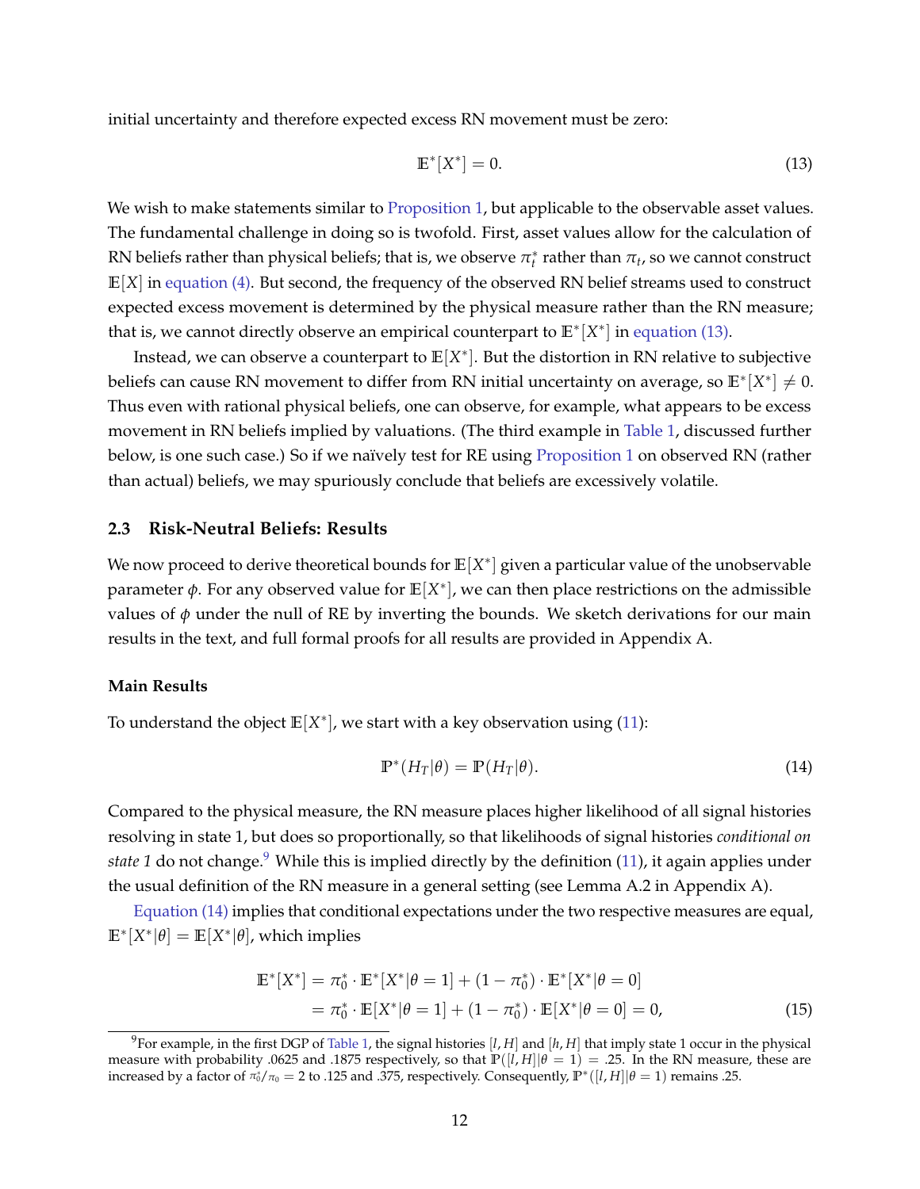initial uncertainty and therefore expected excess RN movement must be zero:

$$\mathbb{E}^*[X^*] = 0. \tag{13}$$

We wish to make statements similar to Proposition 1, but applicable to the observable asset values. The fundamental challenge in doing so is twofold. First, asset values allow for the calculation of RN beliefs rather than physical beliefs; that is, we observe $\pi_t^*$ rather than $\pi_t$, so we cannot construct $\mathbb{E}[X]$ in equation (4). But second, the frequency of the observed RN belief streams used to construct expected excess movement is determined by the physical measure rather than the RN measure; that is, we cannot directly observe an empirical counterpart to $\mathbb{E}^*[X^*]$ in equation (13).

Instead, we can observe a counterpart to $\mathbb{E}[X^*]$. But the distortion in RN relative to subjective beliefs can cause RN movement to differ from RN initial uncertainty on average, so $\mathbb{E}^*[X^*] \neq 0$. Thus even with rational physical beliefs, one can observe, for example, what appears to be excess movement in RN beliefs implied by valuations. (The third example in Table 1, discussed further below, is one such case.) So if we naïvely test for RE using Proposition 1 on observed RN (rather than actual) beliefs, we may spuriously conclude that beliefs are excessively volatile.

### 2.3 Risk-Neutral Beliefs: Results

We now proceed to derive theoretical bounds for $\mathbb{E}[X^*]$ given a particular value of the unobservable parameter $\phi$. For any observed value for $\mathbb{E}[X^*]$, we can then place restrictions on the admissible values of $\phi$ under the null of RE by inverting the bounds. We sketch derivations for our main results in the text, and full formal proofs for all results are provided in Appendix A.

#### Main Results

To understand the object $\mathbb{E}[X^*]$, we start with a key observation using (11):

$$\mathbb{P}^*(H_T|\theta) = \mathbb{P}(H_T|\theta). \tag{14}$$

Compared to the physical measure, the RN measure places higher likelihood of all signal histories resolving in state 1, but does so proportionally, so that likelihoods of signal histories *conditional on state 1* do not change.[9] While this is implied directly by the definition (11), it again applies under the usual definition of the RN measure in a general setting (see Lemma A.2 in Appendix A).

Equation (14) implies that conditional expectations under the two respective measures are equal, $\mathbb{E}^*[X^*|\theta] = \mathbb{E}[X^*|\theta]$, which implies

$$\begin{aligned}
\mathbb{E}^*[X^*] &= \pi_0^* \cdot \mathbb{E}^*[X^*|\theta = 1] + (1 - \pi_0^*) \cdot \mathbb{E}^*[X^*|\theta = 0] \\
&= \pi_0^* \cdot \mathbb{E}[X^*|\theta = 1] + (1 - \pi_0^*) \cdot \mathbb{E}[X^*|\theta = 0] = 0,
\end{aligned} \tag{15}$$

[9] For example, in the first DGP of Table 1, the signal histories $[l, H]$ and $[h, H]$ that imply state 1 occur in the physical measure with probability .0625 and .1875 respectively, so that $\mathbb{P}([l, H]|\theta = 1) = .25$. In the RN measure, these are increased by a factor of $\pi_0^*/\pi_0 = 2$ to .125 and .375, respectively. Consequently, $\mathbb{P}^*([l, H]|\theta = 1)$ remains .25.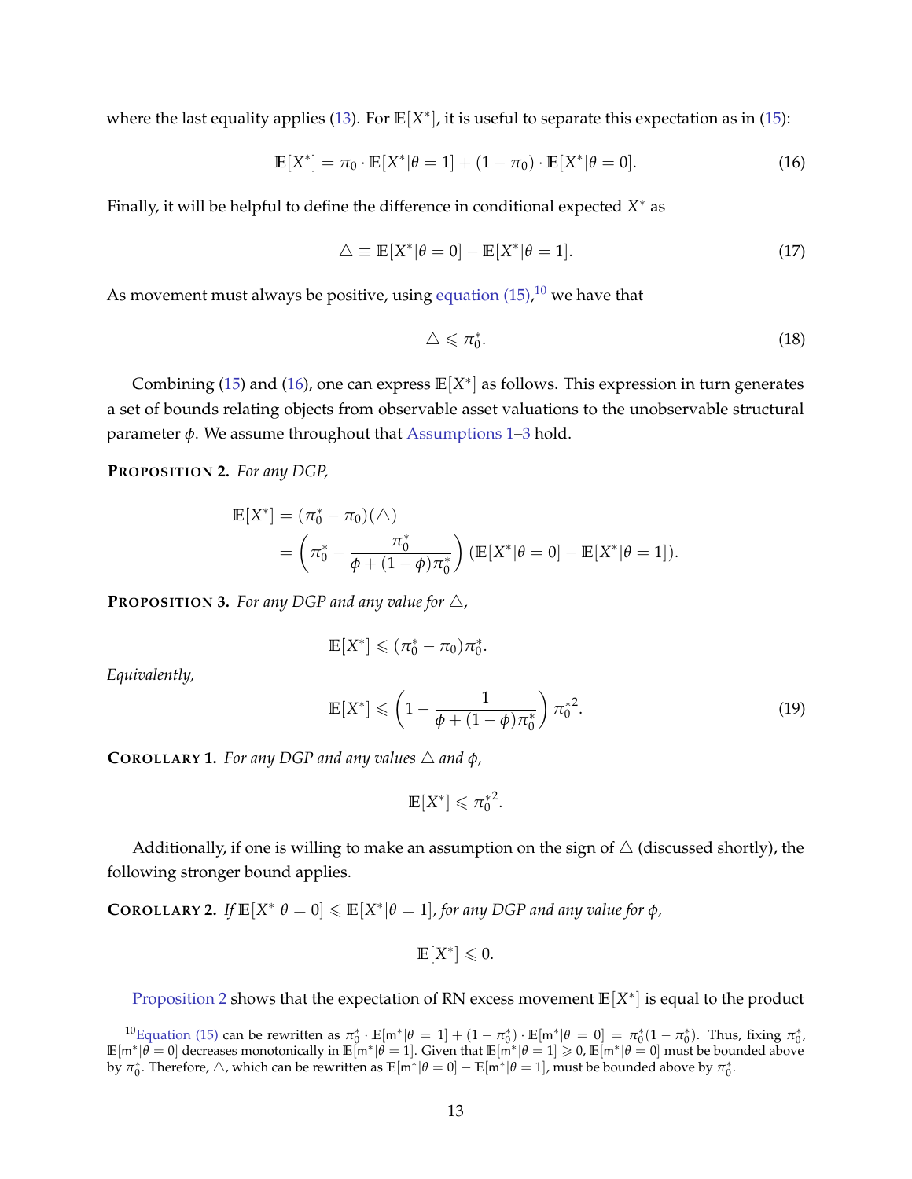where the last equality applies (13). For $\mathbb{E}[X^*]$, it is useful to separate this expectation as in (15):

$$\mathbb{E}[X^*] = \pi_0 \cdot \mathbb{E}[X^*|\theta = 1] + (1 - \pi_0) \cdot \mathbb{E}[X^*|\theta = 0]. \tag{16}$$

Finally, it will be helpful to define the difference in conditional expected $X^*$ as

$$\triangle \equiv \mathbb{E}[X^*|\theta = 0] - \mathbb{E}[X^*|\theta = 1]. \tag{17}$$

As movement must always be positive, using equation (15),[10] we have that

$$\triangle \leqslant \pi_0^*. \tag{18}$$

Combining (15) and (16), one can express $\mathbb{E}[X^*]$ as follows. This expression in turn generates a set of bounds relating objects from observable asset valuations to the unobservable structural parameter $\phi$. We assume throughout that Assumptions 1–3 hold.

**Proposition 2.** *For any DGP,*

$$\begin{aligned}\mathbb{E}[X^*] &= (\pi_0^* - \pi_0)(\triangle) \\ &= \left(\pi_0^* - \frac{\pi_0^*}{\phi + (1-\phi)\pi_0^*}\right)(\mathbb{E}[X^*|\theta = 0] - \mathbb{E}[X^*|\theta = 1]).\end{aligned}$$

**Proposition 3.** *For any DGP and any value for* $\triangle$,

$$\mathbb{E}[X^*] \leqslant (\pi_0^* - \pi_0)\pi_0^*.$$

*Equivalently,*

$$\mathbb{E}[X^*] \leqslant \left(1 - \frac{1}{\phi + (1-\phi)\pi_0^*}\right)\pi_0^{*2}. \tag{19}$$

**Corollary 1.** *For any DGP and any values* $\triangle$ *and* $\phi$,

$$\mathbb{E}[X^*] \leqslant \pi_0^{*2}.$$

Additionally, if one is willing to make an assumption on the sign of $\triangle$ (discussed shortly), the following stronger bound applies.

**Corollary 2.** *If* $\mathbb{E}[X^*|\theta = 0] \leqslant \mathbb{E}[X^*|\theta = 1]$, *for any DGP and any value for* $\phi$,

$$\mathbb{E}[X^*] \leqslant 0.$$

Proposition 2 shows that the expectation of RN excess movement $\mathbb{E}[X^*]$ is equal to the product

---

[10] Equation (15) can be rewritten as $\pi_0^* \cdot \mathbb{E}[\mathsf{m}^*|\theta = 1] + (1 - \pi_0^*) \cdot \mathbb{E}[\mathsf{m}^*|\theta = 0] = \pi_0^*(1 - \pi_0^*)$. Thus, fixing $\pi_0^*$, $\mathbb{E}[\mathsf{m}^*|\theta = 0]$ decreases monotonically in $\mathbb{E}[\mathsf{m}^*|\theta = 1]$. Given that $\mathbb{E}[\mathsf{m}^*|\theta = 1] \geqslant 0$, $\mathbb{E}[\mathsf{m}^*|\theta = 0]$ must be bounded above by $\pi_0^*$. Therefore, $\triangle$, which can be rewritten as $\mathbb{E}[\mathsf{m}^*|\theta = 0] - \mathbb{E}[\mathsf{m}^*|\theta = 1]$, must be bounded above by $\pi_0^*$.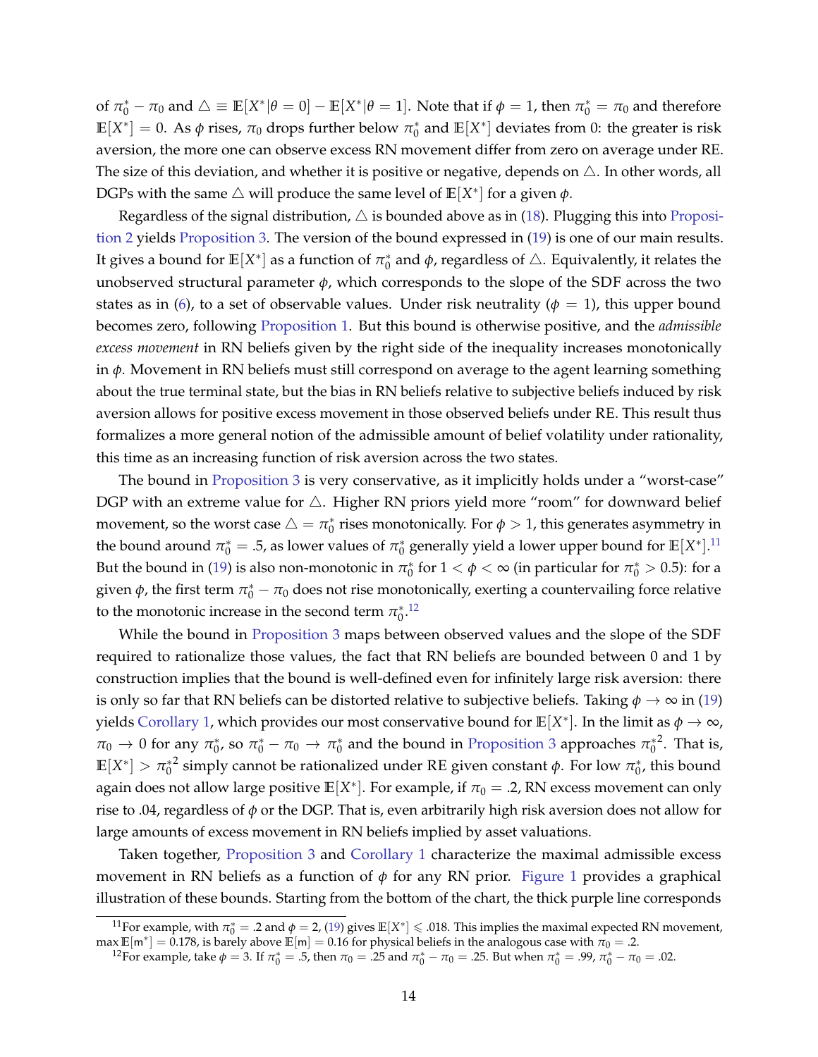of $\pi_0^* - \pi_0$ and $\triangle \equiv \mathbb{E}[X^*|\theta = 0] - \mathbb{E}[X^*|\theta = 1]$. Note that if $\phi = 1$, then $\pi_0^* = \pi_0$ and therefore $\mathbb{E}[X^*] = 0$. As $\phi$ rises, $\pi_0$ drops further below $\pi_0^*$ and $\mathbb{E}[X^*]$ deviates from 0: the greater is risk aversion, the more one can observe excess RN movement differ from zero on average under RE. The size of this deviation, and whether it is positive or negative, depends on $\triangle$. In other words, all DGPs with the same $\triangle$ will produce the same level of $\mathbb{E}[X^*]$ for a given $\phi$.

Regardless of the signal distribution, $\triangle$ is bounded above as in (18). Plugging this into Proposition 2 yields Proposition 3. The version of the bound expressed in (19) is one of our main results. It gives a bound for $\mathbb{E}[X^*]$ as a function of $\pi_0^*$ and $\phi$, regardless of $\triangle$. Equivalently, it relates the unobserved structural parameter $\phi$, which corresponds to the slope of the SDF across the two states as in (6), to a set of observable values. Under risk neutrality ($\phi = 1$), this upper bound becomes zero, following Proposition 1. But this bound is otherwise positive, and the *admissible excess movement* in RN beliefs given by the right side of the inequality increases monotonically in $\phi$. Movement in RN beliefs must still correspond on average to the agent learning something about the true terminal state, but the bias in RN beliefs relative to subjective beliefs induced by risk aversion allows for positive excess movement in those observed beliefs under RE. This result thus formalizes a more general notion of the admissible amount of belief volatility under rationality, this time as an increasing function of risk aversion across the two states.

The bound in Proposition 3 is very conservative, as it implicitly holds under a "worst-case" DGP with an extreme value for $\triangle$. Higher RN priors yield more "room" for downward belief movement, so the worst case $\triangle = \pi_0^*$ rises monotonically. For $\phi > 1$, this generates asymmetry in the bound around $\pi_0^* = .5$, as lower values of $\pi_0^*$ generally yield a lower upper bound for $\mathbb{E}[X^*]$.[11] But the bound in (19) is also non-monotonic in $\pi_0^*$ for $1 < \phi < \infty$ (in particular for $\pi_0^* > 0.5$): for a given $\phi$, the first term $\pi_0^* - \pi_0$ does not rise monotonically, exerting a countervailing force relative to the monotonic increase in the second term $\pi_0^*$.[12]

While the bound in Proposition 3 maps between observed values and the slope of the SDF required to rationalize those values, the fact that RN beliefs are bounded between 0 and 1 by construction implies that the bound is well-defined even for infinitely large risk aversion: there is only so far that RN beliefs can be distorted relative to subjective beliefs. Taking $\phi \to \infty$ in (19) yields Corollary 1, which provides our most conservative bound for $\mathbb{E}[X^*]$. In the limit as $\phi \to \infty$, $\pi_0 \to 0$ for any $\pi_0^*$, so $\pi_0^* - \pi_0 \to \pi_0^*$ and the bound in Proposition 3 approaches ${\pi_0^*}^2$. That is, $\mathbb{E}[X^*] > {\pi_0^*}^2$ simply cannot be rationalized under RE given constant $\phi$. For low $\pi_0^*$, this bound again does not allow large positive $\mathbb{E}[X^*]$. For example, if $\pi_0 = .2$, RN excess movement can only rise to .04, regardless of $\phi$ or the DGP. That is, even arbitrarily high risk aversion does not allow for large amounts of excess movement in RN beliefs implied by asset valuations.

Taken together, Proposition 3 and Corollary 1 characterize the maximal admissible excess movement in RN beliefs as a function of $\phi$ for any RN prior. Figure 1 provides a graphical illustration of these bounds. Starting from the bottom of the chart, the thick purple line corresponds

[11] For example, with $\pi_0^* = .2$ and $\phi = 2$, (19) gives $\mathbb{E}[X^*] \leqslant .018$. This implies the maximal expected RN movement, $\max \mathbb{E}[\mathrm{m}^*] = 0.178$, is barely above $\mathbb{E}[\mathrm{m}] = 0.16$ for physical beliefs in the analogous case with $\pi_0 = .2$.

[12] For example, take $\phi = 3$. If $\pi_0^* = .5$, then $\pi_0 = .25$ and $\pi_0^* - \pi_0 = .25$. But when $\pi_0^* = .99$, $\pi_0^* - \pi_0 = .02$.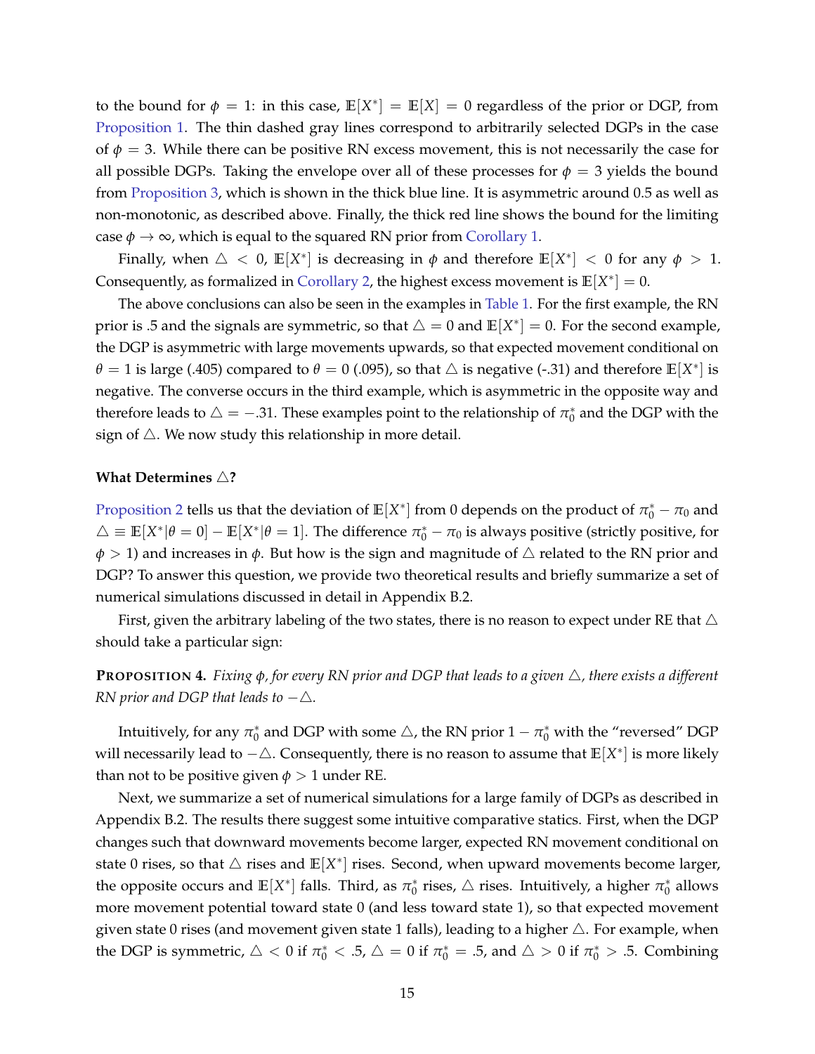to the bound for $\phi = 1$: in this case, $\mathbb{E}[X^*] = \mathbb{E}[X] = 0$ regardless of the prior or DGP, from Proposition 1. The thin dashed gray lines correspond to arbitrarily selected DGPs in the case of $\phi = 3$. While there can be positive RN excess movement, this is not necessarily the case for all possible DGPs. Taking the envelope over all of these processes for $\phi = 3$ yields the bound from Proposition 3, which is shown in the thick blue line. It is asymmetric around 0.5 as well as non-monotonic, as described above. Finally, the thick red line shows the bound for the limiting case $\phi \to \infty$, which is equal to the squared RN prior from Corollary 1.

Finally, when $\triangle < 0$, $\mathbb{E}[X^*]$ is decreasing in $\phi$ and therefore $\mathbb{E}[X^*] < 0$ for any $\phi > 1$. Consequently, as formalized in Corollary 2, the highest excess movement is $\mathbb{E}[X^*] = 0$.

The above conclusions can also be seen in the examples in Table 1. For the first example, the RN prior is .5 and the signals are symmetric, so that $\triangle = 0$ and $\mathbb{E}[X^*] = 0$. For the second example, the DGP is asymmetric with large movements upwards, so that expected movement conditional on $\theta = 1$ is large (.405) compared to $\theta = 0$ (.095), so that $\triangle$ is negative (-.31) and therefore $\mathbb{E}[X^*]$ is negative. The converse occurs in the third example, which is asymmetric in the opposite way and therefore leads to $\triangle = -.31$. These examples point to the relationship of $\pi_0^*$ and the DGP with the sign of $\triangle$. We now study this relationship in more detail.

**What Determines $\triangle$?**

Proposition 2 tells us that the deviation of $\mathbb{E}[X^*]$ from 0 depends on the product of $\pi_0^* - \pi_0$ and $\triangle \equiv \mathbb{E}[X^*|\theta = 0] - \mathbb{E}[X^*|\theta = 1]$. The difference $\pi_0^* - \pi_0$ is always positive (strictly positive, for $\phi > 1$) and increases in $\phi$. But how is the sign and magnitude of $\triangle$ related to the RN prior and DGP? To answer this question, we provide two theoretical results and briefly summarize a set of numerical simulations discussed in detail in Appendix B.2.

First, given the arbitrary labeling of the two states, there is no reason to expect under RE that $\triangle$ should take a particular sign:

**PROPOSITION 4.** *Fixing $\phi$, for every RN prior and DGP that leads to a given $\triangle$, there exists a different RN prior and DGP that leads to $-\triangle$.*

Intuitively, for any $\pi_0^*$ and DGP with some $\triangle$, the RN prior $1 - \pi_0^*$ with the "reversed" DGP will necessarily lead to $-\triangle$. Consequently, there is no reason to assume that $\mathbb{E}[X^*]$ is more likely than not to be positive given $\phi > 1$ under RE.

Next, we summarize a set of numerical simulations for a large family of DGPs as described in Appendix B.2. The results there suggest some intuitive comparative statics. First, when the DGP changes such that downward movements become larger, expected RN movement conditional on state 0 rises, so that $\triangle$ rises and $\mathbb{E}[X^*]$ rises. Second, when upward movements become larger, the opposite occurs and $\mathbb{E}[X^*]$ falls. Third, as $\pi_0^*$ rises, $\triangle$ rises. Intuitively, a higher $\pi_0^*$ allows more movement potential toward state 0 (and less toward state 1), so that expected movement given state 0 rises (and movement given state 1 falls), leading to a higher $\triangle$. For example, when the DGP is symmetric, $\triangle < 0$ if $\pi_0^* < .5$, $\triangle = 0$ if $\pi_0^* = .5$, and $\triangle > 0$ if $\pi_0^* > .5$. Combining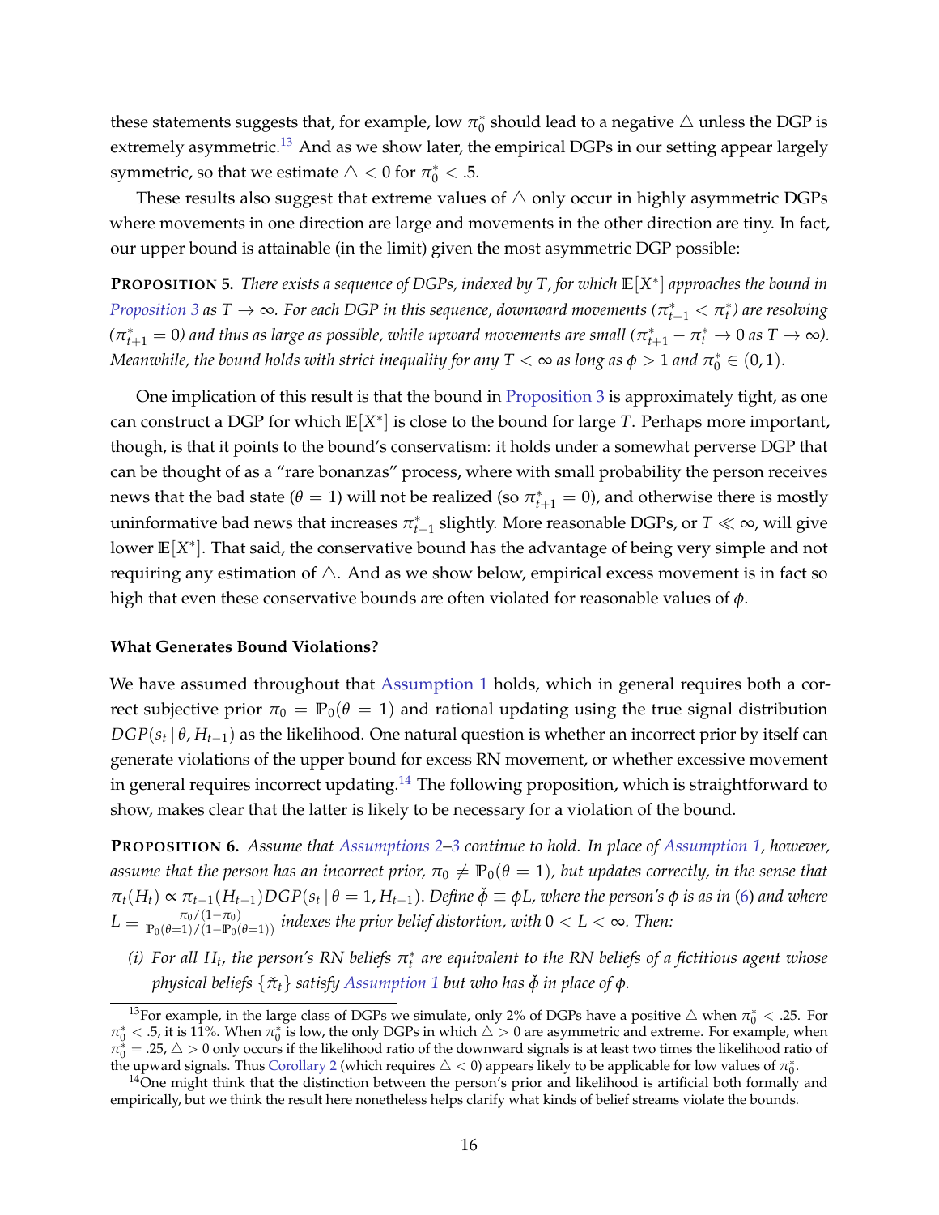these statements suggests that, for example, low $\pi_0^*$ should lead to a negative $\triangle$ unless the DGP is extremely asymmetric.[13] And as we show later, the empirical DGPs in our setting appear largely symmetric, so that we estimate $\triangle < 0$ for $\pi_0^* < .5$.

These results also suggest that extreme values of $\triangle$ only occur in highly asymmetric DGPs where movements in one direction are large and movements in the other direction are tiny. In fact, our upper bound is attainable (in the limit) given the most asymmetric DGP possible:

**PROPOSITION 5.** *There exists a sequence of DGPs, indexed by $T$, for which $\mathbb{E}[X^*]$ approaches the bound in Proposition 3 as $T \to \infty$. For each DGP in this sequence, downward movements ($\pi_{t+1}^* < \pi_t^*$) are resolving ($\pi_{t+1}^* = 0$) and thus as large as possible, while upward movements are small ($\pi_{t+1}^* - \pi_t^* \to 0$ as $T \to \infty$). Meanwhile, the bound holds with strict inequality for any $T < \infty$ as long as $\phi > 1$ and $\pi_0^* \in (0, 1)$.*

One implication of this result is that the bound in Proposition 3 is approximately tight, as one can construct a DGP for which $\mathbb{E}[X^*]$ is close to the bound for large $T$. Perhaps more important, though, is that it points to the bound's conservatism: it holds under a somewhat perverse DGP that can be thought of as a "rare bonanzas" process, where with small probability the person receives news that the bad state ($\theta = 1$) will not be realized (so $\pi_{t+1}^* = 0$), and otherwise there is mostly uninformative bad news that increases $\pi_{t+1}^*$ slightly. More reasonable DGPs, or $T \ll \infty$, will give lower $\mathbb{E}[X^*]$. That said, the conservative bound has the advantage of being very simple and not requiring any estimation of $\triangle$. And as we show below, empirical excess movement is in fact so high that even these conservative bounds are often violated for reasonable values of $\phi$.

### What Generates Bound Violations?

We have assumed throughout that Assumption 1 holds, which in general requires both a correct subjective prior $\pi_0 = \mathbb{P}_0(\theta = 1)$ and rational updating using the true signal distribution $DGP(s_t \mid \theta, H_{t-1})$ as the likelihood. One natural question is whether an incorrect prior by itself can generate violations of the upper bound for excess RN movement, or whether excessive movement in general requires incorrect updating.[14] The following proposition, which is straightforward to show, makes clear that the latter is likely to be necessary for a violation of the bound.

**PROPOSITION 6.** *Assume that Assumptions 2–3 continue to hold. In place of Assumption 1, however, assume that the person has an incorrect prior, $\pi_0 \neq \mathbb{P}_0(\theta = 1)$, but updates correctly, in the sense that $\pi_t(H_t) \propto \pi_{t-1}(H_{t-1}) DGP(s_t \mid \theta = 1, H_{t-1})$. Define $\check{\phi} \equiv \phi L$, where the person's $\phi$ is as in (6) and where $L \equiv \frac{\pi_0/(1-\pi_0)}{\mathbb{P}_0(\theta=1)/(1-\mathbb{P}_0(\theta=1))}$ indexes the prior belief distortion, with $0 < L < \infty$. Then:*

*(i) For all $H_t$, the person's RN beliefs $\pi_t^*$ are equivalent to the RN beliefs of a fictitious agent whose physical beliefs $\{\check{\pi}_t\}$ satisfy Assumption 1 but who has $\check{\phi}$ in place of $\phi$.*

---

[13] For example, in the large class of DGPs we simulate, only 2% of DGPs have a positive $\triangle$ when $\pi_0^* < .25$. For $\pi_0^* < .5$, it is 11%. When $\pi_0^*$ is low, the only DGPs in which $\triangle > 0$ are asymmetric and extreme. For example, when $\pi_0^* = .25$, $\triangle > 0$ only occurs if the likelihood ratio of the downward signals is at least two times the likelihood ratio of the upward signals. Thus Corollary 2 (which requires $\triangle < 0$) appears likely to be applicable for low values of $\pi_0^*$.

[14] One might think that the distinction between the person's prior and likelihood is artificial both formally and empirically, but we think the result here nonetheless helps clarify what kinds of belief streams violate the bounds.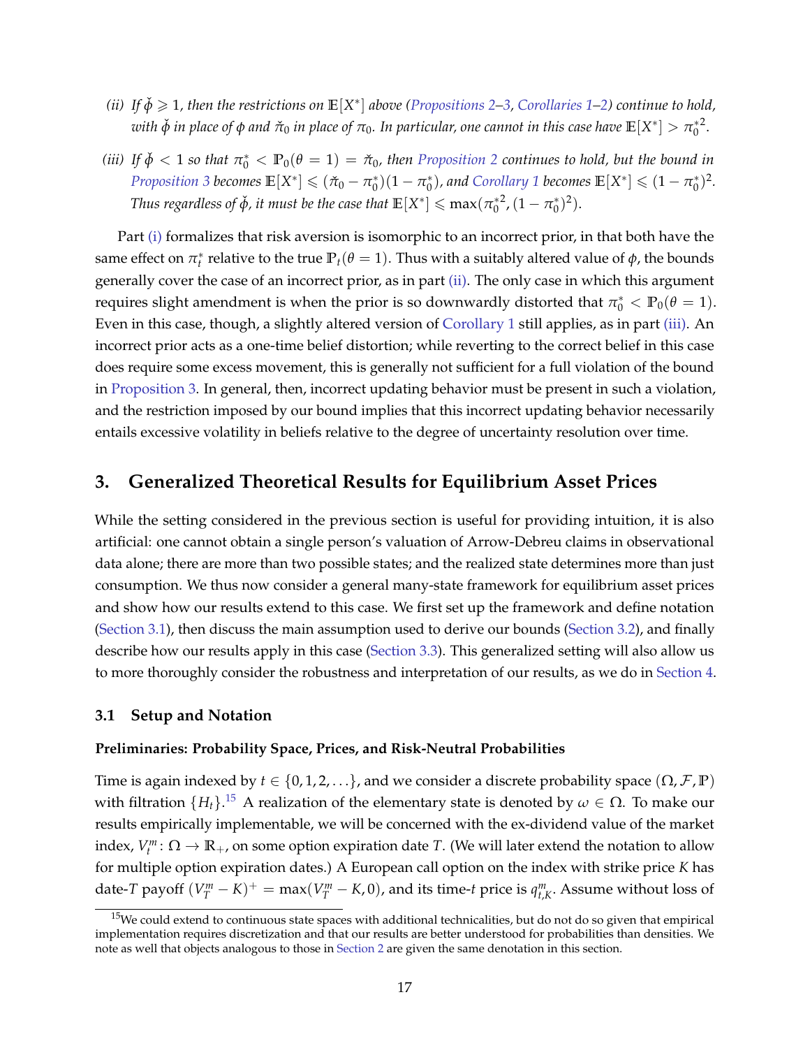*(ii) If $\check{\phi} \geqslant 1$, then the restrictions on $\mathbb{E}[X^*]$ above (Propositions 2–3, Corollaries 1–2) continue to hold, with $\check{\phi}$ in place of $\phi$ and $\check{\pi}_0$ in place of $\pi_0$. In particular, one cannot in this case have $\mathbb{E}[X^*] > \pi_0^{*2}$.*

*(iii) If $\check{\phi} < 1$ so that $\pi_0^* < \mathbb{P}_0(\theta = 1) = \check{\pi}_0$, then Proposition 2 continues to hold, but the bound in Proposition 3 becomes $\mathbb{E}[X^*] \leqslant (\check{\pi}_0 - \pi_0^*)(1 - \pi_0^*)$, and Corollary 1 becomes $\mathbb{E}[X^*] \leqslant (1 - \pi_0^*)^2$. Thus regardless of $\check{\phi}$, it must be the case that $\mathbb{E}[X^*] \leqslant \max(\pi_0^{*2}, (1 - \pi_0^*)^2)$.*

Part (i) formalizes that risk aversion is isomorphic to an incorrect prior, in that both have the same effect on $\pi_t^*$ relative to the true $\mathbb{P}_t(\theta = 1)$. Thus with a suitably altered value of $\phi$, the bounds generally cover the case of an incorrect prior, as in part (ii). The only case in which this argument requires slight amendment is when the prior is so downwardly distorted that $\pi_0^* < \mathbb{P}_0(\theta = 1)$. Even in this case, though, a slightly altered version of Corollary 1 still applies, as in part (iii). An incorrect prior acts as a one-time belief distortion; while reverting to the correct belief in this case does require some excess movement, this is generally not sufficient for a full violation of the bound in Proposition 3. In general, then, incorrect updating behavior must be present in such a violation, and the restriction imposed by our bound implies that this incorrect updating behavior necessarily entails excessive volatility in beliefs relative to the degree of uncertainty resolution over time.

## 3. Generalized Theoretical Results for Equilibrium Asset Prices

While the setting considered in the previous section is useful for providing intuition, it is also artificial: one cannot obtain a single person's valuation of Arrow-Debreu claims in observational data alone; there are more than two possible states; and the realized state determines more than just consumption. We thus now consider a general many-state framework for equilibrium asset prices and show how our results extend to this case. We first set up the framework and define notation (Section 3.1), then discuss the main assumption used to derive our bounds (Section 3.2), and finally describe how our results apply in this case (Section 3.3). This generalized setting will also allow us to more thoroughly consider the robustness and interpretation of our results, as we do in Section 4.

### 3.1 Setup and Notation

**Preliminaries: Probability Space, Prices, and Risk-Neutral Probabilities**

Time is again indexed by $t \in \{0, 1, 2, \ldots\}$, and we consider a discrete probability space $(\Omega, \mathcal{F}, \mathbb{P})$ with filtration $\{H_t\}$.[15] A realization of the elementary state is denoted by $\omega \in \Omega$. To make our results empirically implementable, we will be concerned with the ex-dividend value of the market index, $V_t^m \colon \Omega \to \mathbb{R}_+$, on some option expiration date $T$. (We will later extend the notation to allow for multiple option expiration dates.) A European call option on the index with strike price $K$ has date-$T$ payoff $(V_T^m - K)^+ = \max(V_T^m - K, 0)$, and its time-$t$ price is $q_{t,K}^m$. Assume without loss of

[15] We could extend to continuous state spaces with additional technicalities, but do not do so given that empirical implementation requires discretization and that our results are better understood for probabilities than densities. We note as well that objects analogous to those in Section 2 are given the same denotation in this section.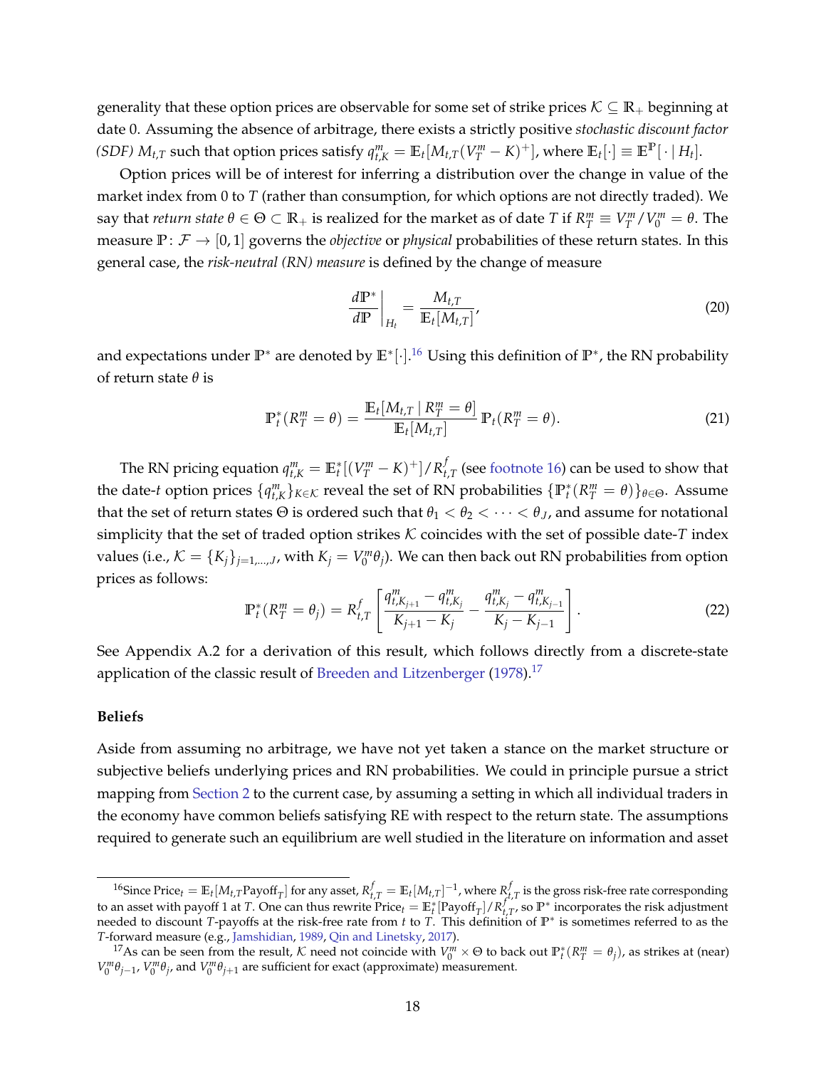generality that these option prices are observable for some set of strike prices $\mathcal{K} \subseteq \mathbb{R}_+$ beginning at date 0. Assuming the absence of arbitrage, there exists a strictly positive *stochastic discount factor (SDF)* $M_{t,T}$ such that option prices satisfy $q^m_{t,K} = \mathbb{E}_t[M_{t,T}(V^m_T - K)^+]$, where $\mathbb{E}_t[\cdot] \equiv \mathbb{E}^{\mathbb{P}}[\cdot \mid H_t]$.

Option prices will be of interest for inferring a distribution over the change in value of the market index from 0 to $T$ (rather than consumption, for which options are not directly traded). We say that *return state* $\theta \in \Theta \subset \mathbb{R}_+$ is realized for the market as of date $T$ if $R^m_T \equiv V^m_T / V^m_0 = \theta$. The measure $\mathbb{P} \colon \mathcal{F} \to [0, 1]$ governs the *objective* or *physical* probabilities of these return states. In this general case, the *risk-neutral (RN) measure* is defined by the change of measure

$$
\left.\frac{d\mathbb{P}^*}{d\mathbb{P}}\right|_{H_t} = \frac{M_{t,T}}{\mathbb{E}_t[M_{t,T}]}, \tag{20}
$$

and expectations under $\mathbb{P}^*$ are denoted by $\mathbb{E}^*[\cdot]$.[16] Using this definition of $\mathbb{P}^*$, the RN probability of return state $\theta$ is

$$
\mathbb{P}^*_t(R^m_T = \theta) = \frac{\mathbb{E}_t[M_{t,T} \mid R^m_T = \theta]}{\mathbb{E}_t[M_{t,T}]} \, \mathbb{P}_t(R^m_T = \theta). \tag{21}
$$

The RN pricing equation $q^m_{t,K} = \mathbb{E}^*_t[(V^m_T - K)^+] / R^f_{t,T}$ (see footnote 16) can be used to show that the date-$t$ option prices $\{q^m_{t,K}\}_{K \in \mathcal{K}}$ reveal the set of RN probabilities $\{\mathbb{P}^*_t(R^m_T = \theta)\}_{\theta \in \Theta}$. Assume that the set of return states $\Theta$ is ordered such that $\theta_1 < \theta_2 < \cdots < \theta_J$, and assume for notational simplicity that the set of traded option strikes $\mathcal{K}$ coincides with the set of possible date-$T$ index values (i.e., $\mathcal{K} = \{K_j\}_{j=1,\ldots,J}$, with $K_j = V^m_0 \theta_j$). We can then back out RN probabilities from option prices as follows:

$$
\mathbb{P}^*_t(R^m_T = \theta_j) = R^f_{t,T} \left[ \frac{q^m_{t,K_{j+1}} - q^m_{t,K_j}}{K_{j+1} - K_j} - \frac{q^m_{t,K_j} - q^m_{t,K_{j-1}}}{K_j - K_{j-1}} \right]. \tag{22}
$$

See Appendix A.2 for a derivation of this result, which follows directly from a discrete-state application of the classic result of Breeden and Litzenberger (1978).[17]

### Beliefs

Aside from assuming no arbitrage, we have not yet taken a stance on the market structure or subjective beliefs underlying prices and RN probabilities. We could in principle pursue a strict mapping from Section 2 to the current case, by assuming a setting in which all individual traders in the economy have common beliefs satisfying RE with respect to the return state. The assumptions required to generate such an equilibrium are well studied in the literature on information and asset

---

[16] Since $\text{Price}_t = \mathbb{E}_t[M_{t,T}\text{Payoff}_T]$ for any asset, $R^f_{t,T} = \mathbb{E}_t[M_{t,T}]^{-1}$, where $R^f_{t,T}$ is the gross risk-free rate corresponding to an asset with payoff 1 at $T$. One can thus rewrite $\text{Price}_t = \mathbb{E}^*_t[\text{Payoff}_T] / R^f_{t,T}$, so $\mathbb{P}^*$ incorporates the risk adjustment needed to discount $T$-payoffs at the risk-free rate from $t$ to $T$. This definition of $\mathbb{P}^*$ is sometimes referred to as the $T$-forward measure (e.g., Jamshidian, 1989, Qin and Linetsky, 2017).

[17] As can be seen from the result, $\mathcal{K}$ need not coincide with $V^m_0 \times \Theta$ to back out $\mathbb{P}^*_t(R^m_T = \theta_j)$, as strikes at (near) $V^m_0 \theta_{j-1}$, $V^m_0 \theta_j$, and $V^m_0 \theta_{j+1}$ are sufficient for exact (approximate) measurement.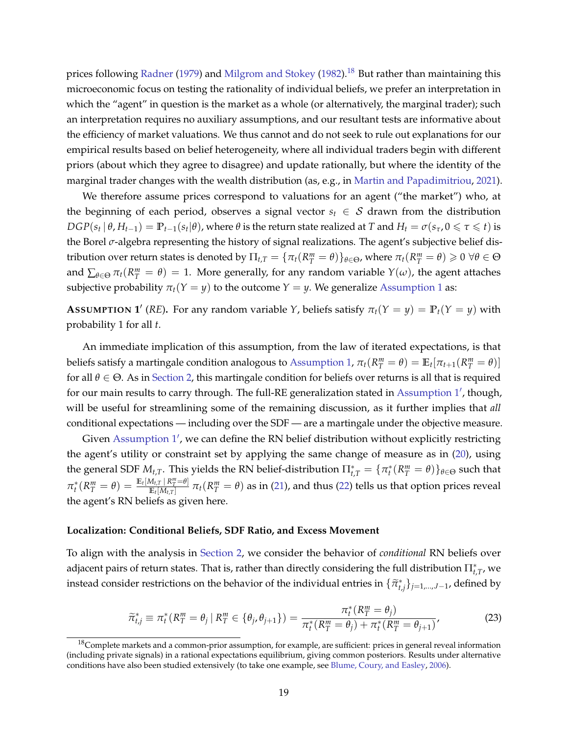prices following Radner (1979) and Milgrom and Stokey (1982).[18] But rather than maintaining this microeconomic focus on testing the rationality of individual beliefs, we prefer an interpretation in which the "agent" in question is the market as a whole (or alternatively, the marginal trader); such an interpretation requires no auxiliary assumptions, and our resultant tests are informative about the efficiency of market valuations. We thus cannot and do not seek to rule out explanations for our empirical results based on belief heterogeneity, where all individual traders begin with different priors (about which they agree to disagree) and update rationally, but where the identity of the marginal trader changes with the wealth distribution (as, e.g., in Martin and Papadimitriou, 2021).

We therefore assume prices correspond to valuations for an agent ("the market") who, at the beginning of each period, observes a signal vector $s_t \in \mathcal{S}$ drawn from the distribution $DGP(s_t \mid \theta, H_{t-1}) = \mathbb{P}_{t-1}(s_t|\theta)$, where $\theta$ is the return state realized at $T$ and $H_t = \sigma(s_\tau, 0 \leqslant \tau \leqslant t)$ is the Borel $\sigma$-algebra representing the history of signal realizations. The agent's subjective belief distribution over return states is denoted by $\Pi_{t,T} = \{\pi_t(R^m_T = \theta)\}_{\theta \in \Theta}$, where $\pi_t(R^m_T = \theta) \geqslant 0 \; \forall \theta \in \Theta$ and $\sum_{\theta \in \Theta} \pi_t(R^m_T = \theta) = 1$. More generally, for any random variable $Y(\omega)$, the agent attaches subjective probability $\pi_t(Y = y)$ to the outcome $Y = y$. We generalize Assumption 1 as:

**Assumption 1′** (*RE*)**.** For any random variable $Y$, beliefs satisfy $\pi_t(Y = y) = \mathbb{P}_t(Y = y)$ with probability 1 for all $t$.

An immediate implication of this assumption, from the law of iterated expectations, is that beliefs satisfy a martingale condition analogous to Assumption 1, $\pi_t(R^m_T = \theta) = \mathbb{E}_t[\pi_{t+1}(R^m_T = \theta)]$ for all $\theta \in \Theta$. As in Section 2, this martingale condition for beliefs over returns is all that is required for our main results to carry through. The full-RE generalization stated in Assumption 1′, though, will be useful for streamlining some of the remaining discussion, as it further implies that *all* conditional expectations — including over the SDF — are a martingale under the objective measure.

Given Assumption 1′, we can define the RN belief distribution without explicitly restricting the agent's utility or constraint set by applying the same change of measure as in (20), using the general SDF $M_{t,T}$. This yields the RN belief-distribution $\Pi^*_{t,T} = \{\pi^*_t(R^m_T = \theta)\}_{\theta \in \Theta}$ such that $\pi^*_t(R^m_T = \theta) = \frac{\mathbb{E}_t[M_{t,T} \mid R^m_T = \theta]}{\mathbb{E}_t[M_{t,T}]} \, \pi_t(R^m_T = \theta)$ as in (21), and thus (22) tells us that option prices reveal the agent's RN beliefs as given here.

### Localization: Conditional Beliefs, SDF Ratio, and Excess Movement

To align with the analysis in Section 2, we consider the behavior of *conditional* RN beliefs over adjacent pairs of return states. That is, rather than directly considering the full distribution $\Pi^*_{t,T}$, we instead consider restrictions on the behavior of the individual entries in $\{\widetilde{\pi}^*_{t,j}\}_{j=1,\ldots,J-1}$, defined by

$$\widetilde{\pi}^*_{t,j} \equiv \pi^*_t(R^m_T = \theta_j \mid R^m_T \in \{\theta_j, \theta_{j+1}\}) = \frac{\pi^*_t(R^m_T = \theta_j)}{\pi^*_t(R^m_T = \theta_j) + \pi^*_t(R^m_T = \theta_{j+1})}, \tag{23}$$

[18] Complete markets and a common-prior assumption, for example, are sufficient: prices in general reveal information (including private signals) in a rational expectations equilibrium, giving common posteriors. Results under alternative conditions have also been studied extensively (to take one example, see Blume, Coury, and Easley, 2006).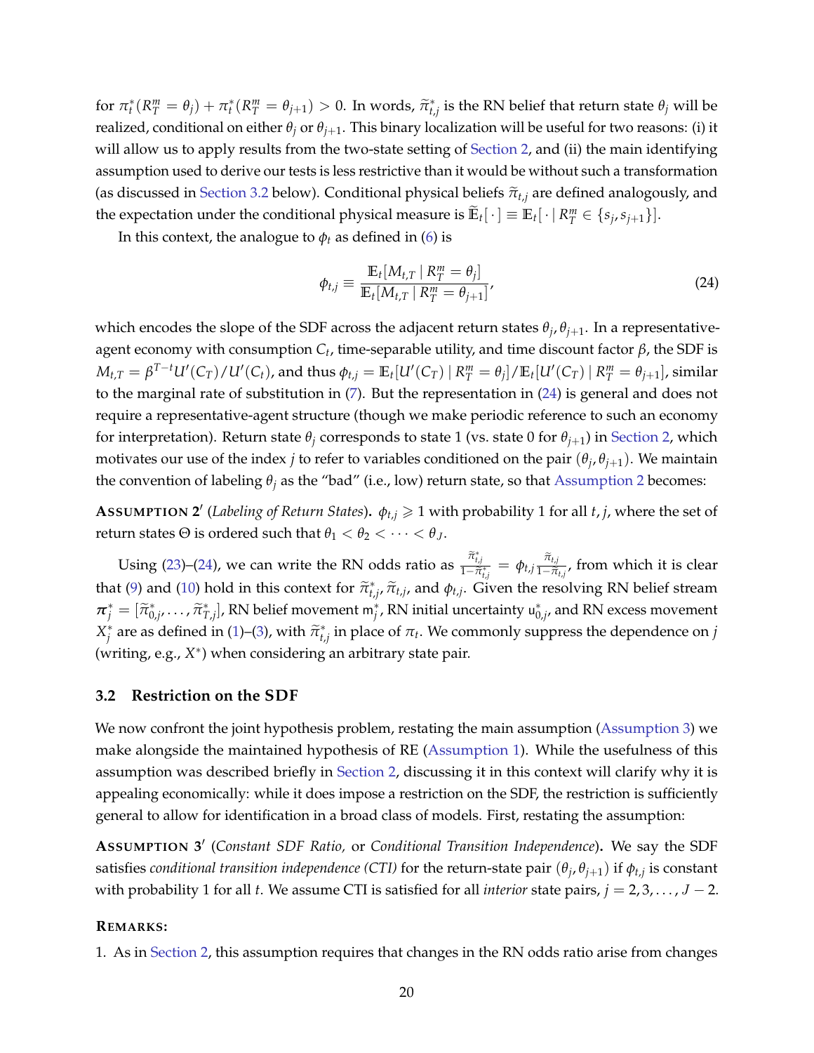for $\pi_t^*(R_T^m = \theta_j) + \pi_t^*(R_T^m = \theta_{j+1}) > 0$. In words, $\widetilde{\pi}_{t,j}^*$ is the RN belief that return state $\theta_j$ will be realized, conditional on either $\theta_j$ or $\theta_{j+1}$. This binary localization will be useful for two reasons: (i) it will allow us to apply results from the two-state setting of Section 2, and (ii) the main identifying assumption used to derive our tests is less restrictive than it would be without such a transformation (as discussed in Section 3.2 below). Conditional physical beliefs $\widetilde{\pi}_{t,j}$ are defined analogously, and the expectation under the conditional physical measure is $\widetilde{\mathbb{E}}_t[\,\cdot\,] \equiv \mathbb{E}_t[\,\cdot \mid R_T^m \in \{s_j, s_{j+1}\}]$.

In this context, the analogue to $\phi_t$ as defined in (6) is

$$
\phi_{t,j} \equiv \frac{\mathbb{E}_t[M_{t,T} \mid R_T^m = \theta_j]}{\mathbb{E}_t[M_{t,T} \mid R_T^m = \theta_{j+1}]}, \tag{24}
$$

which encodes the slope of the SDF across the adjacent return states $\theta_j, \theta_{j+1}$. In a representative-agent economy with consumption $C_t$, time-separable utility, and time discount factor $\beta$, the SDF is $M_{t,T} = \beta^{T-t}U'(C_T)/U'(C_t)$, and thus $\phi_{t,j} = \mathbb{E}_t[U'(C_T) \mid R_T^m = \theta_j]/\mathbb{E}_t[U'(C_T) \mid R_T^m = \theta_{j+1}]$, similar to the marginal rate of substitution in (7). But the representation in (24) is general and does not require a representative-agent structure (though we make periodic reference to such an economy for interpretation). Return state $\theta_j$ corresponds to state 1 (vs. state 0 for $\theta_{j+1}$) in Section 2, which motivates our use of the index $j$ to refer to variables conditioned on the pair $(\theta_j, \theta_{j+1})$. We maintain the convention of labeling $\theta_j$ as the "bad" (i.e., low) return state, so that Assumption 2 becomes:

**ASSUMPTION 2′** (*Labeling of Return States*)**.** $\phi_{t,j} \geqslant 1$ with probability 1 for all $t, j$, where the set of return states $\Theta$ is ordered such that $\theta_1 < \theta_2 < \cdots < \theta_J$.

Using (23)–(24), we can write the RN odds ratio as $\frac{\widetilde{\pi}_{t,j}^*}{1-\widetilde{\pi}_{t,j}^*} = \phi_{t,j}\frac{\widetilde{\pi}_{t,j}}{1-\widetilde{\pi}_{t,j}}$, from which it is clear that (9) and (10) hold in this context for $\widetilde{\pi}_{t,j}^*$, $\widetilde{\pi}_{t,j}$, and $\phi_{t,j}$. Given the resolving RN belief stream $\boldsymbol{\pi}_j^* = [\widetilde{\pi}_{0,j}^*, \ldots, \widetilde{\pi}_{T,j}^*]$, RN belief movement $\mathrm{m}_j^*$, RN initial uncertainty $\mathrm{u}_{0,j}^*$, and RN excess movement $X_j^*$ are as defined in (1)–(3), with $\widetilde{\pi}_{t,j}^*$ in place of $\pi_t$. We commonly suppress the dependence on $j$ (writing, e.g., $X^*$) when considering an arbitrary state pair.

### 3.2 Restriction on the SDF

We now confront the joint hypothesis problem, restating the main assumption (Assumption 3) we make alongside the maintained hypothesis of RE (Assumption 1). While the usefulness of this assumption was described briefly in Section 2, discussing it in this context will clarify why it is appealing economically: while it does impose a restriction on the SDF, the restriction is sufficiently general to allow for identification in a broad class of models. First, restating the assumption:

**ASSUMPTION 3′** (*Constant SDF Ratio,* or *Conditional Transition Independence*)**.** We say the SDF satisfies *conditional transition independence (CTI)* for the return-state pair $(\theta_j, \theta_{j+1})$ if $\phi_{t,j}$ is constant with probability 1 for all $t$. We assume CTI is satisfied for all *interior* state pairs, $j = 2, 3, \ldots, J-2$.

**REMARKS:**

1. As in Section 2, this assumption requires that changes in the RN odds ratio arise from changes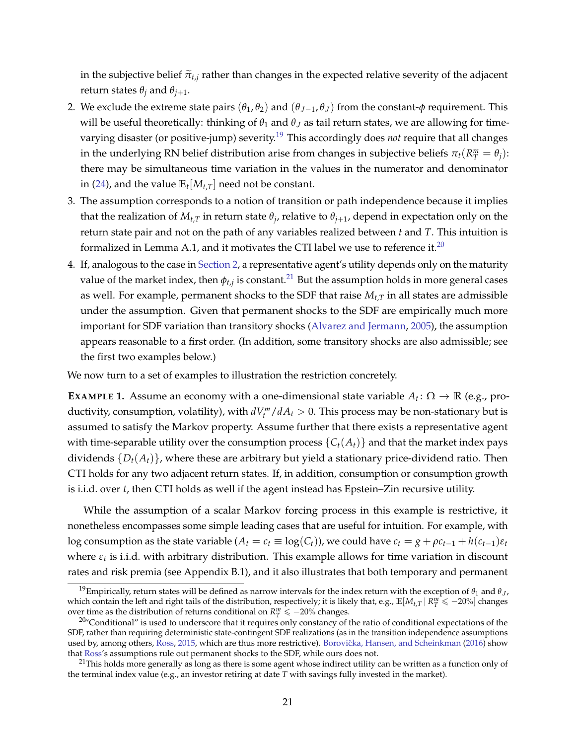in the subjective belief $\widetilde{\pi}_{t,j}$ rather than changes in the expected relative severity of the adjacent return states $\theta_j$ and $\theta_{j+1}$.

2. We exclude the extreme state pairs $(\theta_1, \theta_2)$ and $(\theta_{J-1}, \theta_J)$ from the constant-$\phi$ requirement. This will be useful theoretically: thinking of $\theta_1$ and $\theta_J$ as tail return states, we are allowing for time-varying disaster (or positive-jump) severity.[19] This accordingly does *not* require that all changes in the underlying RN belief distribution arise from changes in subjective beliefs $\pi_t(R^m_T = \theta_j)$: there may be simultaneous time variation in the values in the numerator and denominator in (24), and the value $\mathbb{E}_t[M_{t,T}]$ need not be constant.

3. The assumption corresponds to a notion of transition or path independence because it implies that the realization of $M_{t,T}$ in return state $\theta_j$, relative to $\theta_{j+1}$, depend in expectation only on the return state pair and not on the path of any variables realized between $t$ and $T$. This intuition is formalized in Lemma A.1, and it motivates the CTI label we use to reference it.[20]

4. If, analogous to the case in Section 2, a representative agent's utility depends only on the maturity value of the market index, then $\phi_{t,j}$ is constant.[21] But the assumption holds in more general cases as well. For example, permanent shocks to the SDF that raise $M_{t,T}$ in all states are admissible under the assumption. Given that permanent shocks to the SDF are empirically much more important for SDF variation than transitory shocks (Alvarez and Jermann, 2005), the assumption appears reasonable to a first order. (In addition, some transitory shocks are also admissible; see the first two examples below.)

We now turn to a set of examples to illustration the restriction concretely.

**EXAMPLE 1.** Assume an economy with a one-dimensional state variable $A_t \colon \Omega \to \mathbb{R}$ (e.g., productivity, consumption, volatility), with $dV^m_t/dA_t > 0$. This process may be non-stationary but is assumed to satisfy the Markov property. Assume further that there exists a representative agent with time-separable utility over the consumption process $\{C_t(A_t)\}$ and that the market index pays dividends $\{D_t(A_t)\}$, where these are arbitrary but yield a stationary price-dividend ratio. Then CTI holds for any two adjacent return states. If, in addition, consumption or consumption growth is i.i.d. over $t$, then CTI holds as well if the agent instead has Epstein–Zin recursive utility.

While the assumption of a scalar Markov forcing process in this example is restrictive, it nonetheless encompasses some simple leading cases that are useful for intuition. For example, with log consumption as the state variable ($A_t = c_t \equiv \log(C_t)$), we could have $c_t = g + \rho c_{t-1} + h(c_{t-1})\varepsilon_t$ where $\varepsilon_t$ is i.i.d. with arbitrary distribution. This example allows for time variation in discount rates and risk premia (see Appendix B.1), and it also illustrates that both temporary and permanent

[19] Empirically, return states will be defined as narrow intervals for the index return with the exception of $\theta_1$ and $\theta_J$, which contain the left and right tails of the distribution, respectively; it is likely that, e.g., $\mathbb{E}[M_{t,T} \mid R^m_T \leqslant -20\%]$ changes over time as the distribution of returns conditional on $R^m_T \leqslant -20\%$ changes.

[20] "Conditional" is used to underscore that it requires only constancy of the ratio of conditional expectations of the SDF, rather than requiring deterministic state-contingent SDF realizations (as in the transition independence assumptions used by, among others, Ross, 2015, which are thus more restrictive). Borovička, Hansen, and Scheinkman (2016) show that Ross's assumptions rule out permanent shocks to the SDF, while ours does not.

[21] This holds more generally as long as there is some agent whose indirect utility can be written as a function only of the terminal index value (e.g., an investor retiring at date $T$ with savings fully invested in the market).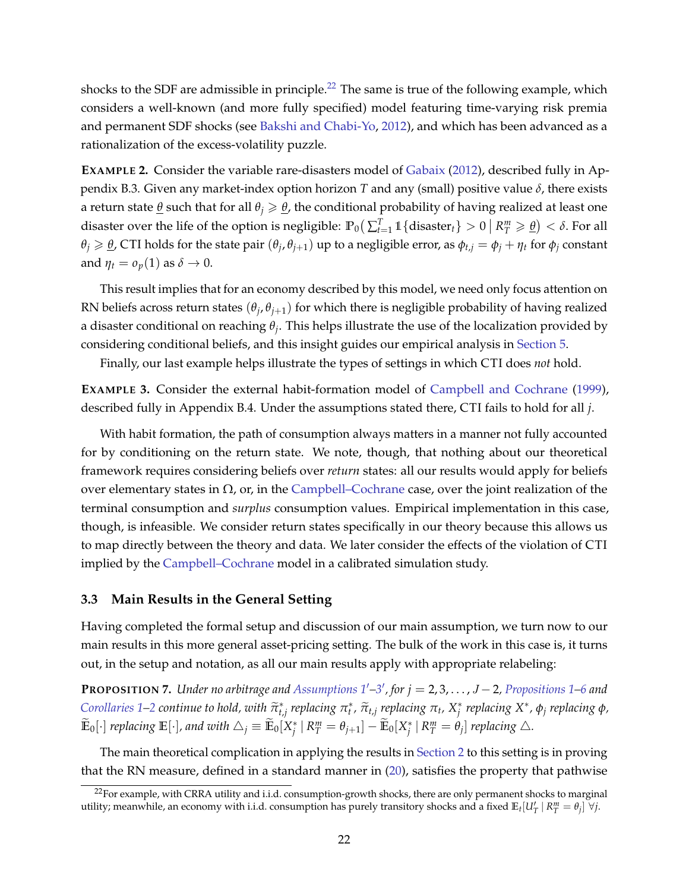shocks to the SDF are admissible in principle.[22] The same is true of the following example, which considers a well-known (and more fully specified) model featuring time-varying risk premia and permanent SDF shocks (see Bakshi and Chabi-Yo, 2012), and which has been advanced as a rationalization of the excess-volatility puzzle.

**EXAMPLE 2.** Consider the variable rare-disasters model of Gabaix (2012), described fully in Appendix B.3. Given any market-index option horizon $T$ and any (small) positive value $\delta$, there exists a return state $\underline{\theta}$ such that for all $\theta_j \geqslant \underline{\theta}$, the conditional probability of having realized at least one disaster over the life of the option is negligible: $\mathbb{P}_0\big(\sum_{t=1}^{T} \mathbb{1}\{\text{disaster}_t\} > 0 \,\big|\, R_T^m \geqslant \underline{\theta}\big) < \delta$. For all $\theta_j \geqslant \underline{\theta}$, CTI holds for the state pair $(\theta_j, \theta_{j+1})$ up to a negligible error, as $\phi_{t,j} = \phi_j + \eta_t$ for $\phi_j$ constant and $\eta_t = o_p(1)$ as $\delta \to 0$.

This result implies that for an economy described by this model, we need only focus attention on RN beliefs across return states $(\theta_j, \theta_{j+1})$ for which there is negligible probability of having realized a disaster conditional on reaching $\theta_j$. This helps illustrate the use of the localization provided by considering conditional beliefs, and this insight guides our empirical analysis in Section 5.

Finally, our last example helps illustrate the types of settings in which CTI does *not* hold.

**EXAMPLE 3.** Consider the external habit-formation model of Campbell and Cochrane (1999), described fully in Appendix B.4. Under the assumptions stated there, CTI fails to hold for all $j$.

With habit formation, the path of consumption always matters in a manner not fully accounted for by conditioning on the return state. We note, though, that nothing about our theoretical framework requires considering beliefs over *return* states: all our results would apply for beliefs over elementary states in $\Omega$, or, in the Campbell–Cochrane case, over the joint realization of the terminal consumption and *surplus* consumption values. Empirical implementation in this case, though, is infeasible. We consider return states specifically in our theory because this allows us to map directly between the theory and data. We later consider the effects of the violation of CTI implied by the Campbell–Cochrane model in a calibrated simulation study.

### 3.3 Main Results in the General Setting

Having completed the formal setup and discussion of our main assumption, we turn now to our main results in this more general asset-pricing setting. The bulk of the work in this case is, it turns out, in the setup and notation, as all our main results apply with appropriate relabeling:

**PROPOSITION 7.** *Under no arbitrage and Assumptions 1′–3′, for $j = 2, 3, \ldots, J-2$, Propositions 1–6 and Corollaries 1–2 continue to hold, with $\widetilde{\pi}^*_{t,j}$ replacing $\pi^*_t$, $\widetilde{\pi}_{t,j}$ replacing $\pi_t$, $X^*_j$ replacing $X^*$, $\phi_j$ replacing $\phi$, $\widetilde{\mathbb{E}}_0[\cdot]$ replacing $\mathbb{E}[\cdot]$, and with $\triangle_j \equiv \widetilde{\mathbb{E}}_0[X^*_j \mid R^m_T = \theta_{j+1}] - \widetilde{\mathbb{E}}_0[X^*_j \mid R^m_T = \theta_j]$ replacing $\triangle$.*

The main theoretical complication in applying the results in Section 2 to this setting is in proving that the RN measure, defined in a standard manner in (20), satisfies the property that pathwise

[22] For example, with CRRA utility and i.i.d. consumption-growth shocks, there are only permanent shocks to marginal utility; meanwhile, an economy with i.i.d. consumption has purely transitory shocks and a fixed $\mathbb{E}_t[U'_T \mid R^m_T = \theta_j]$ $\forall j$.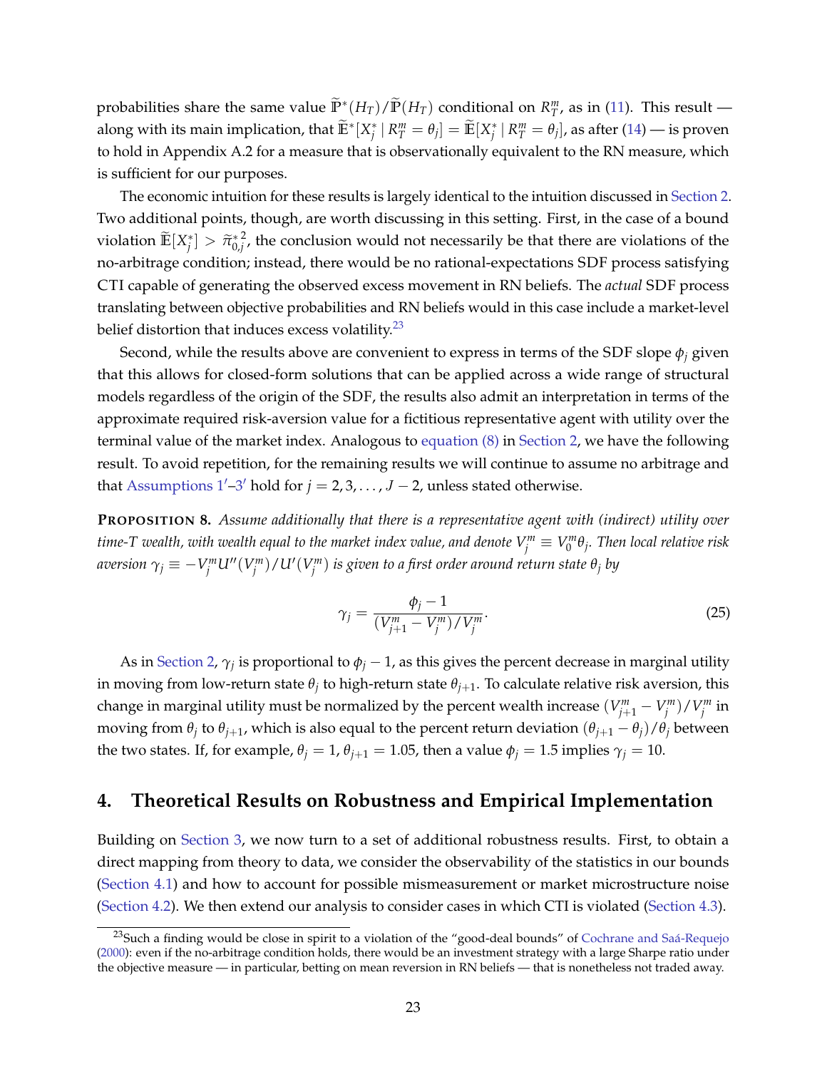probabilities share the same value $\widetilde{\mathbb{P}}^*(H_T)/\widetilde{\mathbb{P}}(H_T)$ conditional on $R_T^m$, as in (11). This result — along with its main implication, that $\widetilde{\mathbb{E}}^*[X_j^* \mid R_T^m = \theta_j] = \widetilde{\mathbb{E}}[X_j^* \mid R_T^m = \theta_j]$, as after (14) — is proven to hold in Appendix A.2 for a measure that is observationally equivalent to the RN measure, which is sufficient for our purposes.

The economic intuition for these results is largely identical to the intuition discussed in Section 2. Two additional points, though, are worth discussing in this setting. First, in the case of a bound violation $\widetilde{\mathbb{E}}[X_j^*] > \widetilde{\pi}_{0,j}^{*\,2}$, the conclusion would not necessarily be that there are violations of the no-arbitrage condition; instead, there would be no rational-expectations SDF process satisfying CTI capable of generating the observed excess movement in RN beliefs. The *actual* SDF process translating between objective probabilities and RN beliefs would in this case include a market-level belief distortion that induces excess volatility.[23]

Second, while the results above are convenient to express in terms of the SDF slope $\phi_j$ given that this allows for closed-form solutions that can be applied across a wide range of structural models regardless of the origin of the SDF, the results also admit an interpretation in terms of the approximate required risk-aversion value for a fictitious representative agent with utility over the terminal value of the market index. Analogous to equation (8) in Section 2, we have the following result. To avoid repetition, for the remaining results we will continue to assume no arbitrage and that Assumptions 1′–3′ hold for $j = 2, 3, \ldots, J-2$, unless stated otherwise.

**PROPOSITION 8.** *Assume additionally that there is a representative agent with (indirect) utility over time-T wealth, with wealth equal to the market index value, and denote $V_j^m \equiv V_0^m \theta_j$. Then local relative risk aversion $\gamma_j \equiv -V_j^m U''(V_j^m)/U'(V_j^m)$ is given to a first order around return state $\theta_j$ by*

$$\gamma_j = \frac{\phi_j - 1}{(V_{j+1}^m - V_j^m)/V_j^m}. \tag{25}$$

As in Section 2, $\gamma_j$ is proportional to $\phi_j - 1$, as this gives the percent decrease in marginal utility in moving from low-return state $\theta_j$ to high-return state $\theta_{j+1}$. To calculate relative risk aversion, this change in marginal utility must be normalized by the percent wealth increase $(V_{j+1}^m - V_j^m)/V_j^m$ in moving from $\theta_j$ to $\theta_{j+1}$, which is also equal to the percent return deviation $(\theta_{j+1} - \theta_j)/\theta_j$ between the two states. If, for example, $\theta_j = 1$, $\theta_{j+1} = 1.05$, then a value $\phi_j = 1.5$ implies $\gamma_j = 10$.

## 4. Theoretical Results on Robustness and Empirical Implementation

Building on Section 3, we now turn to a set of additional robustness results. First, to obtain a direct mapping from theory to data, we consider the observability of the statistics in our bounds (Section 4.1) and how to account for possible mismeasurement or market microstructure noise (Section 4.2). We then extend our analysis to consider cases in which CTI is violated (Section 4.3).

[23] Such a finding would be close in spirit to a violation of the "good-deal bounds" of Cochrane and Saá-Requejo (2000): even if the no-arbitrage condition holds, there would be an investment strategy with a large Sharpe ratio under the objective measure — in particular, betting on mean reversion in RN beliefs — that is nonetheless not traded away.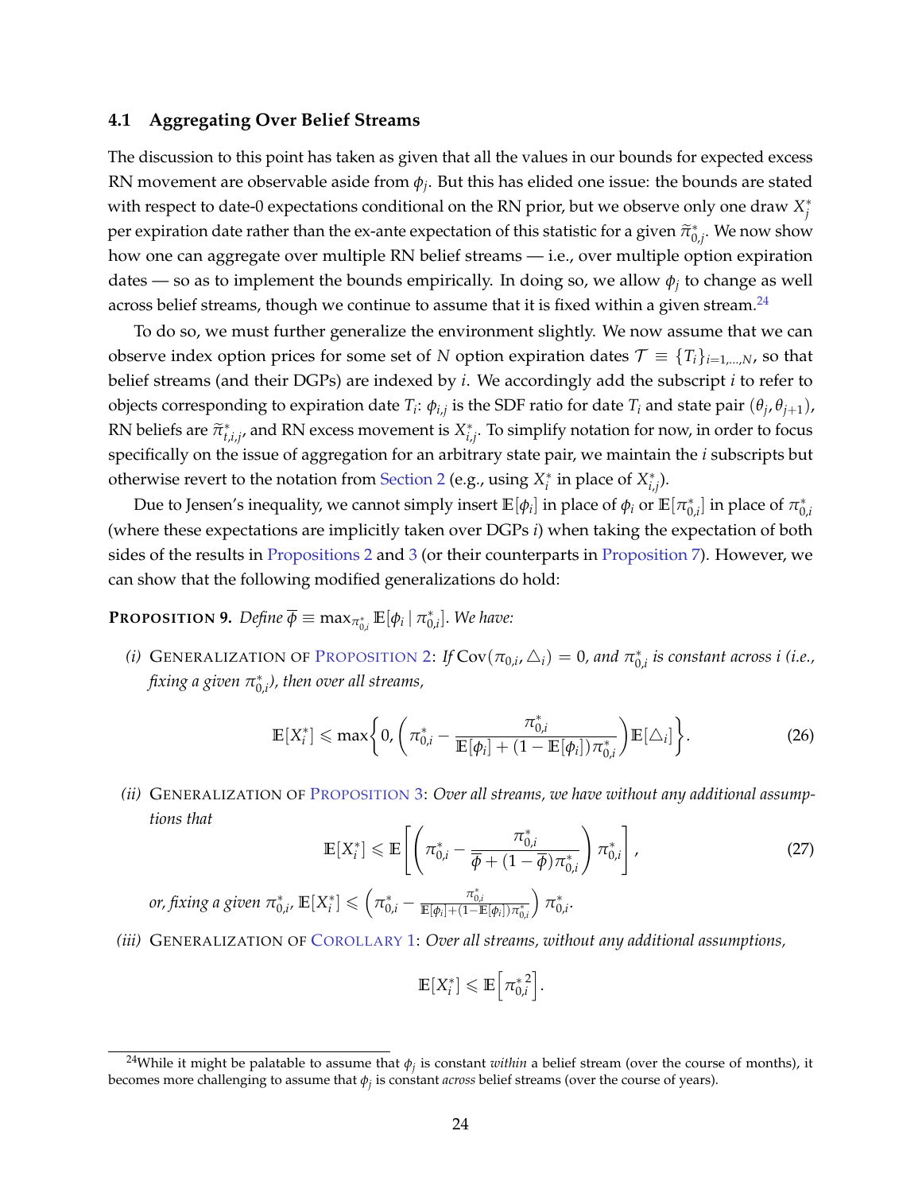### 4.1 Aggregating Over Belief Streams

The discussion to this point has taken as given that all the values in our bounds for expected excess RN movement are observable aside from $\phi_j$. But this has elided one issue: the bounds are stated with respect to date-0 expectations conditional on the RN prior, but we observe only one draw $X_j^*$ per expiration date rather than the ex-ante expectation of this statistic for a given $\widetilde{\pi}_{0,j}^*$. We now show how one can aggregate over multiple RN belief streams — i.e., over multiple option expiration dates — so as to implement the bounds empirically. In doing so, we allow $\phi_j$ to change as well across belief streams, though we continue to assume that it is fixed within a given stream.[24]

To do so, we must further generalize the environment slightly. We now assume that we can observe index option prices for some set of $N$ option expiration dates $\mathcal{T} \equiv \{T_i\}_{i=1,\dots,N}$, so that belief streams (and their DGPs) are indexed by $i$. We accordingly add the subscript $i$ to refer to objects corresponding to expiration date $T_i$: $\phi_{i,j}$ is the SDF ratio for date $T_i$ and state pair $(\theta_j, \theta_{j+1})$, RN beliefs are $\widetilde{\pi}_{t,i,j}^*$, and RN excess movement is $X_{i,j}^*$. To simplify notation for now, in order to focus specifically on the issue of aggregation for an arbitrary state pair, we maintain the $i$ subscripts but otherwise revert to the notation from Section 2 (e.g., using $X_i^*$ in place of $X_{i,j}^*$).

Due to Jensen's inequality, we cannot simply insert $\mathbb{E}[\phi_i]$ in place of $\phi_i$ or $\mathbb{E}[\pi_{0,i}^*]$ in place of $\pi_{0,i}^*$ (where these expectations are implicitly taken over DGPs $i$) when taking the expectation of both sides of the results in Propositions 2 and 3 (or their counterparts in Proposition 7). However, we can show that the following modified generalizations do hold:

**PROPOSITION 9.** *Define $\overline{\phi} \equiv \max_{\pi_{0,i}^*} \mathbb{E}[\phi_i \mid \pi_{0,i}^*]$. We have:*

*(i)* GENERALIZATION OF PROPOSITION 2: *If $\operatorname{Cov}(\pi_{0,i}, \triangle_i) = 0$, and $\pi_{0,i}^*$ is constant across $i$ (i.e., fixing a given $\pi_{0,i}^*$), then over all streams,*

$$\mathbb{E}[X_i^*] \leqslant \max\left\{0, \left(\pi_{0,i}^* - \frac{\pi_{0,i}^*}{\mathbb{E}[\phi_i] + (1 - \mathbb{E}[\phi_i])\pi_{0,i}^*}\right)\mathbb{E}[\triangle_i]\right\}. \tag{26}$$

*(ii)* GENERALIZATION OF PROPOSITION 3: *Over all streams, we have without any additional assumptions that*

$$\mathbb{E}[X_i^*] \leqslant \mathbb{E}\left[\left(\pi_{0,i}^* - \frac{\pi_{0,i}^*}{\overline{\phi} + (1 - \overline{\phi})\pi_{0,i}^*}\right)\pi_{0,i}^*\right], \tag{27}$$

*or, fixing a given $\pi_{0,i}^*$, $\mathbb{E}[X_i^*] \leqslant \left(\pi_{0,i}^* - \frac{\pi_{0,i}^*}{\mathbb{E}[\phi_i] + (1 - \mathbb{E}[\phi_i])\pi_{0,i}^*}\right)\pi_{0,i}^*$.*

*(iii)* GENERALIZATION OF COROLLARY 1: *Over all streams, without any additional assumptions,*

$$\mathbb{E}[X_i^*] \leqslant \mathbb{E}\left[{\pi_{0,i}^*}^2\right].$$

[24] While it might be palatable to assume that $\phi_j$ is constant *within* a belief stream (over the course of months), it becomes more challenging to assume that $\phi_j$ is constant *across* belief streams (over the course of years).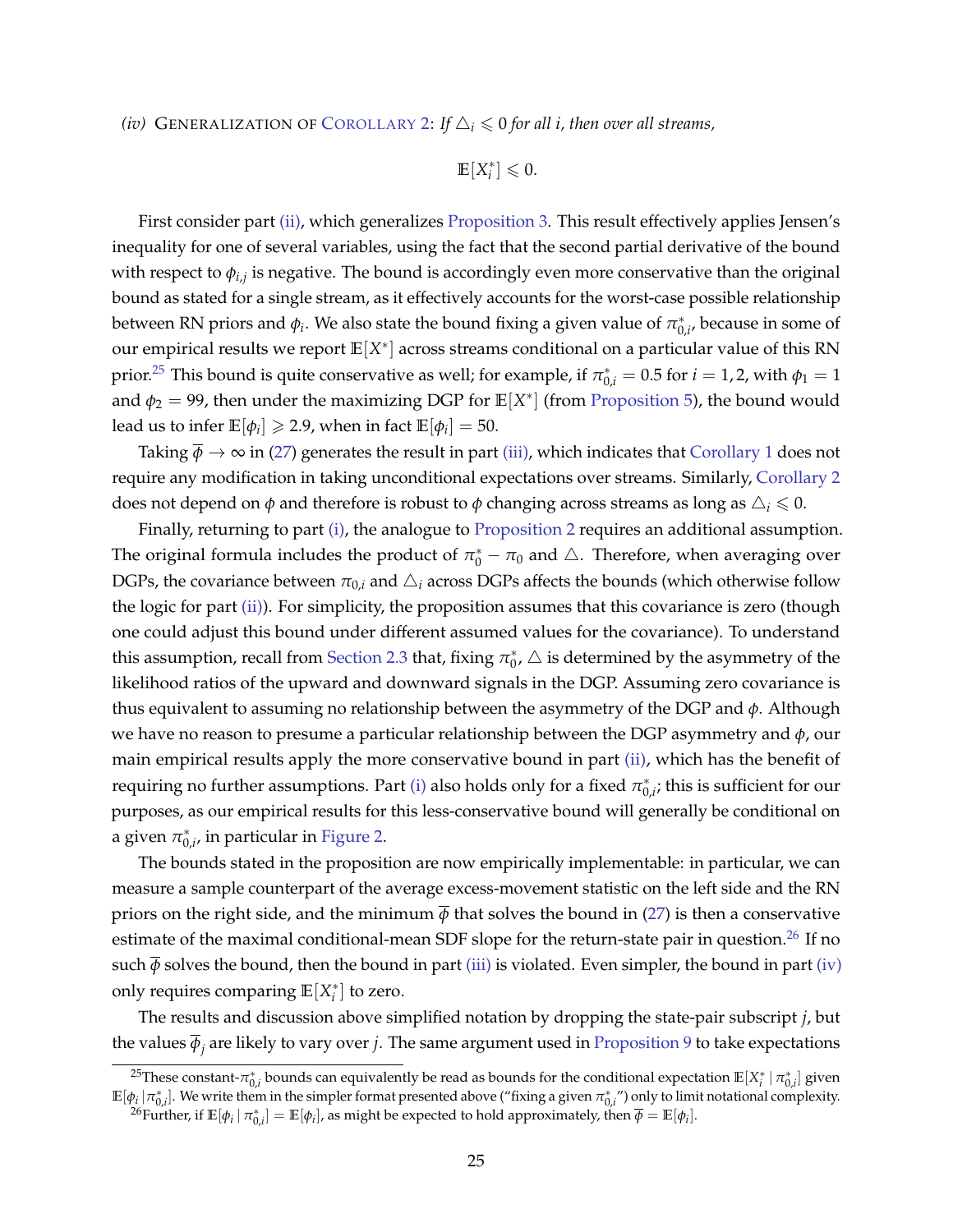*(iv)* Generalization of Corollary 2: *If $\triangle_i \leqslant 0$ for all $i$, then over all streams,*

$$\mathbb{E}[X_i^*] \leqslant 0.$$

First consider part (ii), which generalizes Proposition 3. This result effectively applies Jensen's inequality for one of several variables, using the fact that the second partial derivative of the bound with respect to $\phi_{i,j}$ is negative. The bound is accordingly even more conservative than the original bound as stated for a single stream, as it effectively accounts for the worst-case possible relationship between RN priors and $\phi_i$. We also state the bound fixing a given value of $\pi_{0,i}^*$, because in some of our empirical results we report $\mathbb{E}[X^*]$ across streams conditional on a particular value of this RN prior.[25] This bound is quite conservative as well; for example, if $\pi_{0,i}^* = 0.5$ for $i = 1, 2$, with $\phi_1 = 1$ and $\phi_2 = 99$, then under the maximizing DGP for $\mathbb{E}[X^*]$ (from Proposition 5), the bound would lead us to infer $\mathbb{E}[\phi_i] \geqslant 2.9$, when in fact $\mathbb{E}[\phi_i] = 50$.

Taking $\overline{\phi} \to \infty$ in (27) generates the result in part (iii), which indicates that Corollary 1 does not require any modification in taking unconditional expectations over streams. Similarly, Corollary 2 does not depend on $\phi$ and therefore is robust to $\phi$ changing across streams as long as $\triangle_i \leqslant 0$.

Finally, returning to part (i), the analogue to Proposition 2 requires an additional assumption. The original formula includes the product of $\pi_0^* - \pi_0$ and $\triangle$. Therefore, when averaging over DGPs, the covariance between $\pi_{0,i}$ and $\triangle_i$ across DGPs affects the bounds (which otherwise follow the logic for part (ii)). For simplicity, the proposition assumes that this covariance is zero (though one could adjust this bound under different assumed values for the covariance). To understand this assumption, recall from Section 2.3 that, fixing $\pi_0^*$, $\triangle$ is determined by the asymmetry of the likelihood ratios of the upward and downward signals in the DGP. Assuming zero covariance is thus equivalent to assuming no relationship between the asymmetry of the DGP and $\phi$. Although we have no reason to presume a particular relationship between the DGP asymmetry and $\phi$, our main empirical results apply the more conservative bound in part (ii), which has the benefit of requiring no further assumptions. Part (i) also holds only for a fixed $\pi_{0,i}^*$; this is sufficient for our purposes, as our empirical results for this less-conservative bound will generally be conditional on a given $\pi_{0,i}^*$, in particular in Figure 2.

The bounds stated in the proposition are now empirically implementable: in particular, we can measure a sample counterpart of the average excess-movement statistic on the left side and the RN priors on the right side, and the minimum $\overline{\phi}$ that solves the bound in (27) is then a conservative estimate of the maximal conditional-mean SDF slope for the return-state pair in question.[26] If no such $\overline{\phi}$ solves the bound, then the bound in part (iii) is violated. Even simpler, the bound in part (iv) only requires comparing $\mathbb{E}[X_i^*]$ to zero.

The results and discussion above simplified notation by dropping the state-pair subscript $j$, but the values $\overline{\phi}_j$ are likely to vary over $j$. The same argument used in Proposition 9 to take expectations

[25] These constant-$\pi_{0,i}^*$ bounds can equivalently be read as bounds for the conditional expectation $\mathbb{E}[X_i^* \mid \pi_{0,i}^*]$ given $\mathbb{E}[\phi_i \mid \pi_{0,i}^*]$. We write them in the simpler format presented above ("fixing a given $\pi_{0,i}^*$") only to limit notational complexity.

[26] Further, if $\mathbb{E}[\phi_i \mid \pi_{0,i}^*] = \mathbb{E}[\phi_i]$, as might be expected to hold approximately, then $\overline{\phi} = \mathbb{E}[\phi_i]$.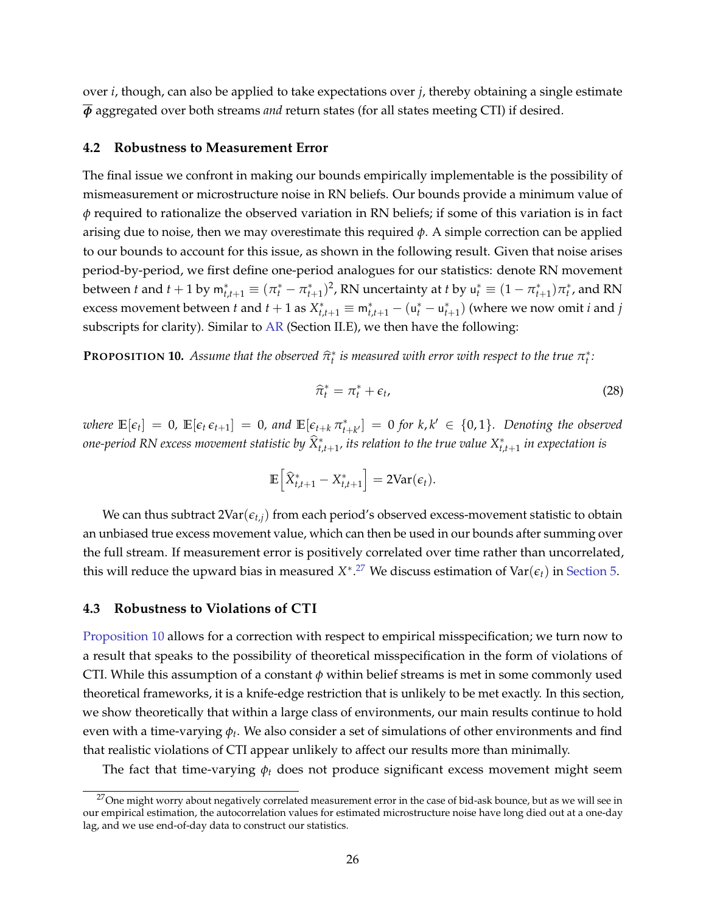over $i$, though, can also be applied to take expectations over $j$, thereby obtaining a single estimate $\overline{\boldsymbol{\phi}}$ aggregated over both streams *and* return states (for all states meeting CTI) if desired.

### 4.2 Robustness to Measurement Error

The final issue we confront in making our bounds empirically implementable is the possibility of mismeasurement or microstructure noise in RN beliefs. Our bounds provide a minimum value of $\phi$ required to rationalize the observed variation in RN beliefs; if some of this variation is in fact arising due to noise, then we may overestimate this required $\phi$. A simple correction can be applied to our bounds to account for this issue, as shown in the following result. Given that noise arises period-by-period, we first define one-period analogues for our statistics: denote RN movement between $t$ and $t+1$ by $\mathsf{m}^*_{t,t+1} \equiv (\pi^*_t - \pi^*_{t+1})^2$, RN uncertainty at $t$ by $\mathsf{u}^*_t \equiv (1 - \pi^*_{t+1})\pi^*_t$, and RN excess movement between $t$ and $t+1$ as $X^*_{t,t+1} \equiv \mathsf{m}^*_{t,t+1} - (\mathsf{u}^*_t - \mathsf{u}^*_{t+1})$ (where we now omit $i$ and $j$ subscripts for clarity). Similar to AR (Section II.E), we then have the following:

**PROPOSITION 10.** *Assume that the observed $\widehat{\pi}^*_t$ is measured with error with respect to the true $\pi^*_t$:*

$$\widehat{\pi}^*_t = \pi^*_t + \epsilon_t, \tag{28}$$

*where $\mathbb{E}[\epsilon_t] = 0$, $\mathbb{E}[\epsilon_t \, \epsilon_{t+1}] = 0$, and $\mathbb{E}[\epsilon_{t+k} \, \pi^*_{t+k'}] = 0$ for $k, k' \in \{0, 1\}$. Denoting the observed one-period RN excess movement statistic by $\widehat{X}^*_{t,t+1}$, its relation to the true value $X^*_{t,t+1}$ in expectation is*

$$\mathbb{E}\Big[\widehat{X}^*_{t,t+1} - X^*_{t,t+1}\Big] = 2\mathrm{Var}(\epsilon_t).$$

We can thus subtract $2\mathrm{Var}(\epsilon_{t,j})$ from each period's observed excess-movement statistic to obtain an unbiased true excess movement value, which can then be used in our bounds after summing over the full stream. If measurement error is positively correlated over time rather than uncorrelated, this will reduce the upward bias in measured $X^*$.[27] We discuss estimation of $\mathrm{Var}(\epsilon_t)$ in Section 5.

### 4.3 Robustness to Violations of CTI

Proposition 10 allows for a correction with respect to empirical misspecification; we turn now to a result that speaks to the possibility of theoretical misspecification in the form of violations of CTI. While this assumption of a constant $\phi$ within belief streams is met in some commonly used theoretical frameworks, it is a knife-edge restriction that is unlikely to be met exactly. In this section, we show theoretically that within a large class of environments, our main results continue to hold even with a time-varying $\phi_t$. We also consider a set of simulations of other environments and find that realistic violations of CTI appear unlikely to affect our results more than minimally.

The fact that time-varying $\phi_t$ does not produce significant excess movement might seem

[27] One might worry about negatively correlated measurement error in the case of bid-ask bounce, but as we will see in our empirical estimation, the autocorrelation values for estimated microstructure noise have long died out at a one-day lag, and we use end-of-day data to construct our statistics.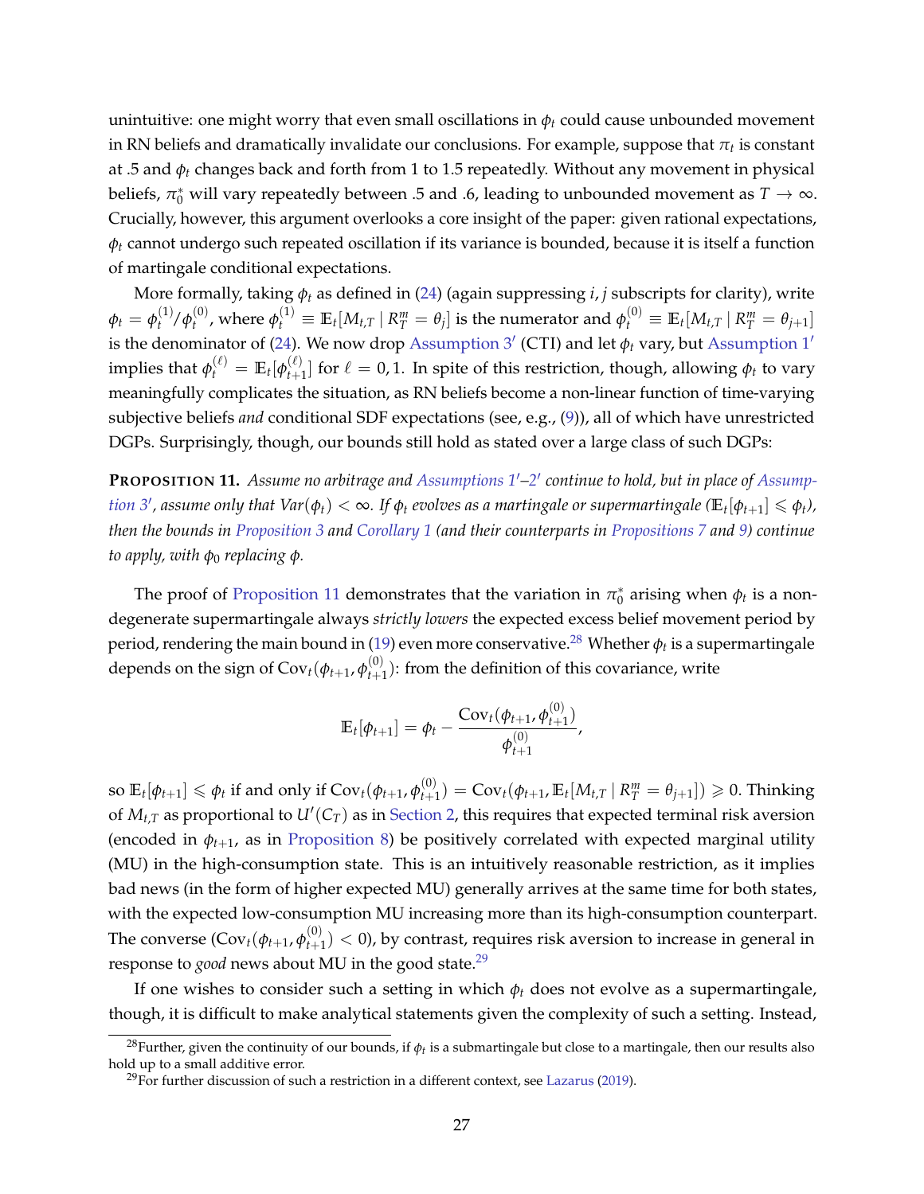unintuitive: one might worry that even small oscillations in $\phi_t$ could cause unbounded movement in RN beliefs and dramatically invalidate our conclusions. For example, suppose that $\pi_t$ is constant at .5 and $\phi_t$ changes back and forth from 1 to 1.5 repeatedly. Without any movement in physical beliefs, $\pi_0^*$ will vary repeatedly between .5 and .6, leading to unbounded movement as $T \to \infty$. Crucially, however, this argument overlooks a core insight of the paper: given rational expectations, $\phi_t$ cannot undergo such repeated oscillation if its variance is bounded, because it is itself a function of martingale conditional expectations.

More formally, taking $\phi_t$ as defined in (24) (again suppressing $i, j$ subscripts for clarity), write $\phi_t = \phi_t^{(1)}/\phi_t^{(0)}$, where $\phi_t^{(1)} \equiv \mathbb{E}_t[M_{t,T} \mid R_T^m = \theta_j]$ is the numerator and $\phi_t^{(0)} \equiv \mathbb{E}_t[M_{t,T} \mid R_T^m = \theta_{j+1}]$ is the denominator of (24). We now drop Assumption 3′ (CTI) and let $\phi_t$ vary, but Assumption 1′ implies that $\phi_t^{(\ell)} = \mathbb{E}_t[\phi_{t+1}^{(\ell)}]$ for $\ell = 0, 1$. In spite of this restriction, though, allowing $\phi_t$ to vary meaningfully complicates the situation, as RN beliefs become a non-linear function of time-varying subjective beliefs *and* conditional SDF expectations (see, e.g., (9)), all of which have unrestricted DGPs. Surprisingly, though, our bounds still hold as stated over a large class of such DGPs:

**PROPOSITION 11.** *Assume no arbitrage and Assumptions 1′–2′ continue to hold, but in place of Assumption 3′, assume only that $Var(\phi_t) < \infty$. If $\phi_t$ evolves as a martingale or supermartingale ($\mathbb{E}_t[\phi_{t+1}] \leqslant \phi_t$), then the bounds in Proposition 3 and Corollary 1 (and their counterparts in Propositions 7 and 9) continue to apply, with $\phi_0$ replacing $\phi$.*

The proof of Proposition 11 demonstrates that the variation in $\pi_0^*$ arising when $\phi_t$ is a non-degenerate supermartingale always *strictly lowers* the expected excess belief movement period by period, rendering the main bound in (19) even more conservative.[28] Whether $\phi_t$ is a supermartingale depends on the sign of $\text{Cov}_t(\phi_{t+1}, \phi_{t+1}^{(0)})$: from the definition of this covariance, write

$$\mathbb{E}_t[\phi_{t+1}] = \phi_t - \frac{\text{Cov}_t(\phi_{t+1}, \phi_{t+1}^{(0)})}{\phi_{t+1}^{(0)}},$$

so $\mathbb{E}_t[\phi_{t+1}] \leqslant \phi_t$ if and only if $\text{Cov}_t(\phi_{t+1}, \phi_{t+1}^{(0)}) = \text{Cov}_t(\phi_{t+1}, \mathbb{E}_t[M_{t,T} \mid R_T^m = \theta_{j+1}]) \geqslant 0$. Thinking of $M_{t,T}$ as proportional to $U'(C_T)$ as in Section 2, this requires that expected terminal risk aversion (encoded in $\phi_{t+1}$, as in Proposition 8) be positively correlated with expected marginal utility (MU) in the high-consumption state. This is an intuitively reasonable restriction, as it implies bad news (in the form of higher expected MU) generally arrives at the same time for both states, with the expected low-consumption MU increasing more than its high-consumption counterpart. The converse ($\text{Cov}_t(\phi_{t+1}, \phi_{t+1}^{(0)}) < 0$), by contrast, requires risk aversion to increase in general in response to *good* news about MU in the good state.[29]

If one wishes to consider such a setting in which $\phi_t$ does not evolve as a supermartingale, though, it is difficult to make analytical statements given the complexity of such a setting. Instead,

[28] Further, given the continuity of our bounds, if $\phi_t$ is a submartingale but close to a martingale, then our results also hold up to a small additive error.

[29] For further discussion of such a restriction in a different context, see Lazarus (2019).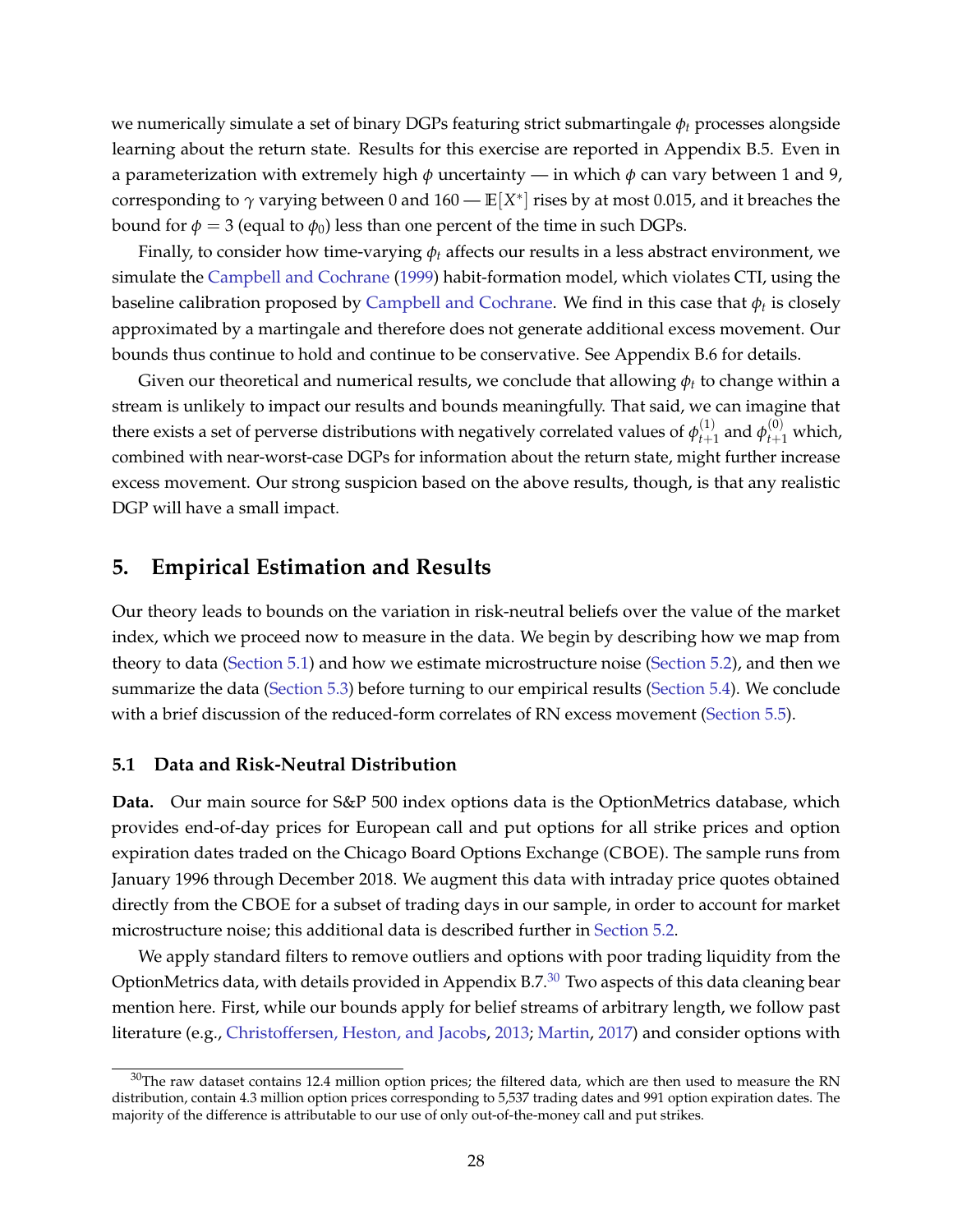we numerically simulate a set of binary DGPs featuring strict submartingale $\phi_t$ processes alongside learning about the return state. Results for this exercise are reported in Appendix B.5. Even in a parameterization with extremely high $\phi$ uncertainty — in which $\phi$ can vary between 1 and 9, corresponding to $\gamma$ varying between 0 and 160 — $\mathbb{E}[X^*]$ rises by at most 0.015, and it breaches the bound for $\phi = 3$ (equal to $\phi_0$) less than one percent of the time in such DGPs.

Finally, to consider how time-varying $\phi_t$ affects our results in a less abstract environment, we simulate the Campbell and Cochrane (1999) habit-formation model, which violates CTI, using the baseline calibration proposed by Campbell and Cochrane. We find in this case that $\phi_t$ is closely approximated by a martingale and therefore does not generate additional excess movement. Our bounds thus continue to hold and continue to be conservative. See Appendix B.6 for details.

Given our theoretical and numerical results, we conclude that allowing $\phi_t$ to change within a stream is unlikely to impact our results and bounds meaningfully. That said, we can imagine that there exists a set of perverse distributions with negatively correlated values of $\phi_{t+1}^{(1)}$ and $\phi_{t+1}^{(0)}$ which, combined with near-worst-case DGPs for information about the return state, might further increase excess movement. Our strong suspicion based on the above results, though, is that any realistic DGP will have a small impact.

## 5. Empirical Estimation and Results

Our theory leads to bounds on the variation in risk-neutral beliefs over the value of the market index, which we proceed now to measure in the data. We begin by describing how we map from theory to data (Section 5.1) and how we estimate microstructure noise (Section 5.2), and then we summarize the data (Section 5.3) before turning to our empirical results (Section 5.4). We conclude with a brief discussion of the reduced-form correlates of RN excess movement (Section 5.5).

### 5.1 Data and Risk-Neutral Distribution

**Data.** Our main source for S&P 500 index options data is the OptionMetrics database, which provides end-of-day prices for European call and put options for all strike prices and option expiration dates traded on the Chicago Board Options Exchange (CBOE). The sample runs from January 1996 through December 2018. We augment this data with intraday price quotes obtained directly from the CBOE for a subset of trading days in our sample, in order to account for market microstructure noise; this additional data is described further in Section 5.2.

We apply standard filters to remove outliers and options with poor trading liquidity from the OptionMetrics data, with details provided in Appendix B.7.[30] Two aspects of this data cleaning bear mention here. First, while our bounds apply for belief streams of arbitrary length, we follow past literature (e.g., Christoffersen, Heston, and Jacobs, 2013; Martin, 2017) and consider options with

[30] The raw dataset contains 12.4 million option prices; the filtered data, which are then used to measure the RN distribution, contain 4.3 million option prices corresponding to 5,537 trading dates and 991 option expiration dates. The majority of the difference is attributable to our use of only out-of-the-money call and put strikes.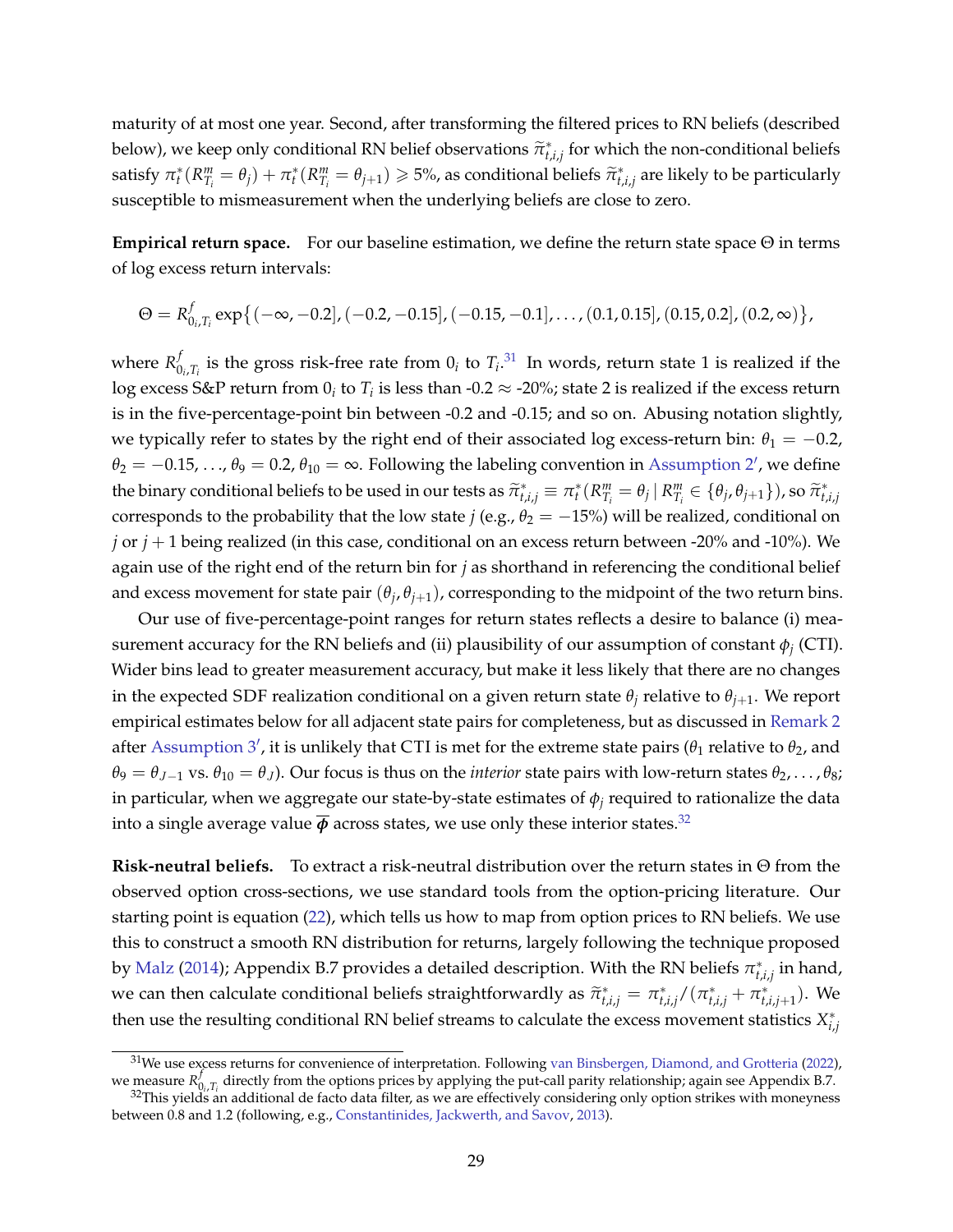maturity of at most one year. Second, after transforming the filtered prices to RN beliefs (described below), we keep only conditional RN belief observations $\widetilde{\pi}^*_{t,i,j}$ for which the non-conditional beliefs satisfy $\pi^*_t(R^m_{T_i} = \theta_j) + \pi^*_t(R^m_{T_i} = \theta_{j+1}) \geqslant 5\%$, as conditional beliefs $\widetilde{\pi}^*_{t,i,j}$ are likely to be particularly susceptible to mismeasurement when the underlying beliefs are close to zero.

**Empirical return space.** For our baseline estimation, we define the return state space $\Theta$ in terms of log excess return intervals:

$$\Theta = R^f_{0_i,T_i} \exp\{(-\infty, -0.2], (-0.2, -0.15], (-0.15, -0.1], \ldots, (0.1, 0.15], (0.15, 0.2], (0.2, \infty)\},$$

where $R^f_{0_i,T_i}$ is the gross risk-free rate from $0_i$ to $T_i$.[31] In words, return state 1 is realized if the log excess S&P return from $0_i$ to $T_i$ is less than -0.2 $\approx$ -20%; state 2 is realized if the excess return is in the five-percentage-point bin between -0.2 and -0.15; and so on. Abusing notation slightly, we typically refer to states by the right end of their associated log excess-return bin: $\theta_1 = -0.2$, $\theta_2 = -0.15, \ldots, \theta_9 = 0.2$, $\theta_{10} = \infty$. Following the labeling convention in Assumption 2′, we define the binary conditional beliefs to be used in our tests as $\widetilde{\pi}^*_{t,i,j} \equiv \pi^*_t(R^m_{T_i} = \theta_j \mid R^m_{T_i} \in \{\theta_j, \theta_{j+1}\})$, so $\widetilde{\pi}^*_{t,i,j}$ corresponds to the probability that the low state $j$ (e.g., $\theta_2 = -15\%$) will be realized, conditional on $j$ or $j+1$ being realized (in this case, conditional on an excess return between -20% and -10%). We again use of the right end of the return bin for $j$ as shorthand in referencing the conditional belief and excess movement for state pair $(\theta_j, \theta_{j+1})$, corresponding to the midpoint of the two return bins.

Our use of five-percentage-point ranges for return states reflects a desire to balance (i) measurement accuracy for the RN beliefs and (ii) plausibility of our assumption of constant $\phi_j$ (CTI). Wider bins lead to greater measurement accuracy, but make it less likely that there are no changes in the expected SDF realization conditional on a given return state $\theta_j$ relative to $\theta_{j+1}$. We report empirical estimates below for all adjacent state pairs for completeness, but as discussed in Remark 2 after Assumption 3′, it is unlikely that CTI is met for the extreme state pairs ($\theta_1$ relative to $\theta_2$, and $\theta_9 = \theta_{J-1}$ vs. $\theta_{10} = \theta_J$). Our focus is thus on the *interior* state pairs with low-return states $\theta_2, \ldots, \theta_8$; in particular, when we aggregate our state-by-state estimates of $\phi_j$ required to rationalize the data into a single average value $\overline{\boldsymbol{\phi}}$ across states, we use only these interior states.[32]

**Risk-neutral beliefs.** To extract a risk-neutral distribution over the return states in $\Theta$ from the observed option cross-sections, we use standard tools from the option-pricing literature. Our starting point is equation (22), which tells us how to map from option prices to RN beliefs. We use this to construct a smooth RN distribution for returns, largely following the technique proposed by Malz (2014); Appendix B.7 provides a detailed description. With the RN beliefs $\pi^*_{t,i,j}$ in hand, we can then calculate conditional beliefs straightforwardly as $\widetilde{\pi}^*_{t,i,j} = \pi^*_{t,i,j}/(\pi^*_{t,i,j} + \pi^*_{t,i,j+1})$. We then use the resulting conditional RN belief streams to calculate the excess movement statistics $X^*_{i,j}$

[31] We use excess returns for convenience of interpretation. Following van Binsbergen, Diamond, and Grotteria (2022), we measure $R^f_{0_i,T_i}$ directly from the options prices by applying the put-call parity relationship; again see Appendix B.7.

[32] This yields an additional de facto data filter, as we are effectively considering only option strikes with moneyness between 0.8 and 1.2 (following, e.g., Constantinides, Jackwerth, and Savov, 2013).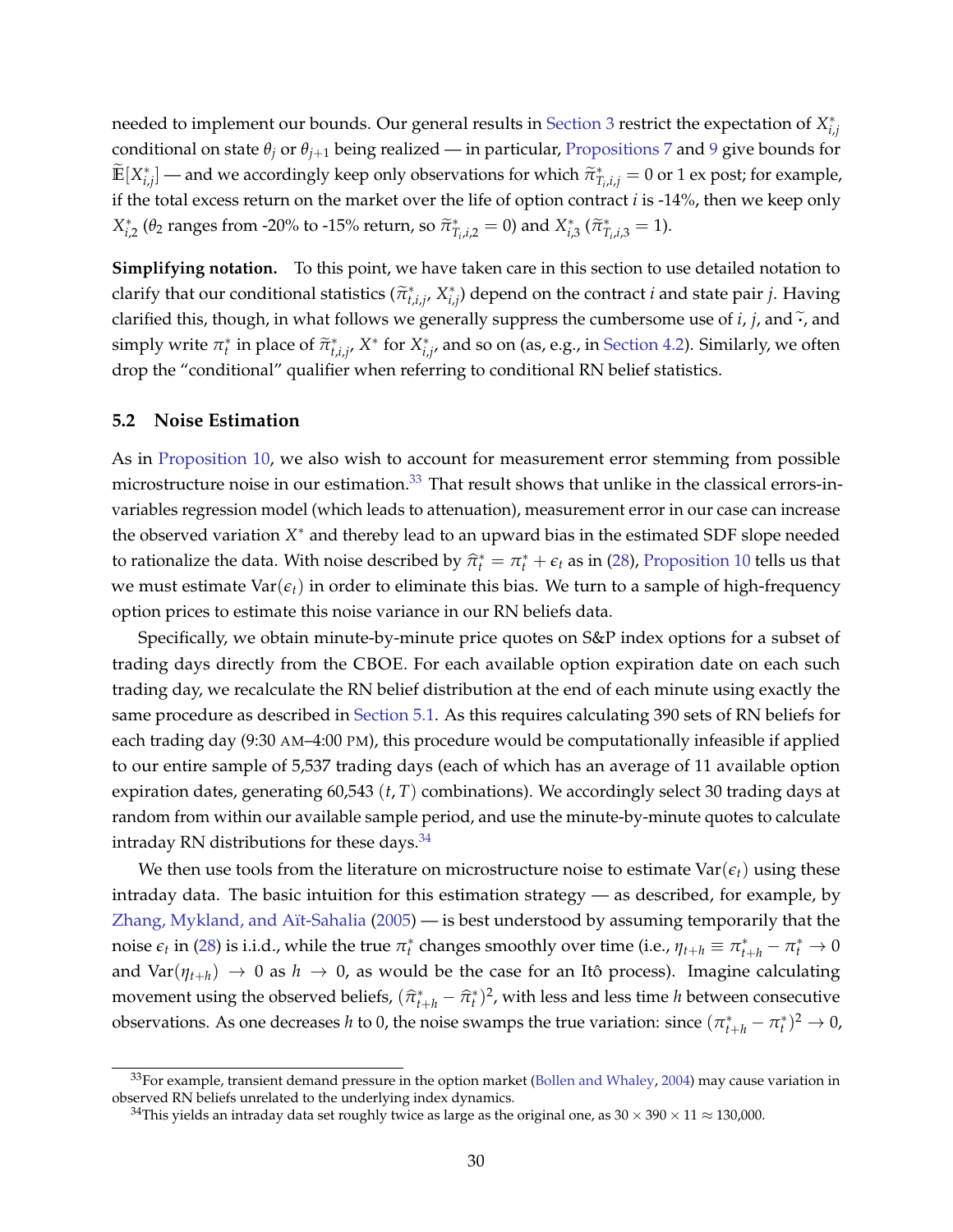needed to implement our bounds. Our general results in Section 3 restrict the expectation of $X^*_{i,j}$ conditional on state $\theta_j$ or $\theta_{j+1}$ being realized — in particular, Propositions 7 and 9 give bounds for $\widetilde{\mathbb{E}}[X^*_{i,j}]$ — and we accordingly keep only observations for which $\widetilde{\pi}^*_{T_i,i,j} = 0$ or 1 ex post; for example, if the total excess return on the market over the life of option contract $i$ is -14%, then we keep only $X^*_{i,2}$ ($\theta_2$ ranges from -20% to -15% return, so $\widetilde{\pi}^*_{T_i,i,2} = 0$) and $X^*_{i,3}$ ($\widetilde{\pi}^*_{T_i,i,3} = 1$).

**Simplifying notation.** To this point, we have taken care in this section to use detailed notation to clarify that our conditional statistics ($\widetilde{\pi}^*_{t,i,j}$, $X^*_{i,j}$) depend on the contract $i$ and state pair $j$. Having clarified this, though, in what follows we generally suppress the cumbersome use of $i$, $j$, and $\widetilde{\cdot}$, and simply write $\pi^*_t$ in place of $\widetilde{\pi}^*_{t,i,j}$, $X^*$ for $X^*_{i,j}$, and so on (as, e.g., in Section 4.2). Similarly, we often drop the "conditional" qualifier when referring to conditional RN belief statistics.

## 5.2 Noise Estimation

As in Proposition 10, we also wish to account for measurement error stemming from possible microstructure noise in our estimation.[33] That result shows that unlike in the classical errors-in-variables regression model (which leads to attenuation), measurement error in our case can increase the observed variation $X^*$ and thereby lead to an upward bias in the estimated SDF slope needed to rationalize the data. With noise described by $\widehat{\pi}^*_t = \pi^*_t + \epsilon_t$ as in (28), Proposition 10 tells us that we must estimate $\text{Var}(\epsilon_t)$ in order to eliminate this bias. We turn to a sample of high-frequency option prices to estimate this noise variance in our RN beliefs data.

Specifically, we obtain minute-by-minute price quotes on S&P index options for a subset of trading days directly from the CBOE. For each available option expiration date on each such trading day, we recalculate the RN belief distribution at the end of each minute using exactly the same procedure as described in Section 5.1. As this requires calculating 390 sets of RN beliefs for each trading day (9:30 AM–4:00 PM), this procedure would be computationally infeasible if applied to our entire sample of 5,537 trading days (each of which has an average of 11 available option expiration dates, generating 60,543 $(t, T)$ combinations). We accordingly select 30 trading days at random from within our available sample period, and use the minute-by-minute quotes to calculate intraday RN distributions for these days.[34]

We then use tools from the literature on microstructure noise to estimate $\text{Var}(\epsilon_t)$ using these intraday data. The basic intuition for this estimation strategy — as described, for example, by Zhang, Mykland, and Aït-Sahalia (2005) — is best understood by assuming temporarily that the noise $\epsilon_t$ in (28) is i.i.d., while the true $\pi^*_t$ changes smoothly over time (i.e., $\eta_{t+h} \equiv \pi^*_{t+h} - \pi^*_t \to 0$ and $\text{Var}(\eta_{t+h}) \to 0$ as $h \to 0$, as would be the case for an Itô process). Imagine calculating movement using the observed beliefs, $(\widehat{\pi}^*_{t+h} - \widehat{\pi}^*_t)^2$, with less and less time $h$ between consecutive observations. As one decreases $h$ to 0, the noise swamps the true variation: since $(\pi^*_{t+h} - \pi^*_t)^2 \to 0$,

[33] For example, transient demand pressure in the option market (Bollen and Whaley, 2004) may cause variation in observed RN beliefs unrelated to the underlying index dynamics.

[34] This yields an intraday data set roughly twice as large as the original one, as $30 \times 390 \times 11 \approx 130{,}000$.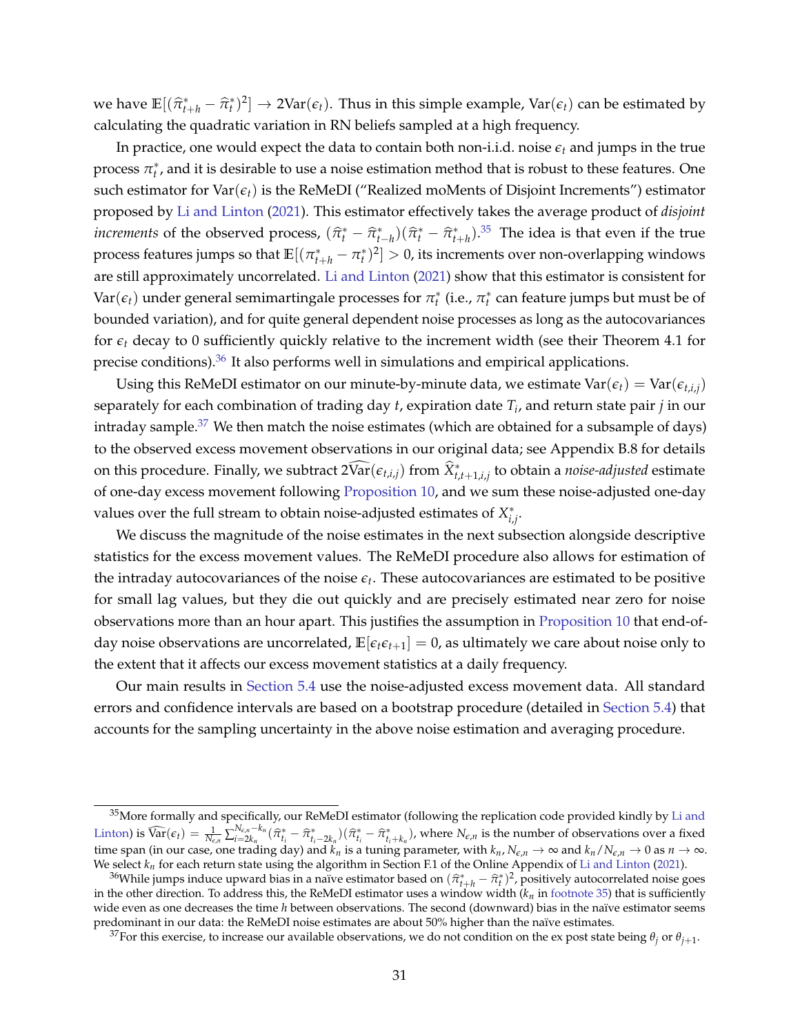we have $\mathbb{E}[(\widehat{\pi}^*_{t+h} - \widehat{\pi}^*_t)^2] \to 2\text{Var}(\epsilon_t)$. Thus in this simple example, $\text{Var}(\epsilon_t)$ can be estimated by calculating the quadratic variation in RN beliefs sampled at a high frequency.

In practice, one would expect the data to contain both non-i.i.d. noise $\epsilon_t$ and jumps in the true process $\pi^*_t$, and it is desirable to use a noise estimation method that is robust to these features. One such estimator for $\text{Var}(\epsilon_t)$ is the ReMeDI ("Realized moMents of Disjoint Increments") estimator proposed by Li and Linton (2021). This estimator effectively takes the average product of *disjoint increments* of the observed process, $(\widehat{\pi}^*_t - \widehat{\pi}^*_{t-h})(\widehat{\pi}^*_t - \widehat{\pi}^*_{t+h})$.[35] The idea is that even if the true process features jumps so that $\mathbb{E}[(\pi^*_{t+h} - \pi^*_t)^2] > 0$, its increments over non-overlapping windows are still approximately uncorrelated. Li and Linton (2021) show that this estimator is consistent for $\text{Var}(\epsilon_t)$ under general semimartingale processes for $\pi^*_t$ (i.e., $\pi^*_t$ can feature jumps but must be of bounded variation), and for quite general dependent noise processes as long as the autocovariances for $\epsilon_t$ decay to 0 sufficiently quickly relative to the increment width (see their Theorem 4.1 for precise conditions).[36] It also performs well in simulations and empirical applications.

Using this ReMeDI estimator on our minute-by-minute data, we estimate $\text{Var}(\epsilon_t) = \text{Var}(\epsilon_{t,i,j})$ separately for each combination of trading day $t$, expiration date $T_i$, and return state pair $j$ in our intraday sample.[37] We then match the noise estimates (which are obtained for a subsample of days) to the observed excess movement observations in our original data; see Appendix B.8 for details on this procedure. Finally, we subtract $2\widehat{\text{Var}}(\epsilon_{t,i,j})$ from $\widehat{X}^*_{t,t+1,i,j}$ to obtain a *noise-adjusted* estimate of one-day excess movement following Proposition 10, and we sum these noise-adjusted one-day values over the full stream to obtain noise-adjusted estimates of $X^*_{i,j}$.

We discuss the magnitude of the noise estimates in the next subsection alongside descriptive statistics for the excess movement values. The ReMeDI procedure also allows for estimation of the intraday autocovariances of the noise $\epsilon_t$. These autocovariances are estimated to be positive for small lag values, but they die out quickly and are precisely estimated near zero for noise observations more than an hour apart. This justifies the assumption in Proposition 10 that end-of-day noise observations are uncorrelated, $\mathbb{E}[\epsilon_t \epsilon_{t+1}] = 0$, as ultimately we care about noise only to the extent that it affects our excess movement statistics at a daily frequency.

Our main results in Section 5.4 use the noise-adjusted excess movement data. All standard errors and confidence intervals are based on a bootstrap procedure (detailed in Section 5.4) that accounts for the sampling uncertainty in the above noise estimation and averaging procedure.

---

[35] More formally and specifically, our ReMeDI estimator (following the replication code provided kindly by Li and Linton) is $\widehat{\text{Var}}(\epsilon_t) = \frac{1}{N_{\epsilon,n}} \sum_{i=2k_n}^{N_{\epsilon,n}-k_n} (\widehat{\pi}^*_{t_i} - \widehat{\pi}^*_{t_{i-2k_n}})(\widehat{\pi}^*_{t_i} - \widehat{\pi}^*_{t_{i+k_n}})$, where $N_{\epsilon,n}$ is the number of observations over a fixed time span (in our case, one trading day) and $k_n$ is a tuning parameter, with $k_n, N_{\epsilon,n} \to \infty$ and $k_n / N_{\epsilon,n} \to 0$ as $n \to \infty$. We select $k_n$ for each return state using the algorithm in Section F.1 of the Online Appendix of Li and Linton (2021).

[36] While jumps induce upward bias in a naïve estimator based on $(\widehat{\pi}^*_{t+h} - \widehat{\pi}^*_t)^2$, positively autocorrelated noise goes in the other direction. To address this, the ReMeDI estimator uses a window width ($k_n$ in footnote 35) that is sufficiently wide even as one decreases the time $h$ between observations. The second (downward) bias in the naïve estimator seems predominant in our data: the ReMeDI noise estimates are about 50% higher than the naïve estimates.

[37] For this exercise, to increase our available observations, we do not condition on the ex post state being $\theta_j$ or $\theta_{j+1}$.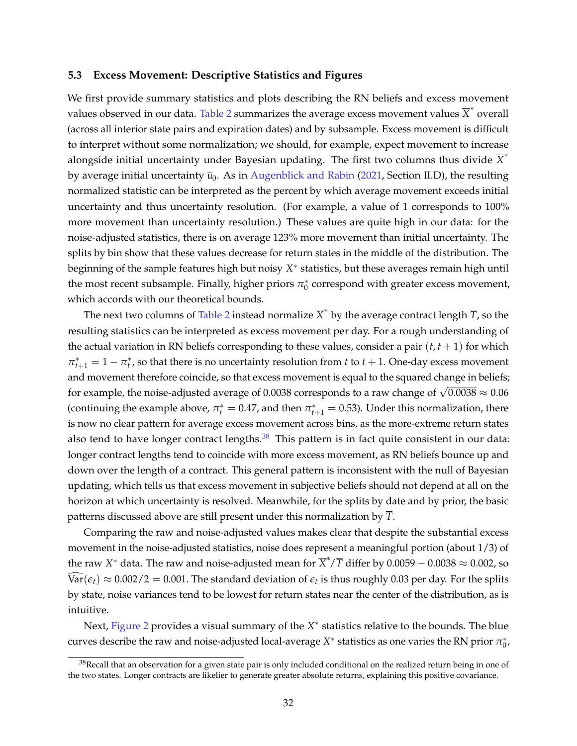### 5.3 Excess Movement: Descriptive Statistics and Figures

We first provide summary statistics and plots describing the RN beliefs and excess movement values observed in our data. Table 2 summarizes the average excess movement values $\overline{X}^*$ overall (across all interior state pairs and expiration dates) and by subsample. Excess movement is difficult to interpret without some normalization; we should, for example, expect movement to increase alongside initial uncertainty under Bayesian updating. The first two columns thus divide $\overline{X}^*$ by average initial uncertainty $\overline{u}_0$. As in Augenblick and Rabin (2021, Section II.D), the resulting normalized statistic can be interpreted as the percent by which average movement exceeds initial uncertainty and thus uncertainty resolution. (For example, a value of 1 corresponds to 100% more movement than uncertainty resolution.) These values are quite high in our data: for the noise-adjusted statistics, there is on average 123% more movement than initial uncertainty. The splits by bin show that these values decrease for return states in the middle of the distribution. The beginning of the sample features high but noisy $X^*$ statistics, but these averages remain high until the most recent subsample. Finally, higher priors $\pi_0^*$ correspond with greater excess movement, which accords with our theoretical bounds.

The next two columns of Table 2 instead normalize $\overline{X}^*$ by the average contract length $\overline{T}$, so the resulting statistics can be interpreted as excess movement per day. For a rough understanding of the actual variation in RN beliefs corresponding to these values, consider a pair $(t, t+1)$ for which $\pi_{t+1}^* = 1 - \pi_t^*$, so that there is no uncertainty resolution from $t$ to $t+1$. One-day excess movement and movement therefore coincide, so that excess movement is equal to the squared change in beliefs; for example, the noise-adjusted average of 0.0038 corresponds to a raw change of $\sqrt{0.0038} \approx 0.06$ (continuing the example above, $\pi_t^* = 0.47$, and then $\pi_{t+1}^* = 0.53$). Under this normalization, there is now no clear pattern for average excess movement across bins, as the more-extreme return states also tend to have longer contract lengths.[38] This pattern is in fact quite consistent in our data: longer contract lengths tend to coincide with more excess movement, as RN beliefs bounce up and down over the length of a contract. This general pattern is inconsistent with the null of Bayesian updating, which tells us that excess movement in subjective beliefs should not depend at all on the horizon at which uncertainty is resolved. Meanwhile, for the splits by date and by prior, the basic patterns discussed above are still present under this normalization by $\overline{T}$.

Comparing the raw and noise-adjusted values makes clear that despite the substantial excess movement in the noise-adjusted statistics, noise does represent a meaningful portion (about 1/3) of the raw $X^*$ data. The raw and noise-adjusted mean for $\overline{X}^*/\overline{T}$ differ by $0.0059 - 0.0038 \approx 0.002$, so $\widehat{\text{Var}}(\epsilon_t) \approx 0.002/2 = 0.001$. The standard deviation of $\epsilon_t$ is thus roughly 0.03 per day. For the splits by state, noise variances tend to be lowest for return states near the center of the distribution, as is intuitive.

Next, Figure 2 provides a visual summary of the $X^*$ statistics relative to the bounds. The blue curves describe the raw and noise-adjusted local-average $X^*$ statistics as one varies the RN prior $\pi_0^*$,

[38] Recall that an observation for a given state pair is only included conditional on the realized return being in one of the two states. Longer contracts are likelier to generate greater absolute returns, explaining this positive covariance.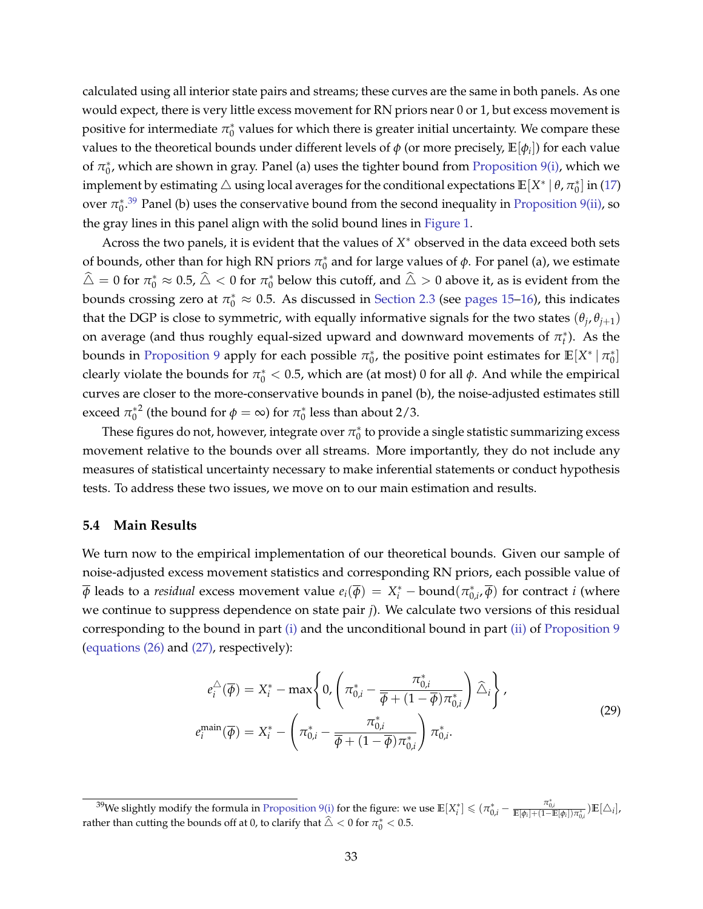calculated using all interior state pairs and streams; these curves are the same in both panels. As one would expect, there is very little excess movement for RN priors near 0 or 1, but excess movement is positive for intermediate $\pi_0^*$ values for which there is greater initial uncertainty. We compare these values to the theoretical bounds under different levels of $\phi$ (or more precisely, $\mathbb{E}[\phi_i]$) for each value of $\pi_0^*$, which are shown in gray. Panel (a) uses the tighter bound from Proposition 9(i), which we implement by estimating $\triangle$ using local averages for the conditional expectations $\mathbb{E}[X^* \mid \theta, \pi_0^*]$ in (17) over $\pi_0^*$.[39] Panel (b) uses the conservative bound from the second inequality in Proposition 9(ii), so the gray lines in this panel align with the solid bound lines in Figure 1.

Across the two panels, it is evident that the values of $X^*$ observed in the data exceed both sets of bounds, other than for high RN priors $\pi_0^*$ and for large values of $\phi$. For panel (a), we estimate $\widehat{\triangle} = 0$ for $\pi_0^* \approx 0.5$, $\widehat{\triangle} < 0$ for $\pi_0^*$ below this cutoff, and $\widehat{\triangle} > 0$ above it, as is evident from the bounds crossing zero at $\pi_0^* \approx 0.5$. As discussed in Section 2.3 (see pages 15–16), this indicates that the DGP is close to symmetric, with equally informative signals for the two states $(\theta_j, \theta_{j+1})$ on average (and thus roughly equal-sized upward and downward movements of $\pi_t^*$). As the bounds in Proposition 9 apply for each possible $\pi_0^*$, the positive point estimates for $\mathbb{E}[X^* \mid \pi_0^*]$ clearly violate the bounds for $\pi_0^* < 0.5$, which are (at most) 0 for all $\phi$. And while the empirical curves are closer to the more-conservative bounds in panel (b), the noise-adjusted estimates still exceed $\pi_0^{*2}$ (the bound for $\phi = \infty$) for $\pi_0^*$ less than about 2/3.

These figures do not, however, integrate over $\pi_0^*$ to provide a single statistic summarizing excess movement relative to the bounds over all streams. More importantly, they do not include any measures of statistical uncertainty necessary to make inferential statements or conduct hypothesis tests. To address these two issues, we move on to our main estimation and results.

### 5.4 Main Results

We turn now to the empirical implementation of our theoretical bounds. Given our sample of noise-adjusted excess movement statistics and corresponding RN priors, each possible value of $\overline{\phi}$ leads to a *residual* excess movement value $e_i(\overline{\phi}) = X_i^* - \text{bound}(\pi_{0,i}^*, \overline{\phi})$ for contract $i$ (where we continue to suppress dependence on state pair $j$). We calculate two versions of this residual corresponding to the bound in part (i) and the unconditional bound in part (ii) of Proposition 9 (equations (26) and (27), respectively):

$$
\begin{aligned}
e_i^{\triangle}(\overline{\phi}) &= X_i^* - \max\left\{0, \left(\pi_{0,i}^* - \frac{\pi_{0,i}^*}{\overline{\phi} + (1-\overline{\phi})\pi_{0,i}^*}\right)\widehat{\triangle}_i\right\}, \\
e_i^{\text{main}}(\overline{\phi}) &= X_i^* - \left(\pi_{0,i}^* - \frac{\pi_{0,i}^*}{\overline{\phi} + (1-\overline{\phi})\pi_{0,i}^*}\right)\pi_{0,i}^*.
\end{aligned}
\tag{29}
$$

[39] We slightly modify the formula in Proposition 9(i) for the figure: we use $\mathbb{E}[X_i^*] \leqslant (\pi_{0,i}^* - \frac{\pi_{0,i}^*}{\mathbb{E}[\phi_i]+(1-\mathbb{E}[\phi_i])\pi_{0,i}^*})\mathbb{E}[\triangle_i]$, rather than cutting the bounds off at 0, to clarify that $\widehat{\triangle} < 0$ for $\pi_0^* < 0.5$.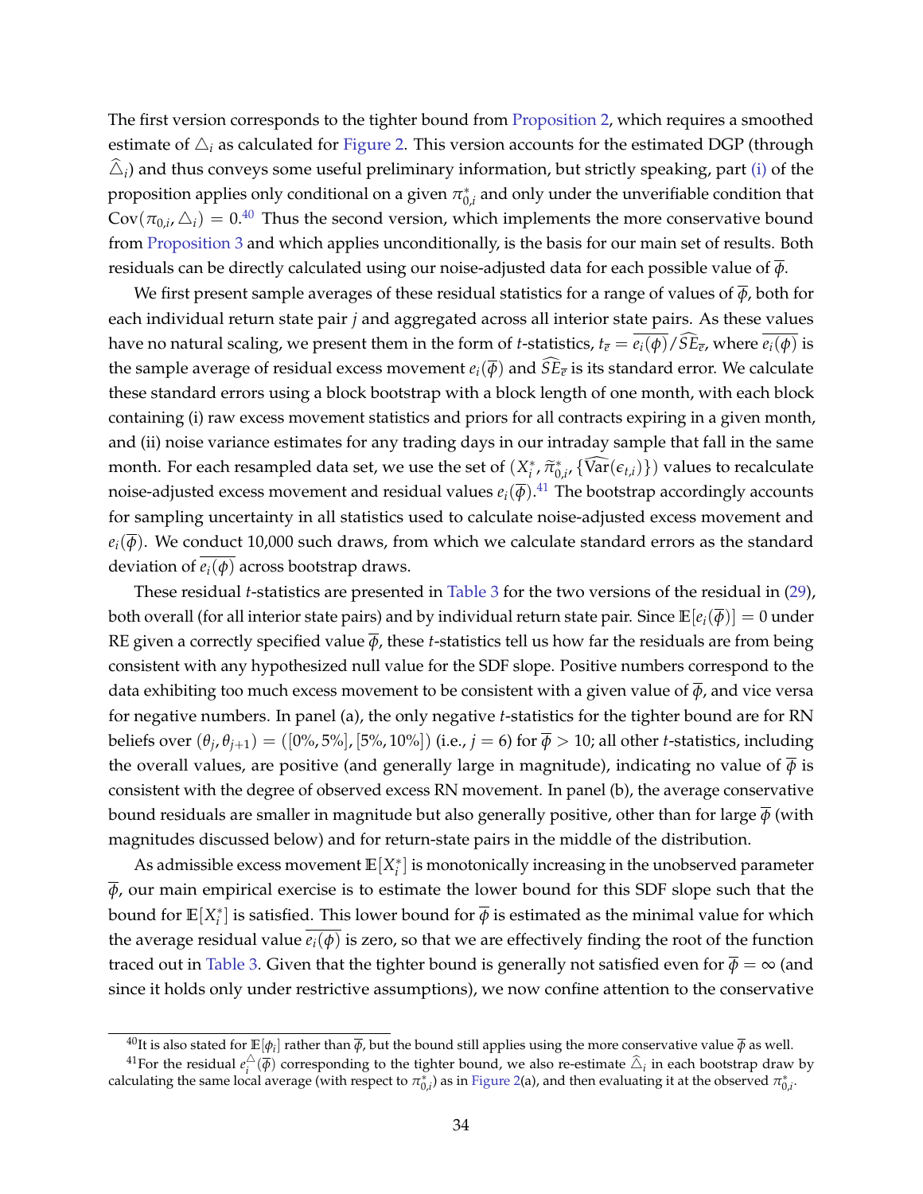The first version corresponds to the tighter bound from Proposition 2, which requires a smoothed estimate of $\triangle_i$ as calculated for Figure 2. This version accounts for the estimated DGP (through $\widehat{\triangle}_i$) and thus conveys some useful preliminary information, but strictly speaking, part (i) of the proposition applies only conditional on a given $\pi^*_{0,i}$ and only under the unverifiable condition that $\text{Cov}(\pi_{0,i}, \triangle_i) = 0$.[40] Thus the second version, which implements the more conservative bound from Proposition 3 and which applies unconditionally, is the basis for our main set of results. Both residuals can be directly calculated using our noise-adjusted data for each possible value of $\overline{\phi}$.

We first present sample averages of these residual statistics for a range of values of $\overline{\phi}$, both for each individual return state pair $j$ and aggregated across all interior state pairs. As these values have no natural scaling, we present them in the form of $t$-statistics, $t_{\overline{e}} = \overline{e_i(\phi)}/\widehat{SE}_{\overline{e}}$, where $\overline{e_i(\phi)}$ is the sample average of residual excess movement $e_i(\overline{\phi})$ and $\widehat{SE}_{\overline{e}}$ is its standard error. We calculate these standard errors using a block bootstrap with a block length of one month, with each block containing (i) raw excess movement statistics and priors for all contracts expiring in a given month, and (ii) noise variance estimates for any trading days in our intraday sample that fall in the same month. For each resampled data set, we use the set of $(X^*_i, \widetilde{\pi}^*_{0,i}, \{\widehat{\text{Var}}(\epsilon_{t,i})\})$ values to recalculate noise-adjusted excess movement and residual values $e_i(\overline{\phi})$.[41] The bootstrap accordingly accounts for sampling uncertainty in all statistics used to calculate noise-adjusted excess movement and $e_i(\overline{\phi})$. We conduct 10,000 such draws, from which we calculate standard errors as the standard deviation of $\overline{e_i(\phi)}$ across bootstrap draws.

These residual $t$-statistics are presented in Table 3 for the two versions of the residual in (29), both overall (for all interior state pairs) and by individual return state pair. Since $\mathbb{E}[e_i(\overline{\phi})] = 0$ under RE given a correctly specified value $\overline{\phi}$, these $t$-statistics tell us how far the residuals are from being consistent with any hypothesized null value for the SDF slope. Positive numbers correspond to the data exhibiting too much excess movement to be consistent with a given value of $\overline{\phi}$, and vice versa for negative numbers. In panel (a), the only negative $t$-statistics for the tighter bound are for RN beliefs over $(\theta_j, \theta_{j+1}) = ([0\%, 5\%], [5\%, 10\%])$ (i.e., $j = 6$) for $\overline{\phi} > 10$; all other $t$-statistics, including the overall values, are positive (and generally large in magnitude), indicating no value of $\overline{\phi}$ is consistent with the degree of observed excess RN movement. In panel (b), the average conservative bound residuals are smaller in magnitude but also generally positive, other than for large $\overline{\phi}$ (with magnitudes discussed below) and for return-state pairs in the middle of the distribution.

As admissible excess movement $\mathbb{E}[X^*_i]$ is monotonically increasing in the unobserved parameter $\overline{\phi}$, our main empirical exercise is to estimate the lower bound for this SDF slope such that the bound for $\mathbb{E}[X^*_i]$ is satisfied. This lower bound for $\overline{\phi}$ is estimated as the minimal value for which the average residual value $\overline{e_i(\phi)}$ is zero, so that we are effectively finding the root of the function traced out in Table 3. Given that the tighter bound is generally not satisfied even for $\overline{\phi} = \infty$ (and since it holds only under restrictive assumptions), we now confine attention to the conservative

[40] It is also stated for $\mathbb{E}[\phi_i]$ rather than $\overline{\phi}$, but the bound still applies using the more conservative value $\overline{\phi}$ as well.

[41] For the residual $e^{\triangle}_i(\overline{\phi})$ corresponding to the tighter bound, we also re-estimate $\widehat{\triangle}_i$ in each bootstrap draw by calculating the same local average (with respect to $\pi^*_{0,i}$) as in Figure 2(a), and then evaluating it at the observed $\pi^*_{0,i}$.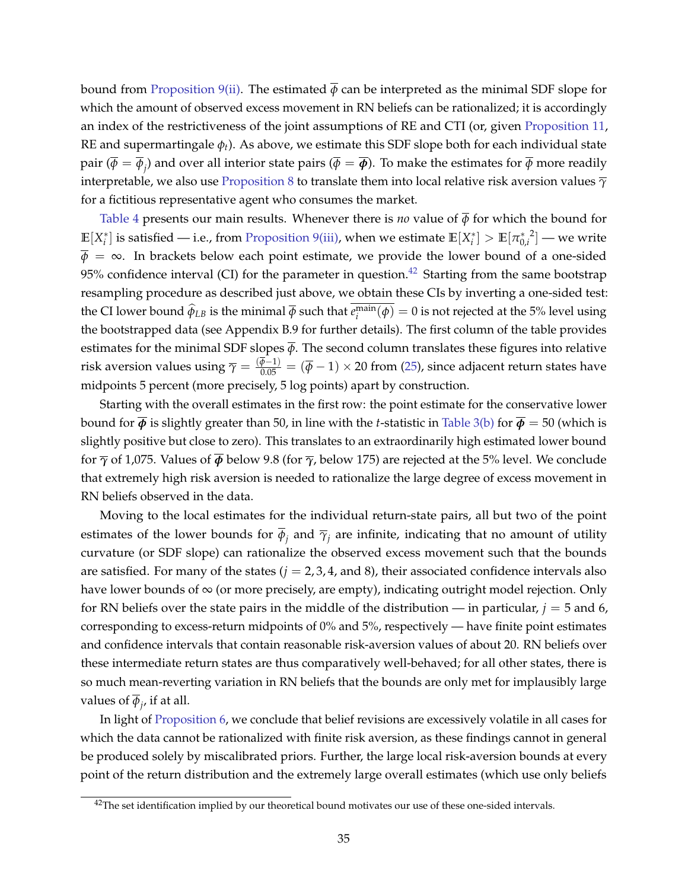bound from Proposition 9(ii). The estimated $\overline{\phi}$ can be interpreted as the minimal SDF slope for which the amount of observed excess movement in RN beliefs can be rationalized; it is accordingly an index of the restrictiveness of the joint assumptions of RE and CTI (or, given Proposition 11, RE and supermartingale $\phi_t$). As above, we estimate this SDF slope both for each individual state pair ($\overline{\phi} = \overline{\phi}_j$) and over all interior state pairs ($\overline{\phi} = \overline{\boldsymbol{\phi}}$). To make the estimates for $\overline{\phi}$ more readily interpretable, we also use Proposition 8 to translate them into local relative risk aversion values $\overline{\gamma}$ for a fictitious representative agent who consumes the market.

Table 4 presents our main results. Whenever there is *no* value of $\overline{\phi}$ for which the bound for $\mathbb{E}[X_i^*]$ is satisfied — i.e., from Proposition 9(iii), when we estimate $\mathbb{E}[X_i^*] > \mathbb{E}[{\pi_{0,i}^*}^2]$ — we write $\overline{\phi} = \infty$. In brackets below each point estimate, we provide the lower bound of a one-sided 95% confidence interval (CI) for the parameter in question.[42] Starting from the same bootstrap resampling procedure as described just above, we obtain these CIs by inverting a one-sided test: the CI lower bound $\widehat{\phi}_{LB}$ is the minimal $\overline{\phi}$ such that $\overline{e_i^{\text{main}}(\phi)} = 0$ is not rejected at the 5% level using the bootstrapped data (see Appendix B.9 for further details). The first column of the table provides estimates for the minimal SDF slopes $\overline{\phi}$. The second column translates these figures into relative risk aversion values using $\overline{\gamma} = \frac{(\overline{\phi}-1)}{0.05} = (\overline{\phi} - 1) \times 20$ from (25), since adjacent return states have midpoints 5 percent (more precisely, 5 log points) apart by construction.

Starting with the overall estimates in the first row: the point estimate for the conservative lower bound for $\overline{\boldsymbol{\phi}}$ is slightly greater than 50, in line with the $t$-statistic in Table 3(b) for $\overline{\boldsymbol{\phi}} = 50$ (which is slightly positive but close to zero). This translates to an extraordinarily high estimated lower bound for $\overline{\boldsymbol{\gamma}}$ of 1,075. Values of $\overline{\boldsymbol{\phi}}$ below 9.8 (for $\overline{\gamma}$, below 175) are rejected at the 5% level. We conclude that extremely high risk aversion is needed to rationalize the large degree of excess movement in RN beliefs observed in the data.

Moving to the local estimates for the individual return-state pairs, all but two of the point estimates of the lower bounds for $\overline{\phi}_j$ and $\overline{\gamma}_j$ are infinite, indicating that no amount of utility curvature (or SDF slope) can rationalize the observed excess movement such that the bounds are satisfied. For many of the states ($j = 2, 3, 4$, and 8), their associated confidence intervals also have lower bounds of $\infty$ (or more precisely, are empty), indicating outright model rejection. Only for RN beliefs over the state pairs in the middle of the distribution — in particular, $j = 5$ and 6, corresponding to excess-return midpoints of 0% and 5%, respectively — have finite point estimates and confidence intervals that contain reasonable risk-aversion values of about 20. RN beliefs over these intermediate return states are thus comparatively well-behaved; for all other states, there is so much mean-reverting variation in RN beliefs that the bounds are only met for implausibly large values of $\overline{\phi}_j$, if at all.

In light of Proposition 6, we conclude that belief revisions are excessively volatile in all cases for which the data cannot be rationalized with finite risk aversion, as these findings cannot in general be produced solely by miscalibrated priors. Further, the large local risk-aversion bounds at every point of the return distribution and the extremely large overall estimates (which use only beliefs

[42] The set identification implied by our theoretical bound motivates our use of these one-sided intervals.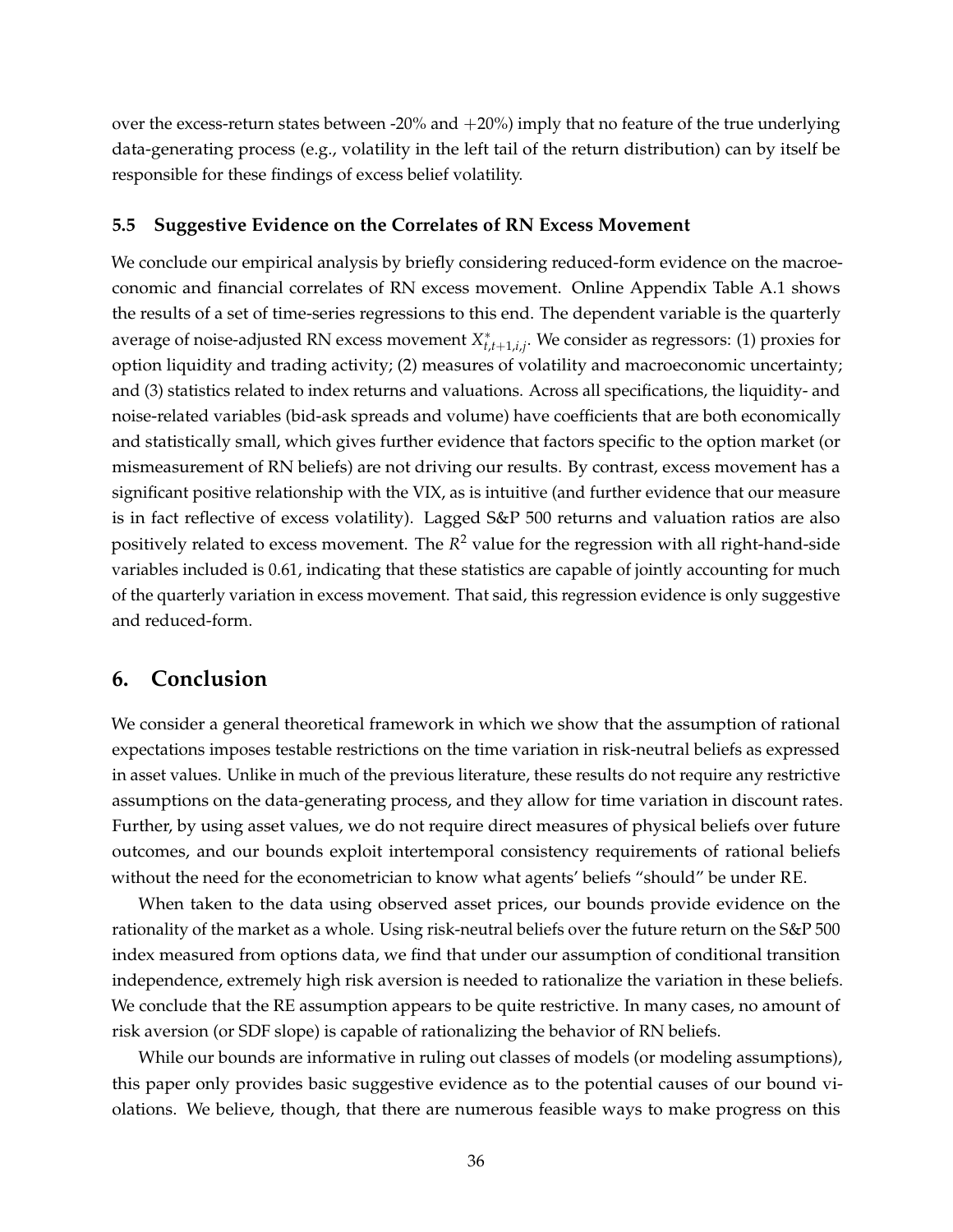over the excess-return states between -20% and $+20\%$) imply that no feature of the true underlying data-generating process (e.g., volatility in the left tail of the return distribution) can by itself be responsible for these findings of excess belief volatility.

### 5.5 Suggestive Evidence on the Correlates of RN Excess Movement

We conclude our empirical analysis by briefly considering reduced-form evidence on the macroeconomic and financial correlates of RN excess movement. Online Appendix Table A.1 shows the results of a set of time-series regressions to this end. The dependent variable is the quarterly average of noise-adjusted RN excess movement $X^*_{t,t+1,i,j}$. We consider as regressors: (1) proxies for option liquidity and trading activity; (2) measures of volatility and macroeconomic uncertainty; and (3) statistics related to index returns and valuations. Across all specifications, the liquidity- and noise-related variables (bid-ask spreads and volume) have coefficients that are both economically and statistically small, which gives further evidence that factors specific to the option market (or mismeasurement of RN beliefs) are not driving our results. By contrast, excess movement has a significant positive relationship with the VIX, as is intuitive (and further evidence that our measure is in fact reflective of excess volatility). Lagged S&P 500 returns and valuation ratios are also positively related to excess movement. The $R^2$ value for the regression with all right-hand-side variables included is 0.61, indicating that these statistics are capable of jointly accounting for much of the quarterly variation in excess movement. That said, this regression evidence is only suggestive and reduced-form.

## 6. Conclusion

We consider a general theoretical framework in which we show that the assumption of rational expectations imposes testable restrictions on the time variation in risk-neutral beliefs as expressed in asset values. Unlike in much of the previous literature, these results do not require any restrictive assumptions on the data-generating process, and they allow for time variation in discount rates. Further, by using asset values, we do not require direct measures of physical beliefs over future outcomes, and our bounds exploit intertemporal consistency requirements of rational beliefs without the need for the econometrician to know what agents' beliefs "should" be under RE.

When taken to the data using observed asset prices, our bounds provide evidence on the rationality of the market as a whole. Using risk-neutral beliefs over the future return on the S&P 500 index measured from options data, we find that under our assumption of conditional transition independence, extremely high risk aversion is needed to rationalize the variation in these beliefs. We conclude that the RE assumption appears to be quite restrictive. In many cases, no amount of risk aversion (or SDF slope) is capable of rationalizing the behavior of RN beliefs.

While our bounds are informative in ruling out classes of models (or modeling assumptions), this paper only provides basic suggestive evidence as to the potential causes of our bound violations. We believe, though, that there are numerous feasible ways to make progress on this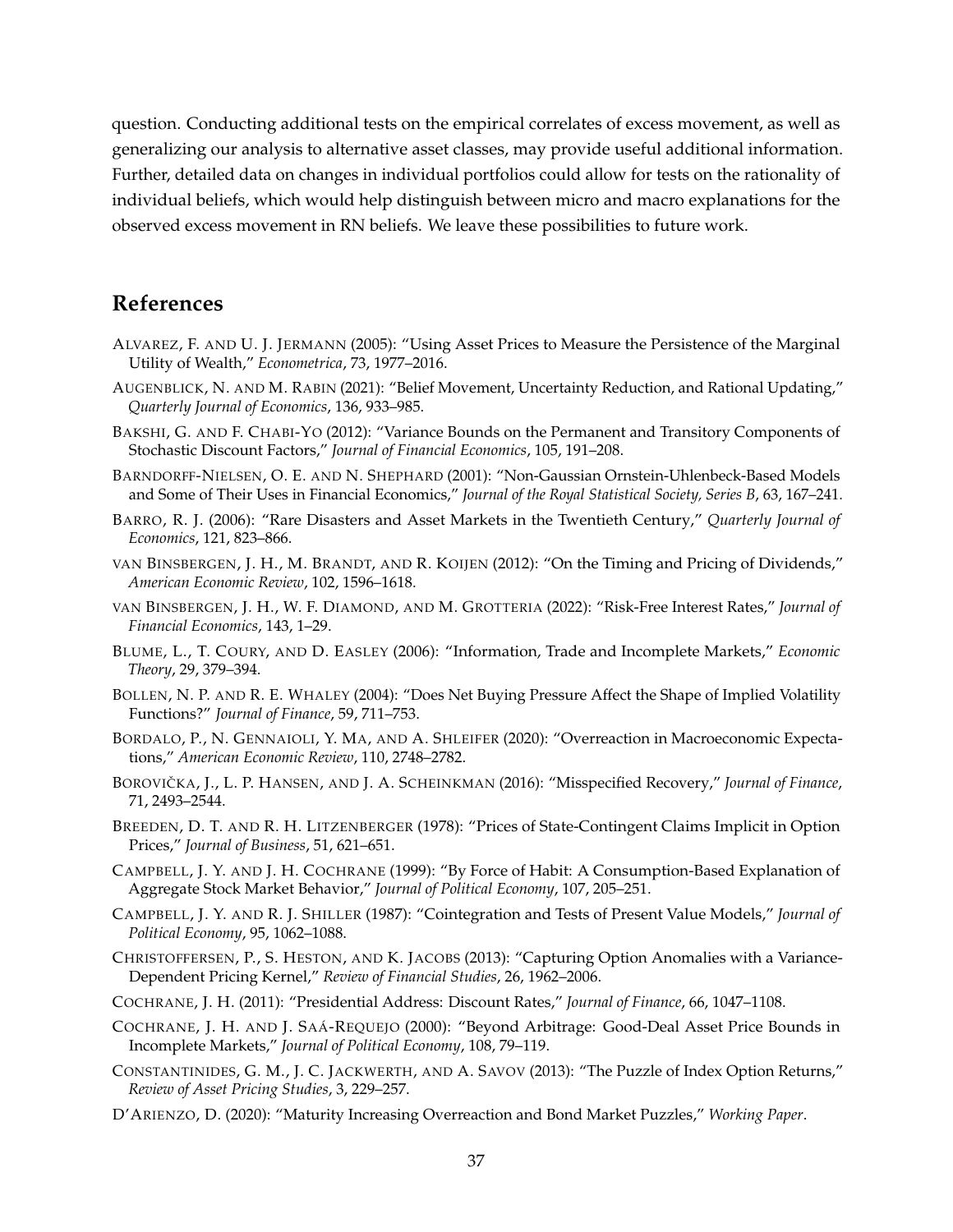question. Conducting additional tests on the empirical correlates of excess movement, as well as generalizing our analysis to alternative asset classes, may provide useful additional information. Further, detailed data on changes in individual portfolios could allow for tests on the rationality of individual beliefs, which would help distinguish between micro and macro explanations for the observed excess movement in RN beliefs. We leave these possibilities to future work.

## References

ALVAREZ, F. AND U. J. JERMANN (2005): "Using Asset Prices to Measure the Persistence of the Marginal Utility of Wealth," *Econometrica*, 73, 1977–2016.

AUGENBLICK, N. AND M. RABIN (2021): "Belief Movement, Uncertainty Reduction, and Rational Updating," *Quarterly Journal of Economics*, 136, 933–985.

BAKSHI, G. AND F. CHABI-YO (2012): "Variance Bounds on the Permanent and Transitory Components of Stochastic Discount Factors," *Journal of Financial Economics*, 105, 191–208.

BARNDORFF-NIELSEN, O. E. AND N. SHEPHARD (2001): "Non-Gaussian Ornstein-Uhlenbeck-Based Models and Some of Their Uses in Financial Economics," *Journal of the Royal Statistical Society, Series B*, 63, 167–241.

BARRO, R. J. (2006): "Rare Disasters and Asset Markets in the Twentieth Century," *Quarterly Journal of Economics*, 121, 823–866.

VAN BINSBERGEN, J. H., M. BRANDT, AND R. KOIJEN (2012): "On the Timing and Pricing of Dividends," *American Economic Review*, 102, 1596–1618.

VAN BINSBERGEN, J. H., W. F. DIAMOND, AND M. GROTTERIA (2022): "Risk-Free Interest Rates," *Journal of Financial Economics*, 143, 1–29.

BLUME, L., T. COURY, AND D. EASLEY (2006): "Information, Trade and Incomplete Markets," *Economic Theory*, 29, 379–394.

BOLLEN, N. P. AND R. E. WHALEY (2004): "Does Net Buying Pressure Affect the Shape of Implied Volatility Functions?" *Journal of Finance*, 59, 711–753.

BORDALO, P., N. GENNAIOLI, Y. MA, AND A. SHLEIFER (2020): "Overreaction in Macroeconomic Expectations," *American Economic Review*, 110, 2748–2782.

BOROVIČKA, J., L. P. HANSEN, AND J. A. SCHEINKMAN (2016): "Misspecified Recovery," *Journal of Finance*, 71, 2493–2544.

BREEDEN, D. T. AND R. H. LITZENBERGER (1978): "Prices of State-Contingent Claims Implicit in Option Prices," *Journal of Business*, 51, 621–651.

CAMPBELL, J. Y. AND J. H. COCHRANE (1999): "By Force of Habit: A Consumption-Based Explanation of Aggregate Stock Market Behavior," *Journal of Political Economy*, 107, 205–251.

CAMPBELL, J. Y. AND R. J. SHILLER (1987): "Cointegration and Tests of Present Value Models," *Journal of Political Economy*, 95, 1062–1088.

CHRISTOFFERSEN, P., S. HESTON, AND K. JACOBS (2013): "Capturing Option Anomalies with a Variance-Dependent Pricing Kernel," *Review of Financial Studies*, 26, 1962–2006.

COCHRANE, J. H. (2011): "Presidential Address: Discount Rates," *Journal of Finance*, 66, 1047–1108.

COCHRANE, J. H. AND J. SAÁ-REQUEJO (2000): "Beyond Arbitrage: Good-Deal Asset Price Bounds in Incomplete Markets," *Journal of Political Economy*, 108, 79–119.

CONSTANTINIDES, G. M., J. C. JACKWERTH, AND A. SAVOV (2013): "The Puzzle of Index Option Returns," *Review of Asset Pricing Studies*, 3, 229–257.

D'ARIENZO, D. (2020): "Maturity Increasing Overreaction and Bond Market Puzzles," *Working Paper*.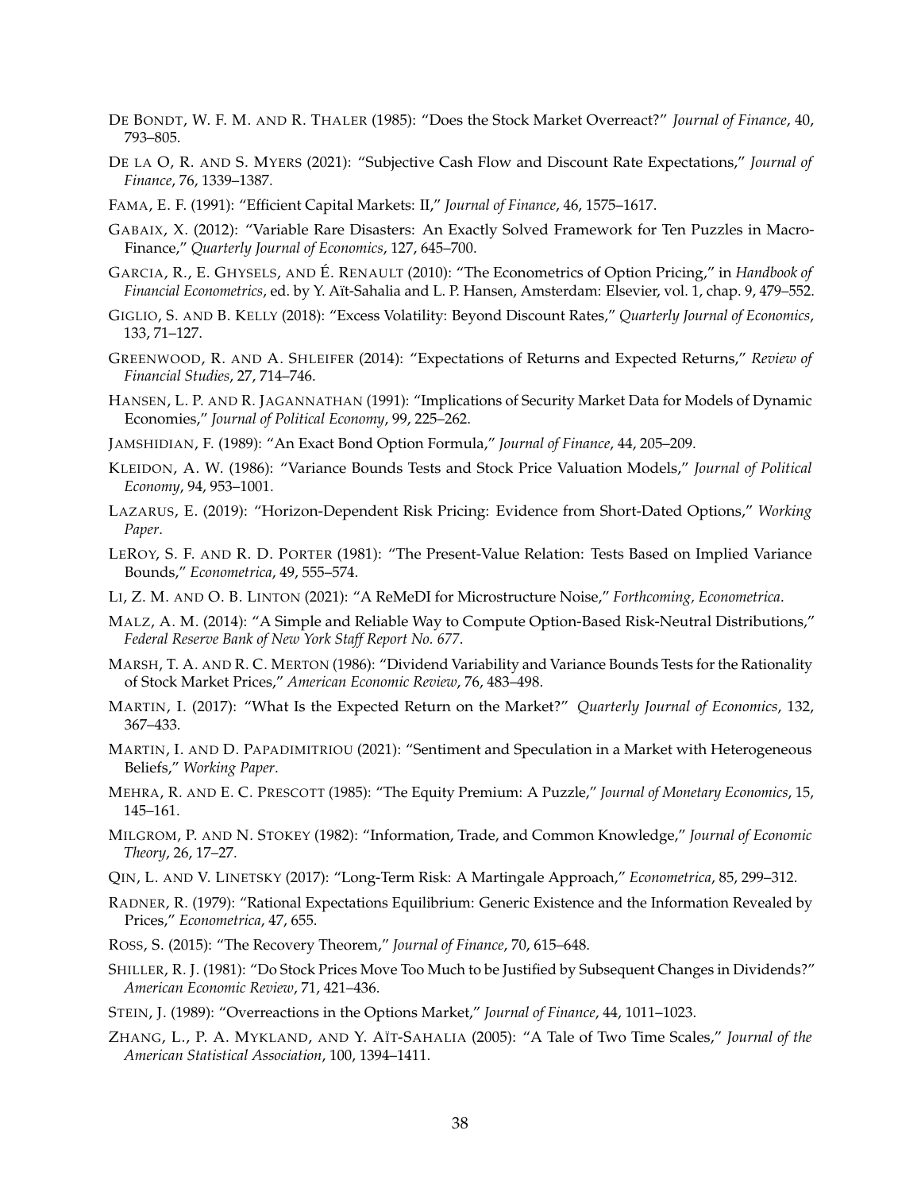De Bondt, W. F. M. and R. Thaler (1985): "Does the Stock Market Overreact?" *Journal of Finance*, 40, 793–805.

De la O, R. and S. Myers (2021): "Subjective Cash Flow and Discount Rate Expectations," *Journal of Finance*, 76, 1339–1387.

Fama, E. F. (1991): "Efficient Capital Markets: II," *Journal of Finance*, 46, 1575–1617.

Gabaix, X. (2012): "Variable Rare Disasters: An Exactly Solved Framework for Ten Puzzles in Macro-Finance," *Quarterly Journal of Economics*, 127, 645–700.

Garcia, R., E. Ghysels, and É. Renault (2010): "The Econometrics of Option Pricing," in *Handbook of Financial Econometrics*, ed. by Y. Aït-Sahalia and L. P. Hansen, Amsterdam: Elsevier, vol. 1, chap. 9, 479–552.

Giglio, S. and B. Kelly (2018): "Excess Volatility: Beyond Discount Rates," *Quarterly Journal of Economics*, 133, 71–127.

Greenwood, R. and A. Shleifer (2014): "Expectations of Returns and Expected Returns," *Review of Financial Studies*, 27, 714–746.

Hansen, L. P. and R. Jagannathan (1991): "Implications of Security Market Data for Models of Dynamic Economies," *Journal of Political Economy*, 99, 225–262.

Jamshidian, F. (1989): "An Exact Bond Option Formula," *Journal of Finance*, 44, 205–209.

Kleidon, A. W. (1986): "Variance Bounds Tests and Stock Price Valuation Models," *Journal of Political Economy*, 94, 953–1001.

Lazarus, E. (2019): "Horizon-Dependent Risk Pricing: Evidence from Short-Dated Options," *Working Paper*.

LeRoy, S. F. and R. D. Porter (1981): "The Present-Value Relation: Tests Based on Implied Variance Bounds," *Econometrica*, 49, 555–574.

Li, Z. M. and O. B. Linton (2021): "A ReMeDI for Microstructure Noise," *Forthcoming, Econometrica*.

Malz, A. M. (2014): "A Simple and Reliable Way to Compute Option-Based Risk-Neutral Distributions," *Federal Reserve Bank of New York Staff Report No. 677*.

Marsh, T. A. and R. C. Merton (1986): "Dividend Variability and Variance Bounds Tests for the Rationality of Stock Market Prices," *American Economic Review*, 76, 483–498.

Martin, I. (2017): "What Is the Expected Return on the Market?" *Quarterly Journal of Economics*, 132, 367–433.

Martin, I. and D. Papadimitriou (2021): "Sentiment and Speculation in a Market with Heterogeneous Beliefs," *Working Paper*.

Mehra, R. and E. C. Prescott (1985): "The Equity Premium: A Puzzle," *Journal of Monetary Economics*, 15, 145–161.

Milgrom, P. and N. Stokey (1982): "Information, Trade, and Common Knowledge," *Journal of Economic Theory*, 26, 17–27.

Qin, L. and V. Linetsky (2017): "Long-Term Risk: A Martingale Approach," *Econometrica*, 85, 299–312.

Radner, R. (1979): "Rational Expectations Equilibrium: Generic Existence and the Information Revealed by Prices," *Econometrica*, 47, 655.

Ross, S. (2015): "The Recovery Theorem," *Journal of Finance*, 70, 615–648.

Shiller, R. J. (1981): "Do Stock Prices Move Too Much to be Justified by Subsequent Changes in Dividends?" *American Economic Review*, 71, 421–436.

Stein, J. (1989): "Overreactions in the Options Market," *Journal of Finance*, 44, 1011–1023.

Zhang, L., P. A. Mykland, and Y. Aït-Sahalia (2005): "A Tale of Two Time Scales," *Journal of the American Statistical Association*, 100, 1394–1411.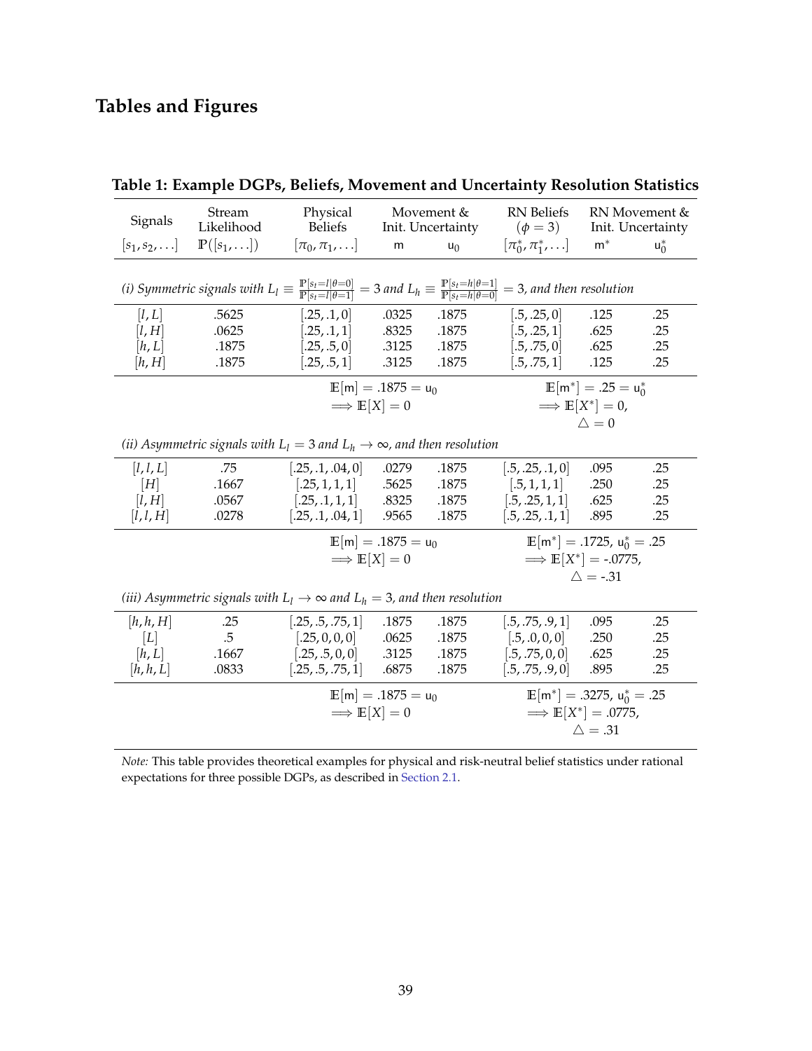# Tables and Figures

**Table 1: Example DGPs, Beliefs, Movement and Uncertainty Resolution Statistics**

| Signals | Stream Likelihood | Physical Beliefs | Movement & Init. Uncertainty | | RN Beliefs ($\phi = 3$) | RN Movement & Init. Uncertainty | |
|---|---|---|---|---|---|---|---|
| $[s_1, s_2, \ldots]$ | $\mathbb{P}([s_1, \ldots])$ | $[\pi_0, \pi_1, \ldots]$ | $\mathsf{m}$ | $\mathsf{u}_0$ | $[\pi_0^*, \pi_1^*, \ldots]$ | $\mathsf{m}^*$ | $\mathsf{u}_0^*$ |
| *(i) Symmetric signals with $L_l \equiv \frac{\mathbb{P}[s_t=l\|\theta=0]}{\mathbb{P}[s_t=l\|\theta=1]} = 3$ and $L_h \equiv \frac{\mathbb{P}[s_t=h\|\theta=1]}{\mathbb{P}[s_t=h\|\theta=0]} = 3$, and then resolution* | | | | | | | |
| $[l, L]$ | .5625 | $[.25, .1, 0]$ | .0325 | .1875 | $[.5, .25, 0]$ | .125 | .25 |
| $[l, H]$ | .0625 | $[.25, .1, 1]$ | .8325 | .1875 | $[.5, .25, 1]$ | .625 | .25 |
| $[h, L]$ | .1875 | $[.25, .5, 0]$ | .3125 | .1875 | $[.5, .75, 0]$ | .625 | .25 |
| $[h, H]$ | .1875 | $[.25, .5, 1]$ | .3125 | .1875 | $[.5, .75, 1]$ | .125 | .25 |
| | | | $\mathbb{E}[\mathsf{m}] = .1875 = \mathsf{u}_0$ $\implies \mathbb{E}[X] = 0$ | | | $\mathbb{E}[\mathsf{m}^*] = .25 = \mathsf{u}_0^*$ $\implies \mathbb{E}[X^*] = 0$, $\triangle = 0$ | |
| *(ii) Asymmetric signals with $L_l = 3$ and $L_h \to \infty$, and then resolution* | | | | | | | |
| $[l, l, L]$ | .75 | $[.25, .1, .04, 0]$ | .0279 | .1875 | $[.5, .25, .1, 0]$ | .095 | .25 |
| $[H]$ | .1667 | $[.25, 1, 1, 1]$ | .5625 | .1875 | $[.5, 1, 1, 1]$ | .250 | .25 |
| $[l, H]$ | .0567 | $[.25, .1, 1, 1]$ | .8325 | .1875 | $[.5, .25, 1, 1]$ | .625 | .25 |
| $[l, l, H]$ | .0278 | $[.25, .1, .04, 1]$ | .9565 | .1875 | $[.5, .25, .1, 1]$ | .895 | .25 |
| | | | $\mathbb{E}[\mathsf{m}] = .1875 = \mathsf{u}_0$ $\implies \mathbb{E}[X] = 0$ | | | $\mathbb{E}[\mathsf{m}^*] = .1725$, $\mathsf{u}_0^* = .25$ $\implies \mathbb{E}[X^*] = -.0775$, $\triangle = -.31$ | |
| *(iii) Asymmetric signals with $L_l \to \infty$ and $L_h = 3$, and then resolution* | | | | | | | |
| $[h, h, H]$ | .25 | $[.25, .5, .75, 1]$ | .1875 | .1875 | $[.5, .75, .9, 1]$ | .095 | .25 |
| $[L]$ | .5 | $[.25, 0, 0, 0]$ | .0625 | .1875 | $[.5, .0, 0, 0]$ | .250 | .25 |
| $[h, L]$ | .1667 | $[.25, .5, 0, 0]$ | .3125 | .1875 | $[.5, .75, 0, 0]$ | .625 | .25 |
| $[h, h, L]$ | .0833 | $[.25, .5, .75, 1]$ | .6875 | .1875 | $[.5, .75, .9, 0]$ | .895 | .25 |
| | | | $\mathbb{E}[\mathsf{m}] = .1875 = \mathsf{u}_0$ $\implies \mathbb{E}[X] = 0$ | | | $\mathbb{E}[\mathsf{m}^*] = .3275$, $\mathsf{u}_0^* = .25$ $\implies \mathbb{E}[X^*] = .0775$, $\triangle = .31$ | |

*Note:* This table provides theoretical examples for physical and risk-neutral belief statistics under rational expectations for three possible DGPs, as described in Section 2.1.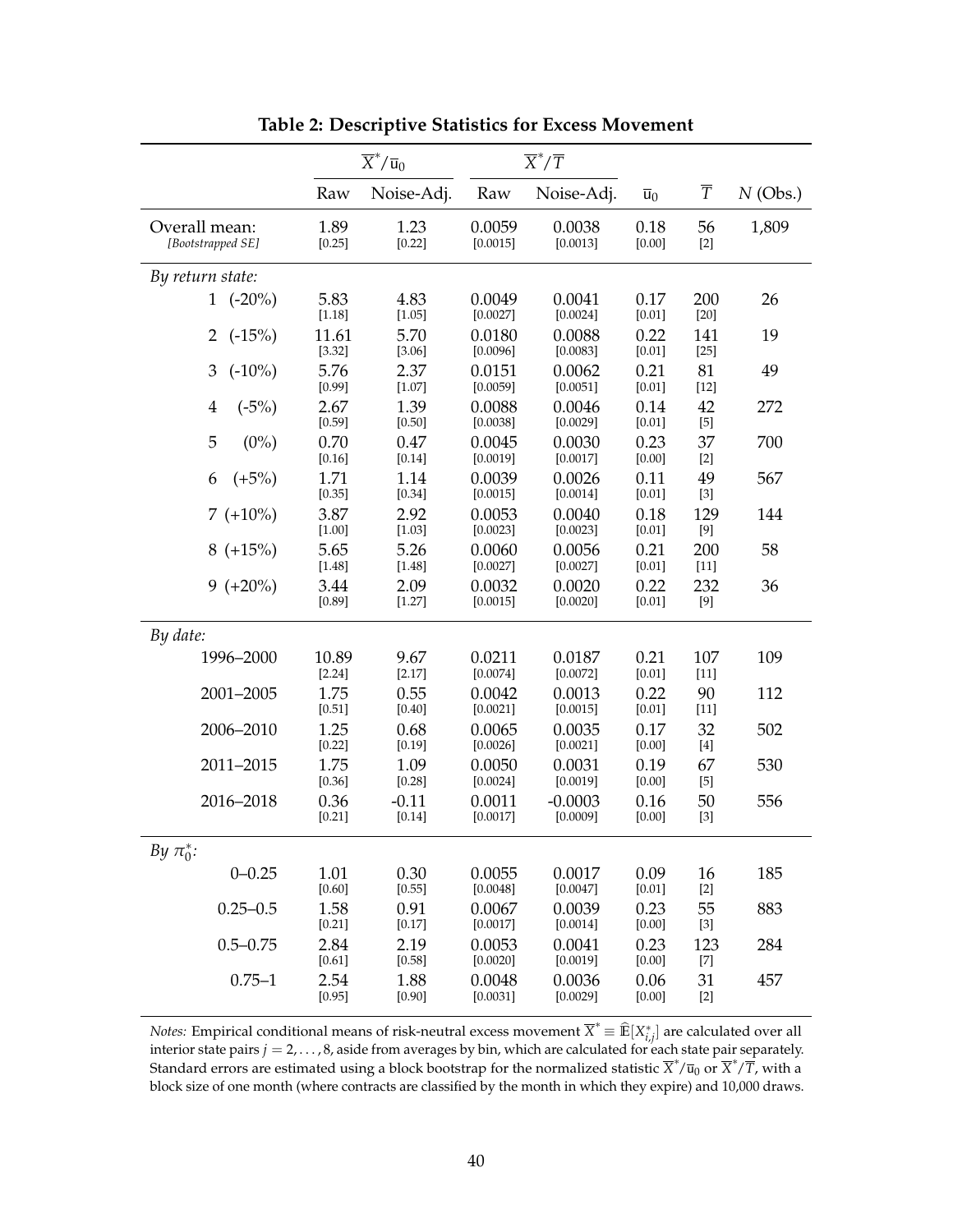**Table 2: Descriptive Statistics for Excess Movement**

| | $\overline{X}^*/\overline{u}_0$ | | $\overline{X}^*/\overline{T}$ | | | | |
|---|---|---|---|---|---|---|---|
| | Raw | Noise-Adj. | Raw | Noise-Adj. | $\overline{u}_0$ | $\overline{T}$ | $N$ (Obs.) |
| Overall mean: | 1.89 | 1.23 | 0.0059 | 0.0038 | 0.18 | 56 | 1,809 |
| *[Bootstrapped SE]* | [0.25] | [0.22] | [0.0015] | [0.0013] | [0.00] | [2] | |
| *By return state:* | | | | | | | |
| 1 (-20%) | 5.83 | 4.83 | 0.0049 | 0.0041 | 0.17 | 200 | 26 |
| | [1.18] | [1.05] | [0.0027] | [0.0024] | [0.01] | [20] | |
| 2 (-15%) | 11.61 | 5.70 | 0.0180 | 0.0088 | 0.22 | 141 | 19 |
| | [3.32] | [3.06] | [0.0096] | [0.0083] | [0.01] | [25] | |
| 3 (-10%) | 5.76 | 2.37 | 0.0151 | 0.0062 | 0.21 | 81 | 49 |
| | [0.99] | [1.07] | [0.0059] | [0.0051] | [0.01] | [12] | |
| 4 (-5%) | 2.67 | 1.39 | 0.0088 | 0.0046 | 0.14 | 42 | 272 |
| | [0.59] | [0.50] | [0.0038] | [0.0029] | [0.01] | [5] | |
| 5 (0%) | 0.70 | 0.47 | 0.0045 | 0.0030 | 0.23 | 37 | 700 |
| | [0.16] | [0.14] | [0.0019] | [0.0017] | [0.00] | [2] | |
| 6 (+5%) | 1.71 | 1.14 | 0.0039 | 0.0026 | 0.11 | 49 | 567 |
| | [0.35] | [0.34] | [0.0015] | [0.0014] | [0.01] | [3] | |
| 7 (+10%) | 3.87 | 2.92 | 0.0053 | 0.0040 | 0.18 | 129 | 144 |
| | [1.00] | [1.03] | [0.0023] | [0.0023] | [0.01] | [9] | |
| 8 (+15%) | 5.65 | 5.26 | 0.0060 | 0.0056 | 0.21 | 200 | 58 |
| | [1.48] | [1.48] | [0.0027] | [0.0027] | [0.01] | [11] | |
| 9 (+20%) | 3.44 | 2.09 | 0.0032 | 0.0020 | 0.22 | 232 | 36 |
| | [0.89] | [1.27] | [0.0015] | [0.0020] | [0.01] | [9] | |
| *By date:* | | | | | | | |
| 1996–2000 | 10.89 | 9.67 | 0.0211 | 0.0187 | 0.21 | 107 | 109 |
| | [2.24] | [2.17] | [0.0074] | [0.0072] | [0.01] | [11] | |
| 2001–2005 | 1.75 | 0.55 | 0.0042 | 0.0013 | 0.22 | 90 | 112 |
| | [0.51] | [0.40] | [0.0021] | [0.0015] | [0.01] | [11] | |
| 2006–2010 | 1.25 | 0.68 | 0.0065 | 0.0035 | 0.17 | 32 | 502 |
| | [0.22] | [0.19] | [0.0026] | [0.0021] | [0.00] | [4] | |
| 2011–2015 | 1.75 | 1.09 | 0.0050 | 0.0031 | 0.19 | 67 | 530 |
| | [0.36] | [0.28] | [0.0024] | [0.0019] | [0.00] | [5] | |
| 2016–2018 | 0.36 | -0.11 | 0.0011 | -0.0003 | 0.16 | 50 | 556 |
| | [0.21] | [0.14] | [0.0017] | [0.0009] | [0.00] | [3] | |
| *By $\pi_0^*$:* | | | | | | | |
| 0–0.25 | 1.01 | 0.30 | 0.0055 | 0.0017 | 0.09 | 16 | 185 |
| | [0.60] | [0.55] | [0.0048] | [0.0047] | [0.01] | [2] | |
| 0.25–0.5 | 1.58 | 0.91 | 0.0067 | 0.0039 | 0.23 | 55 | 883 |
| | [0.21] | [0.17] | [0.0017] | [0.0014] | [0.00] | [3] | |
| 0.5–0.75 | 2.84 | 2.19 | 0.0053 | 0.0041 | 0.23 | 123 | 284 |
| | [0.61] | [0.58] | [0.0020] | [0.0019] | [0.00] | [7] | |
| 0.75–1 | 2.54 | 1.88 | 0.0048 | 0.0036 | 0.06 | 31 | 457 |
| | [0.95] | [0.90] | [0.0031] | [0.0029] | [0.00] | [2] | |

*Notes:* Empirical conditional means of risk-neutral excess movement $\overline{X}^* \equiv \widehat{\mathbb{E}}[X^*_{i,j}]$ are calculated over all interior state pairs $j = 2, \ldots, 8$, aside from averages by bin, which are calculated for each state pair separately. Standard errors are estimated using a block bootstrap for the normalized statistic $\overline{X}^*/\overline{u}_0$ or $\overline{X}^*/\overline{T}$, with a block size of one month (where contracts are classified by the month in which they expire) and 10,000 draws.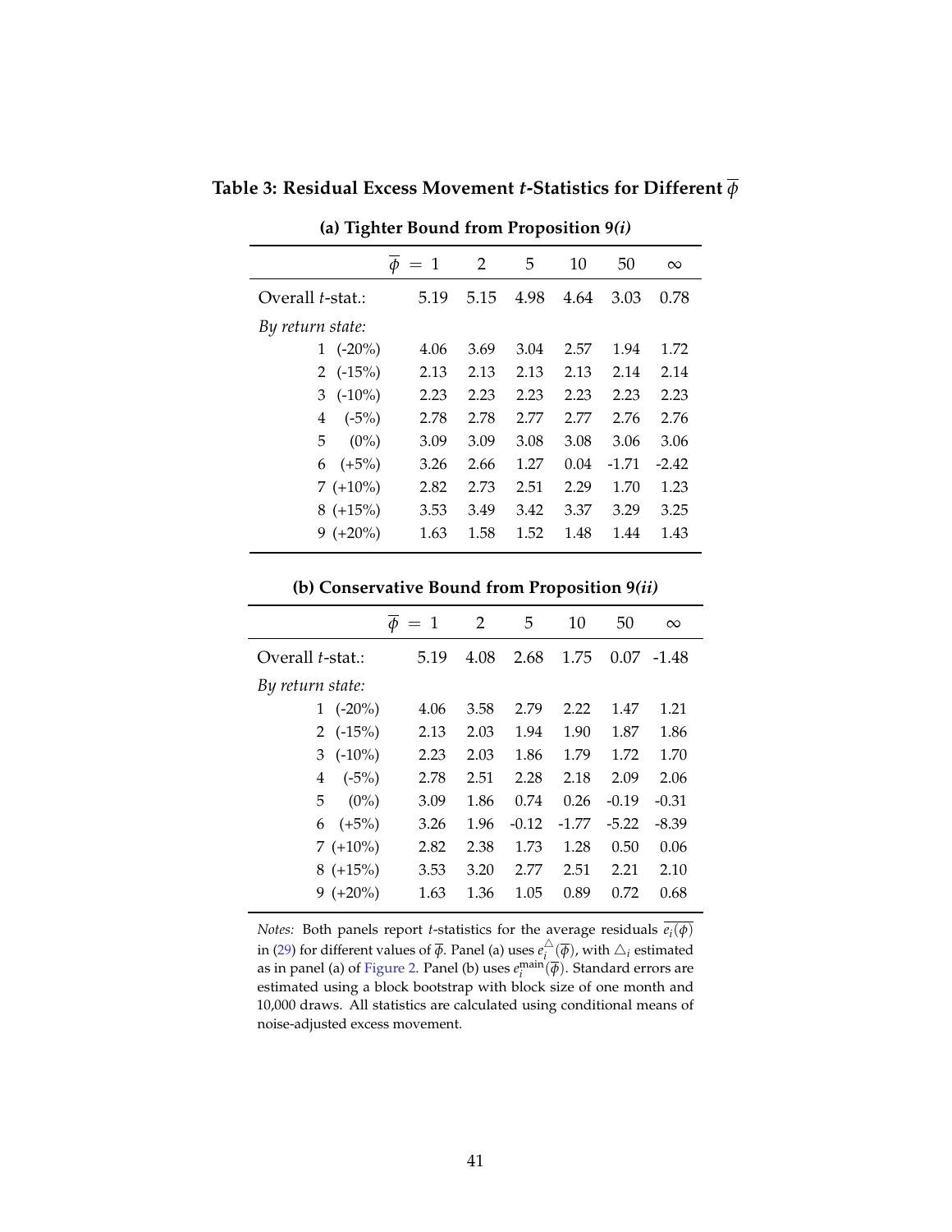**Table 3: Residual Excess Movement $t$-Statistics for Different $\overline{\phi}$**

**(a) Tighter Bound from Proposition 9*(i)***

| | $\overline{\phi}$ = 1 | 2 | 5 | 10 | 50 | $\infty$ |
|---|---|---|---|---|---|---|
| Overall $t$-stat.: | 5.19 | 5.15 | 4.98 | 4.64 | 3.03 | 0.78 |
| *By return state:* | | | | | | |
| 1 (-20%) | 4.06 | 3.69 | 3.04 | 2.57 | 1.94 | 1.72 |
| 2 (-15%) | 2.13 | 2.13 | 2.13 | 2.13 | 2.14 | 2.14 |
| 3 (-10%) | 2.23 | 2.23 | 2.23 | 2.23 | 2.23 | 2.23 |
| 4 (-5%) | 2.78 | 2.78 | 2.77 | 2.77 | 2.76 | 2.76 |
| 5 (0%) | 3.09 | 3.09 | 3.08 | 3.08 | 3.06 | 3.06 |
| 6 (+5%) | 3.26 | 2.66 | 1.27 | 0.04 | -1.71 | -2.42 |
| 7 (+10%) | 2.82 | 2.73 | 2.51 | 2.29 | 1.70 | 1.23 |
| 8 (+15%) | 3.53 | 3.49 | 3.42 | 3.37 | 3.29 | 3.25 |
| 9 (+20%) | 1.63 | 1.58 | 1.52 | 1.48 | 1.44 | 1.43 |

**(b) Conservative Bound from Proposition 9*(ii)***

| | $\overline{\phi}$ = 1 | 2 | 5 | 10 | 50 | $\infty$ |
|---|---|---|---|---|---|---|
| Overall $t$-stat.: | 5.19 | 4.08 | 2.68 | 1.75 | 0.07 | -1.48 |
| *By return state:* | | | | | | |
| 1 (-20%) | 4.06 | 3.58 | 2.79 | 2.22 | 1.47 | 1.21 |
| 2 (-15%) | 2.13 | 2.03 | 1.94 | 1.90 | 1.87 | 1.86 |
| 3 (-10%) | 2.23 | 2.03 | 1.86 | 1.79 | 1.72 | 1.70 |
| 4 (-5%) | 2.78 | 2.51 | 2.28 | 2.18 | 2.09 | 2.06 |
| 5 (0%) | 3.09 | 1.86 | 0.74 | 0.26 | -0.19 | -0.31 |
| 6 (+5%) | 3.26 | 1.96 | -0.12 | -1.77 | -5.22 | -8.39 |
| 7 (+10%) | 2.82 | 2.38 | 1.73 | 1.28 | 0.50 | 0.06 |
| 8 (+15%) | 3.53 | 3.20 | 2.77 | 2.51 | 2.21 | 2.10 |
| 9 (+20%) | 1.63 | 1.36 | 1.05 | 0.89 | 0.72 | 0.68 |

*Notes:* Both panels report $t$-statistics for the average residuals $\overline{e_i(\phi)}$ in (29) for different values of $\overline{\phi}$. Panel (a) uses $e_i^{\triangle}(\overline{\phi})$, with $\triangle_i$ estimated as in panel (a) of Figure 2. Panel (b) uses $e_i^{\text{main}}(\overline{\phi})$. Standard errors are estimated using a block bootstrap with block size of one month and 10,000 draws. All statistics are calculated using conditional means of noise-adjusted excess movement.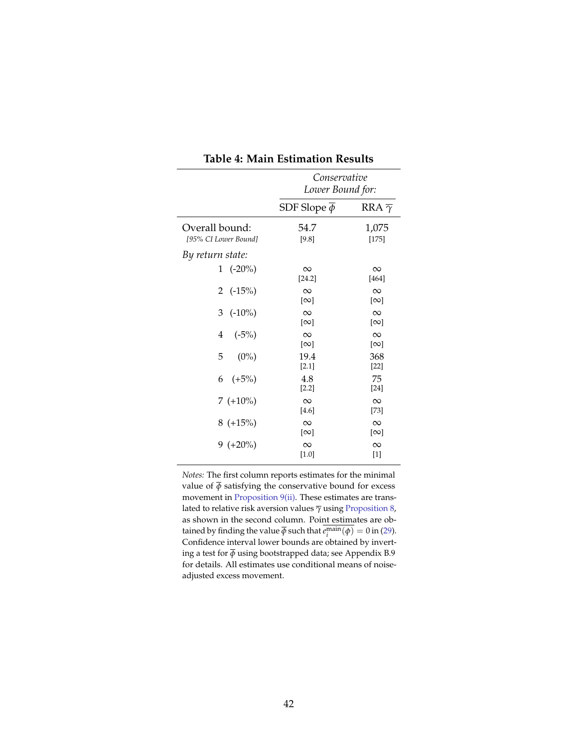## Table 4: Main Estimation Results

| | *Conservative Lower Bound for:* | |
|---|---|---|
| | SDF Slope $\overline{\phi}$ | RRA $\overline{\gamma}$ |
| Overall bound: | 54.7 | 1,075 |
| *[95% CI Lower Bound]* | [9.8] | [175] |
| *By return state:* | | |
| 1 (-20%) | $\infty$ | $\infty$ |
| | [24.2] | [464] |
| 2 (-15%) | $\infty$ | $\infty$ |
| | [$\infty$] | [$\infty$] |
| 3 (-10%) | $\infty$ | $\infty$ |
| | [$\infty$] | [$\infty$] |
| 4 (-5%) | $\infty$ | $\infty$ |
| | [$\infty$] | [$\infty$] |
| 5 (0%) | 19.4 | 368 |
| | [2.1] | [22] |
| 6 (+5%) | 4.8 | 75 |
| | [2.2] | [24] |
| 7 (+10%) | $\infty$ | $\infty$ |
| | [4.6] | [73] |
| 8 (+15%) | $\infty$ | $\infty$ |
| | [$\infty$] | [$\infty$] |
| 9 (+20%) | $\infty$ | $\infty$ |
| | [1.0] | [1] |

*Notes:* The first column reports estimates for the minimal value of $\overline{\phi}$ satisfying the conservative bound for excess movement in Proposition 9(ii). These estimates are translated to relative risk aversion values $\overline{\gamma}$ using Proposition 8, as shown in the second column. Point estimates are obtained by finding the value $\overline{\phi}$ such that $\overline{e_i^{\text{main}}(\phi)} = 0$ in (29). Confidence interval lower bounds are obtained by inverting a test for $\overline{\phi}$ using bootstrapped data; see Appendix B.9 for details. All estimates use conditional means of noise-adjusted excess movement.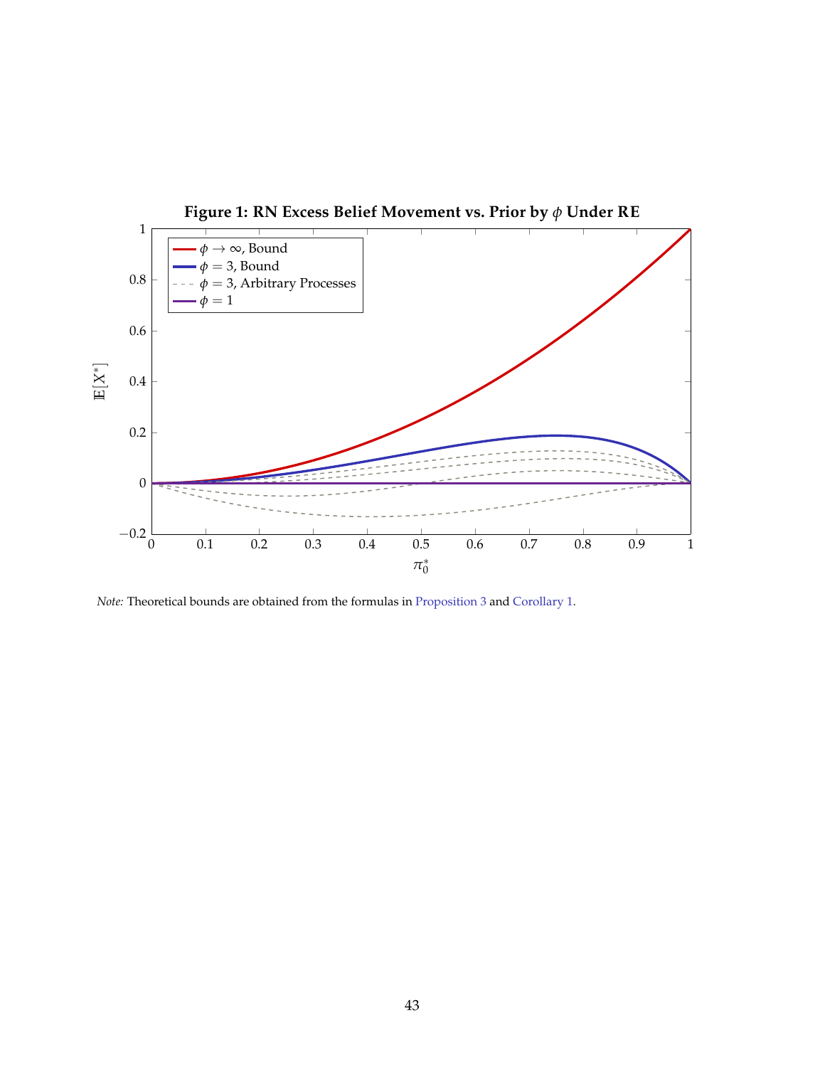**Figure 1: RN Excess Belief Movement vs. Prior by $\phi$ Under RE**

*Note:* Theoretical bounds are obtained from the formulas in Proposition 3 and Corollary 1.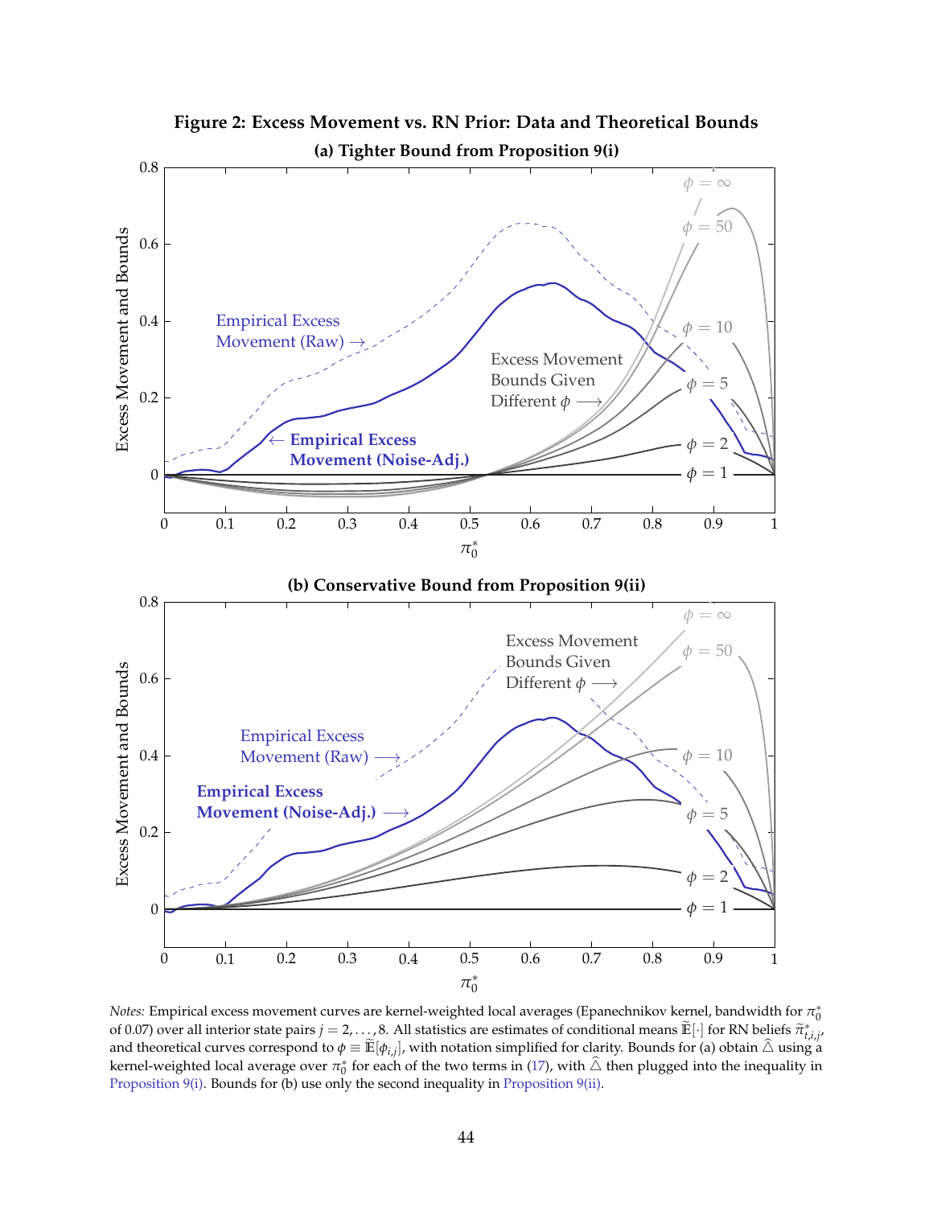**Figure 2: Excess Movement vs. RN Prior: Data and Theoretical Bounds**

**(a) Tighter Bound from Proposition 9(i)**

Excess Movement and Bounds

0.8
0.6
0.4
0.2
0

Empirical Excess Movement (Raw) →

← **Empirical Excess Movement (Noise-Adj.)**

Excess Movement Bounds Given Different $\phi$ ⟶

$\phi = \infty$
$\phi = 50$
$\phi = 10$
$\phi = 5$
$\phi = 2$
$\phi = 1$

0 0.1 0.2 0.3 0.4 0.5 0.6 0.7 0.8 0.9 1

$\pi_0^*$

**(b) Conservative Bound from Proposition 9(ii)**

Excess Movement and Bounds

0.8
0.6
0.4
0.2
0

Excess Movement Bounds Given Different $\phi$ ⟶

Empirical Excess Movement (Raw) ⟶

**Empirical Excess Movement (Noise-Adj.)** ⟶

$\phi = \infty$
$\phi = 50$
$\phi = 10$
$\phi = 5$
$\phi = 2$
$\phi = 1$

0 0.1 0.2 0.3 0.4 0.5 0.6 0.7 0.8 0.9 1

$\pi_0^*$

*Notes:* Empirical excess movement curves are kernel-weighted local averages (Epanechnikov kernel, bandwidth for $\pi_0^*$ of 0.07) over all interior state pairs $j = 2, \ldots, 8$. All statistics are estimates of conditional means $\widetilde{\mathbb{E}}[\cdot]$ for RN beliefs $\widetilde{\pi}_{t,i,j}^*$, and theoretical curves correspond to $\phi \equiv \widetilde{\mathbb{E}}[\phi_{i,j}]$, with notation simplified for clarity. Bounds for (a) obtain $\widehat{\triangle}$ using a kernel-weighted local average over $\pi_0^*$ for each of the two terms in (17), with $\widehat{\triangle}$ then plugged into the inequality in Proposition 9(i). Bounds for (b) use only the second inequality in Proposition 9(ii).